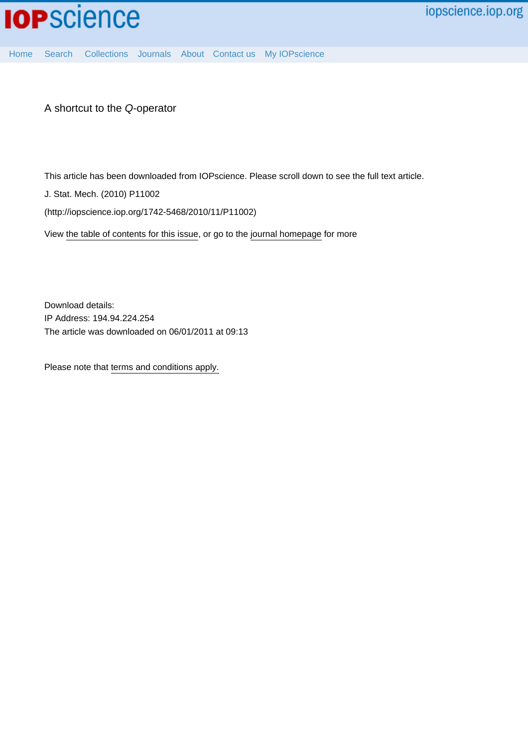A shortcut to the *Q*-operator

This article has been downloaded from IOPscience. Please scroll down to see the full text article.

J. Stat. Mech. (2010) P11002

(http://iopscience.iop.org/1742-5468/2010/11/P11002)

View the table of contents for this issue, or go to the journal homepage for more

Download details:
IP Address: 194.94.224.254
The article was downloaded on 06/01/2011 at 09:13

Please note that terms and conditions apply.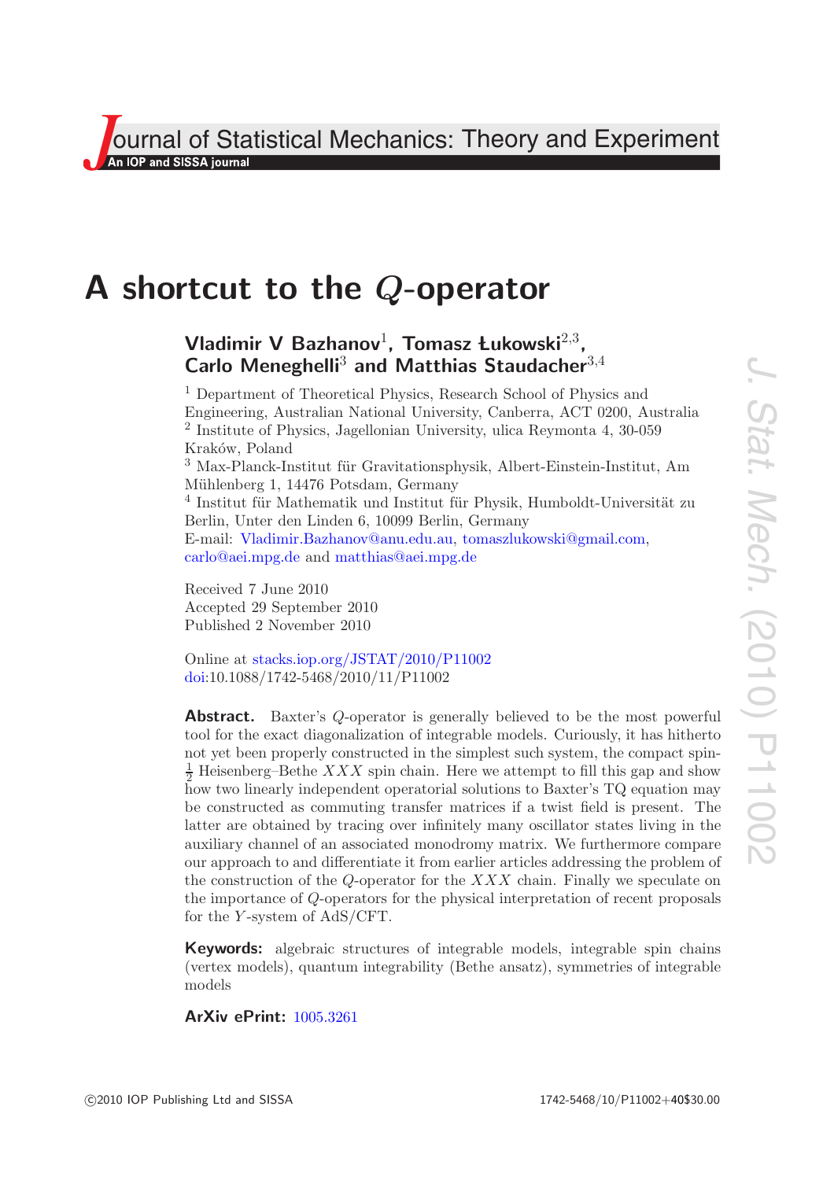# A shortcut to the $Q$-operator

**Vladimir V Bazhanov**[1], **Tomasz Łukowski**[2,3], **Carlo Meneghelli**[3] **and Matthias Staudacher**[3,4]

[1] Department of Theoretical Physics, Research School of Physics and Engineering, Australian National University, Canberra, ACT 0200, Australia
[2] Institute of Physics, Jagellonian University, ulica Reymonta 4, 30-059 Kraków, Poland
[3] Max-Planck-Institut für Gravitationsphysik, Albert-Einstein-Institut, Am Mühlenberg 1, 14476 Potsdam, Germany
[4] Institut für Mathematik und Institut für Physik, Humboldt-Universität zu Berlin, Unter den Linden 6, 10099 Berlin, Germany
E-mail: Vladimir.Bazhanov@anu.edu.au, tomaszlukowski@gmail.com, carlo@aei.mpg.de and matthias@aei.mpg.de

Received 7 June 2010
Accepted 29 September 2010
Published 2 November 2010

Online at stacks.iop.org/JSTAT/2010/P11002
doi:10.1088/1742-5468/2010/11/P11002

**Abstract.** Baxter's $Q$-operator is generally believed to be the most powerful tool for the exact diagonalization of integrable models. Curiously, it has hitherto not yet been properly constructed in the simplest such system, the compact spin-$\frac{1}{2}$ Heisenberg–Bethe $XXX$ spin chain. Here we attempt to fill this gap and show how two linearly independent operatorial solutions to Baxter's TQ equation may be constructed as commuting transfer matrices if a twist field is present. The latter are obtained by tracing over infinitely many oscillator states living in the auxiliary channel of an associated monodromy matrix. We furthermore compare our approach to and differentiate it from earlier articles addressing the problem of the construction of the $Q$-operator for the $XXX$ chain. Finally we speculate on the importance of $Q$-operators for the physical interpretation of recent proposals for the $Y$-system of AdS/CFT.

**Keywords:** algebraic structures of integrable models, integrable spin chains (vertex models), quantum integrability (Bethe ansatz), symmetries of integrable models

**ArXiv ePrint:** 1005.3261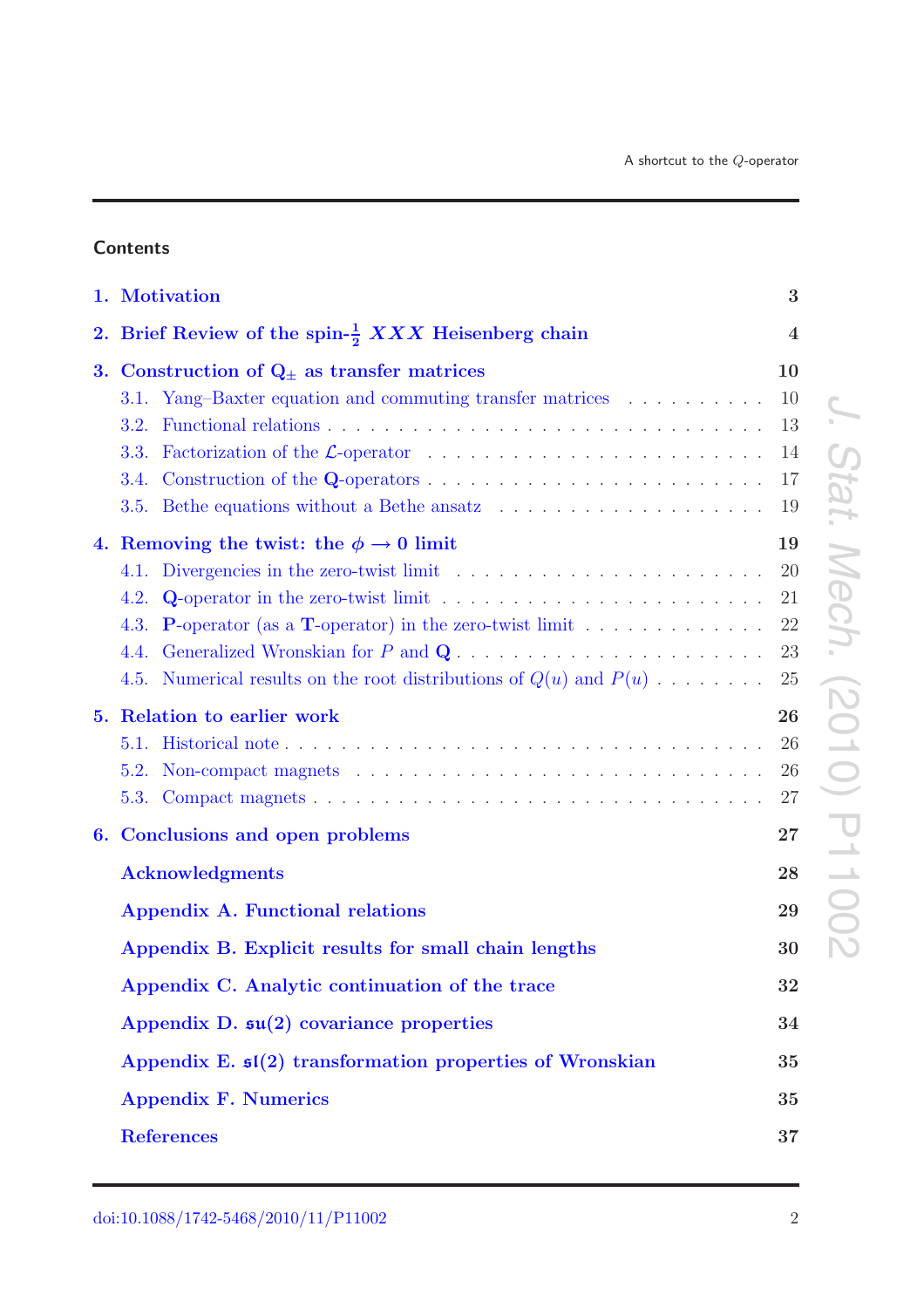## Contents

| | |
|---|---|
| **1. Motivation** | **3** |
| **2. Brief Review of the spin-$\frac{1}{2}$ $XXX$ Heisenberg chain** | **4** |
| **3. Construction of $\mathbf{Q}_{\pm}$ as transfer matrices** | **10** |
| 3.1. Yang–Baxter equation and commuting transfer matrices | 10 |
| 3.2. Functional relations | 13 |
| 3.3. Factorization of the $\mathcal{L}$-operator | 14 |
| 3.4. Construction of the $\mathbf{Q}$-operators | 17 |
| 3.5. Bethe equations without a Bethe ansatz | 19 |
| **4. Removing the twist: the $\phi \to 0$ limit** | **19** |
| 4.1. Divergencies in the zero-twist limit | 20 |
| 4.2. $\mathbf{Q}$-operator in the zero-twist limit | 21 |
| 4.3. $\mathbf{P}$-operator (as a $\mathbf{T}$-operator) in the zero-twist limit | 22 |
| 4.4. Generalized Wronskian for $P$ and $\mathbf{Q}$ | 23 |
| 4.5. Numerical results on the root distributions of $Q(u)$ and $P(u)$ | 25 |
| **5. Relation to earlier work** | **26** |
| 5.1. Historical note | 26 |
| 5.2. Non-compact magnets | 26 |
| 5.3. Compact magnets | 27 |
| **6. Conclusions and open problems** | **27** |
| **Acknowledgments** | **28** |
| **Appendix A. Functional relations** | **29** |
| **Appendix B. Explicit results for small chain lengths** | **30** |
| **Appendix C. Analytic continuation of the trace** | **32** |
| **Appendix D. $\mathfrak{su}(2)$ covariance properties** | **34** |
| **Appendix E. $\mathfrak{sl}(2)$ transformation properties of Wronskian** | **35** |
| **Appendix F. Numerics** | **35** |
| **References** | **37** |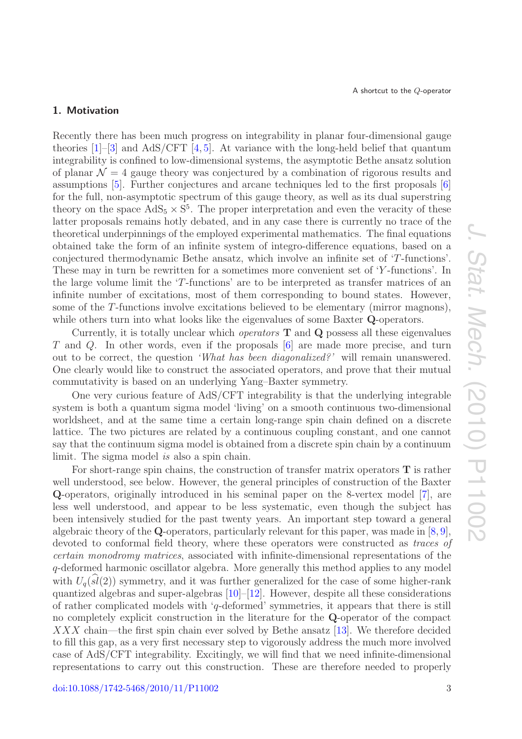## 1. Motivation

Recently there has been much progress on integrability in planar four-dimensional gauge theories [1]–[3] and AdS/CFT [4, 5]. At variance with the long-held belief that quantum integrability is confined to low-dimensional systems, the asymptotic Bethe ansatz solution of planar $\mathcal{N} = 4$ gauge theory was conjectured by a combination of rigorous results and assumptions [5]. Further conjectures and arcane techniques led to the first proposals [6] for the full, non-asymptotic spectrum of this gauge theory, as well as its dual superstring theory on the space $\mathrm{AdS}_5 \times \mathrm{S}^5$. The proper interpretation and even the veracity of these latter proposals remains hotly debated, and in any case there is currently no trace of the theoretical underpinnings of the employed experimental mathematics. The final equations obtained take the form of an infinite system of integro-difference equations, based on a conjectured thermodynamic Bethe ansatz, which involve an infinite set of '$T$-functions'. These may in turn be rewritten for a sometimes more convenient set of '$Y$-functions'. In the large volume limit the '$T$-functions' are to be interpreted as transfer matrices of an infinite number of excitations, most of them corresponding to bound states. However, some of the $T$-functions involve excitations believed to be elementary (mirror magnons), while others turn into what looks like the eigenvalues of some Baxter $\mathbf{Q}$-operators.

Currently, it is totally unclear which *operators* $\mathbf{T}$ and $\mathbf{Q}$ possess all these eigenvalues $T$ and $Q$. In other words, even if the proposals [6] are made more precise, and turn out to be correct, the question *'What has been diagonalized?'* will remain unanswered. One clearly would like to construct the associated operators, and prove that their mutual commutativity is based on an underlying Yang–Baxter symmetry.

One very curious feature of AdS/CFT integrability is that the underlying integrable system is both a quantum sigma model 'living' on a smooth continuous two-dimensional worldsheet, and at the same time a certain long-range spin chain defined on a discrete lattice. The two pictures are related by a continuous coupling constant, and one cannot say that the continuum sigma model is obtained from a discrete spin chain by a continuum limit. The sigma model *is* also a spin chain.

For short-range spin chains, the construction of transfer matrix operators $\mathbf{T}$ is rather well understood, see below. However, the general principles of construction of the Baxter $\mathbf{Q}$-operators, originally introduced in his seminal paper on the 8-vertex model [7], are less well understood, and appear to be less systematic, even though the subject has been intensively studied for the past twenty years. An important step toward a general algebraic theory of the $\mathbf{Q}$-operators, particularly relevant for this paper, was made in [8, 9], devoted to conformal field theory, where these operators were constructed as *traces of certain monodromy matrices*, associated with infinite-dimensional representations of the $q$-deformed harmonic oscillator algebra. More generally this method applies to any model with $U_q(\widehat{sl}(2))$ symmetry, and it was further generalized for the case of some higher-rank quantized algebras and super-algebras [10]–[12]. However, despite all these considerations of rather complicated models with '$q$-deformed' symmetries, it appears that there is still no completely explicit construction in the literature for the $\mathbf{Q}$-operator of the compact $XXX$ chain—the first spin chain ever solved by Bethe ansatz [13]. We therefore decided to fill this gap, as a very first necessary step to vigorously address the much more involved case of AdS/CFT integrability. Excitingly, we will find that we need infinite-dimensional representations to carry out this construction. These are therefore needed to properly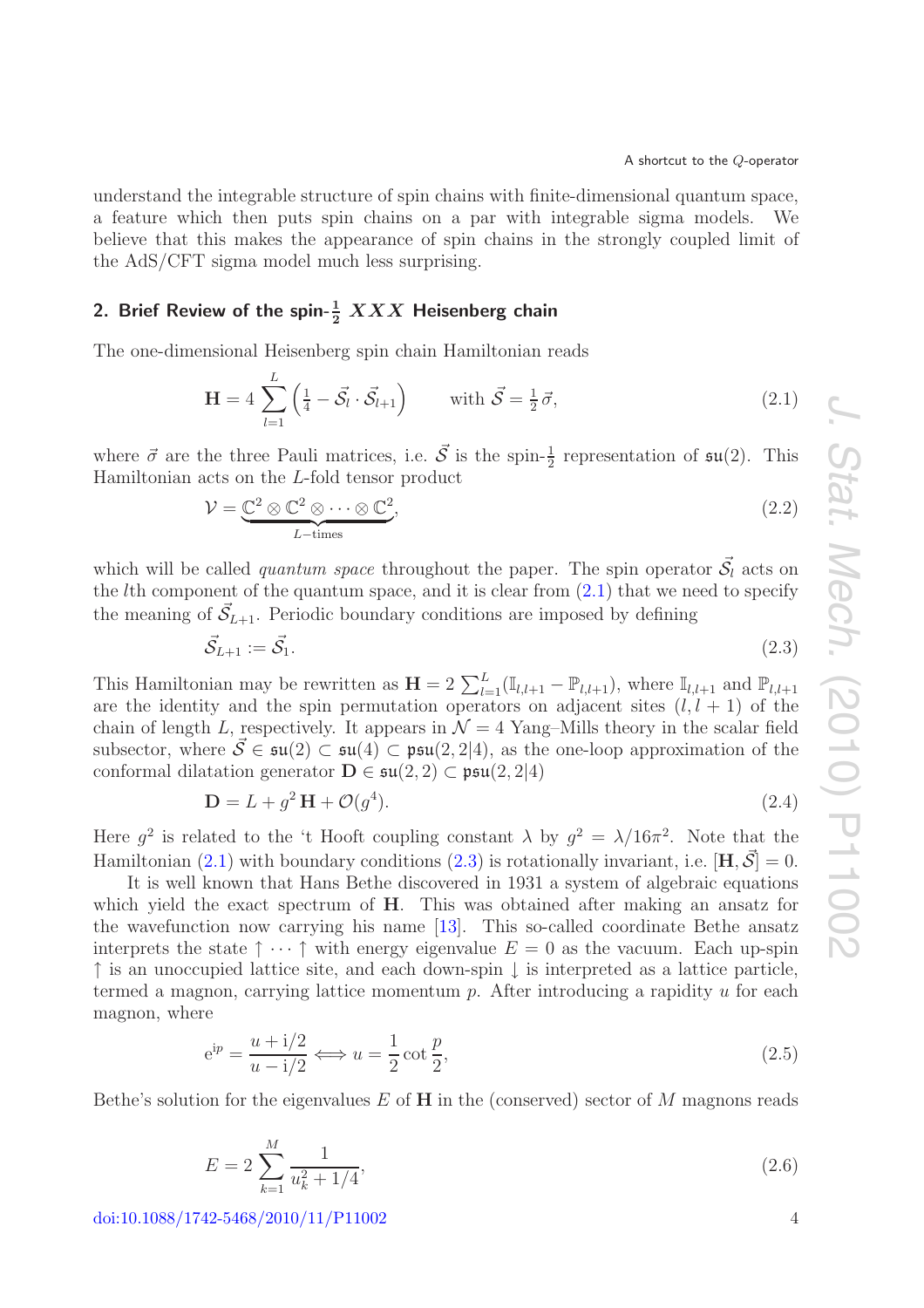understand the integrable structure of spin chains with finite-dimensional quantum space, a feature which then puts spin chains on a par with integrable sigma models. We believe that this makes the appearance of spin chains in the strongly coupled limit of the AdS/CFT sigma model much less surprising.

## 2. Brief Review of the spin-$\frac{1}{2}$ $XXX$ Heisenberg chain

The one-dimensional Heisenberg spin chain Hamiltonian reads

$$\mathbf{H} = 4\sum_{l=1}^{L}\left(\tfrac{1}{4} - \vec{\mathcal{S}}_l \cdot \vec{\mathcal{S}}_{l+1}\right) \qquad \text{with } \vec{\mathcal{S}} = \tfrac{1}{2}\,\vec{\sigma}, \tag{2.1}$$

where $\vec{\sigma}$ are the three Pauli matrices, i.e. $\vec{\mathcal{S}}$ is the spin-$\frac{1}{2}$ representation of $\mathfrak{su}(2)$. This Hamiltonian acts on the $L$-fold tensor product

$$\mathcal{V} = \underbrace{\mathbb{C}^2 \otimes \mathbb{C}^2 \otimes \cdots \otimes \mathbb{C}^2}_{L-\text{times}}, \tag{2.2}$$

which will be called *quantum space* throughout the paper. The spin operator $\vec{\mathcal{S}}_l$ acts on the $l$th component of the quantum space, and it is clear from (2.1) that we need to specify the meaning of $\vec{\mathcal{S}}_{L+1}$. Periodic boundary conditions are imposed by defining

$$\vec{\mathcal{S}}_{L+1} := \vec{\mathcal{S}}_1. \tag{2.3}$$

This Hamiltonian may be rewritten as $\mathbf{H} = 2\sum_{l=1}^{L}(\mathbb{I}_{l,l+1} - \mathbb{P}_{l,l+1})$, where $\mathbb{I}_{l,l+1}$ and $\mathbb{P}_{l,l+1}$ are the identity and the spin permutation operators on adjacent sites $(l, l+1)$ of the chain of length $L$, respectively. It appears in $\mathcal{N}=4$ Yang–Mills theory in the scalar field subsector, where $\vec{\mathcal{S}} \in \mathfrak{su}(2) \subset \mathfrak{su}(4) \subset \mathfrak{psu}(2,2|4)$, as the one-loop approximation of the conformal dilatation generator $\mathbf{D} \in \mathfrak{su}(2,2) \subset \mathfrak{psu}(2,2|4)$

$$\mathbf{D} = L + g^2\,\mathbf{H} + \mathcal{O}(g^4). \tag{2.4}$$

Here $g^2$ is related to the 't Hooft coupling constant $\lambda$ by $g^2 = \lambda/16\pi^2$. Note that the Hamiltonian (2.1) with boundary conditions (2.3) is rotationally invariant, i.e. $[\mathbf{H}, \vec{\mathcal{S}}] = 0$.

It is well known that Hans Bethe discovered in 1931 a system of algebraic equations which yield the exact spectrum of $\mathbf{H}$. This was obtained after making an ansatz for the wavefunction now carrying his name [13]. This so-called coordinate Bethe ansatz interprets the state $\uparrow \cdots \uparrow$ with energy eigenvalue $E=0$ as the vacuum. Each up-spin $\uparrow$ is an unoccupied lattice site, and each down-spin $\downarrow$ is interpreted as a lattice particle, termed a magnon, carrying lattice momentum $p$. After introducing a rapidity $u$ for each magnon, where

$$\mathrm{e}^{\mathrm{i}p} = \frac{u + \mathrm{i}/2}{u - \mathrm{i}/2} \Longleftrightarrow u = \frac{1}{2}\cot\frac{p}{2}, \tag{2.5}$$

Bethe's solution for the eigenvalues $E$ of $\mathbf{H}$ in the (conserved) sector of $M$ magnons reads

$$E = 2\sum_{k=1}^{M}\frac{1}{u_k^2 + 1/4}, \tag{2.6}$$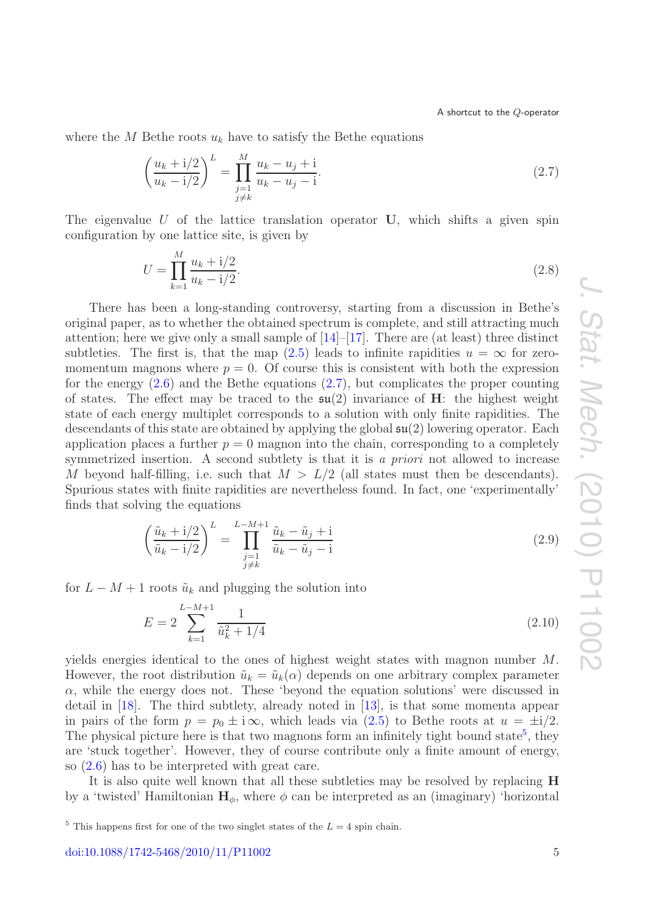where the $M$ Bethe roots $u_k$ have to satisfy the Bethe equations

$$\left(\frac{u_k + \mathrm{i}/2}{u_k - \mathrm{i}/2}\right)^L = \prod_{\substack{j=1 \\ j \neq k}}^{M} \frac{u_k - u_j + \mathrm{i}}{u_k - u_j - \mathrm{i}}. \tag{2.7}$$

The eigenvalue $U$ of the lattice translation operator $\mathbf{U}$, which shifts a given spin configuration by one lattice site, is given by

$$U = \prod_{k=1}^{M} \frac{u_k + \mathrm{i}/2}{u_k - \mathrm{i}/2}. \tag{2.8}$$

There has been a long-standing controversy, starting from a discussion in Bethe's original paper, as to whether the obtained spectrum is complete, and still attracting much attention; here we give only a small sample of [14]–[17]. There are (at least) three distinct subtleties. The first is, that the map (2.5) leads to infinite rapidities $u = \infty$ for zero-momentum magnons where $p = 0$. Of course this is consistent with both the expression for the energy (2.6) and the Bethe equations (2.7), but complicates the proper counting of states. The effect may be traced to the $\mathfrak{su}(2)$ invariance of $\mathbf{H}$: the highest weight state of each energy multiplet corresponds to a solution with only finite rapidities. The descendants of this state are obtained by applying the global $\mathfrak{su}(2)$ lowering operator. Each application places a further $p = 0$ magnon into the chain, corresponding to a completely symmetrized insertion. A second subtlety is that it is *a priori* not allowed to increase $M$ beyond half-filling, i.e. such that $M > L/2$ (all states must then be descendants). Spurious states with finite rapidities are nevertheless found. In fact, one 'experimentally' finds that solving the equations

$$\left(\frac{\tilde{u}_k + \mathrm{i}/2}{\tilde{u}_k - \mathrm{i}/2}\right)^L = \prod_{\substack{j=1 \\ j \neq k}}^{L-M+1} \frac{\tilde{u}_k - \tilde{u}_j + \mathrm{i}}{\tilde{u}_k - \tilde{u}_j - \mathrm{i}} \tag{2.9}$$

for $L - M + 1$ roots $\tilde{u}_k$ and plugging the solution into

$$E = 2 \sum_{k=1}^{L-M+1} \frac{1}{\tilde{u}_k^2 + 1/4} \tag{2.10}$$

yields energies identical to the ones of highest weight states with magnon number $M$. However, the root distribution $\tilde{u}_k = \tilde{u}_k(\alpha)$ depends on one arbitrary complex parameter $\alpha$, while the energy does not. These 'beyond the equation solutions' were discussed in detail in [18]. The third subtlety, already noted in [13], is that some momenta appear in pairs of the form $p = p_0 \pm \mathrm{i}\,\infty$, which leads via (2.5) to Bethe roots at $u = \pm \mathrm{i}/2$. The physical picture here is that two magnons form an infinitely tight bound state[5], they are 'stuck together'. However, they of course contribute only a finite amount of energy, so (2.6) has to be interpreted with great care.

It is also quite well known that all these subtleties may be resolved by replacing $\mathbf{H}$ by a 'twisted' Hamiltonian $\mathbf{H}_\phi$, where $\phi$ can be interpreted as an (imaginary) 'horizontal

[5] This happens first for one of the two singlet states of the $L = 4$ spin chain.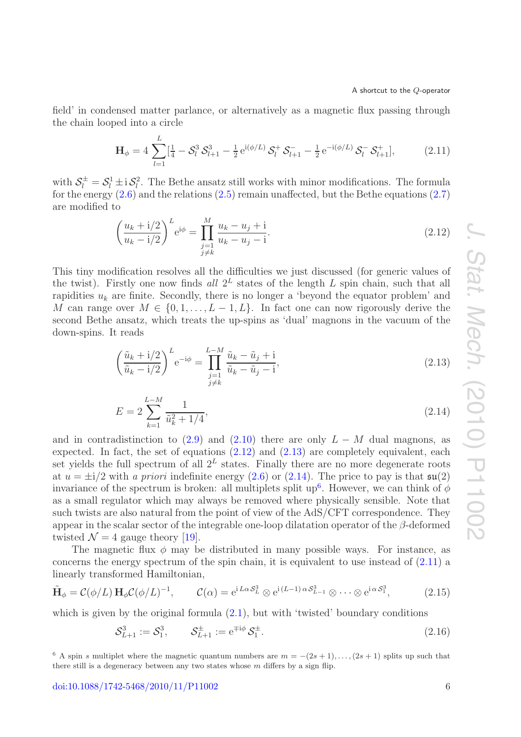field' in condensed matter parlance, or alternatively as a magnetic flux passing through the chain looped into a circle

$$\mathbf{H}_\phi = 4\sum_{l=1}^{L}[\tfrac{1}{4} - \mathcal{S}_l^3\,\mathcal{S}_{l+1}^3 - \tfrac{1}{2}\,\mathrm{e}^{\mathrm{i}(\phi/L)}\,\mathcal{S}_l^+\,\mathcal{S}_{l+1}^- - \tfrac{1}{2}\,\mathrm{e}^{-\mathrm{i}(\phi/L)}\,\mathcal{S}_l^-\,\mathcal{S}_{l+1}^+], \tag{2.11}$$

with $\mathcal{S}_l^\pm = \mathcal{S}_l^1 \pm \mathrm{i}\,\mathcal{S}_l^2$. The Bethe ansatz still works with minor modifications. The formula for the energy (2.6) and the relations (2.5) remain unaffected, but the Bethe equations (2.7) are modified to

$$\left(\frac{u_k + \mathrm{i}/2}{u_k - \mathrm{i}/2}\right)^L \mathrm{e}^{\mathrm{i}\phi} = \prod_{\substack{j=1\\ j\neq k}}^{M} \frac{u_k - u_j + \mathrm{i}}{u_k - u_j - \mathrm{i}}. \tag{2.12}$$

This tiny modification resolves all the difficulties we just discussed (for generic values of the twist). Firstly one now finds *all* $2^L$ states of the length $L$ spin chain, such that all rapidities $u_k$ are finite. Secondly, there is no longer a 'beyond the equator problem' and $M$ can range over $M \in \{0, 1, \ldots, L-1, L\}$. In fact one can now rigorously derive the second Bethe ansatz, which treats the up-spins as 'dual' magnons in the vacuum of the down-spins. It reads

$$\left(\frac{\tilde{u}_k + \mathrm{i}/2}{\tilde{u}_k - \mathrm{i}/2}\right)^L \mathrm{e}^{-\mathrm{i}\phi} = \prod_{\substack{j=1\\ j\neq k}}^{L-M} \frac{\tilde{u}_k - \tilde{u}_j + \mathrm{i}}{\tilde{u}_k - \tilde{u}_j - \mathrm{i}}, \tag{2.13}$$

$$E = 2\sum_{k=1}^{L-M} \frac{1}{\tilde{u}_k^2 + 1/4}, \tag{2.14}$$

and in contradistinction to (2.9) and (2.10) there are only $L - M$ dual magnons, as expected. In fact, the set of equations (2.12) and (2.13) are completely equivalent, each set yields the full spectrum of all $2^L$ states. Finally there are no more degenerate roots at $u = \pm\mathrm{i}/2$ with *a priori* indefinite energy (2.6) or (2.14). The price to pay is that $\mathfrak{su}(2)$ invariance of the spectrum is broken: all multiplets split up[6]. However, we can think of $\phi$ as a small regulator which may always be removed where physically sensible. Note that such twists are also natural from the point of view of the AdS/CFT correspondence. They appear in the scalar sector of the integrable one-loop dilatation operator of the $\beta$-deformed twisted $\mathcal{N} = 4$ gauge theory [19].

The magnetic flux $\phi$ may be distributed in many possible ways. For instance, as concerns the energy spectrum of the spin chain, it is equivalent to use instead of (2.11) a linearly transformed Hamiltonian,

$$\tilde{\mathbf{H}}_\phi = \mathcal{C}(\phi/L)\,\mathbf{H}_\phi\,\mathcal{C}(\phi/L)^{-1}, \qquad \mathcal{C}(\alpha) = \mathrm{e}^{\mathrm{i}\,L\alpha\,\mathcal{S}_L^3} \otimes \mathrm{e}^{\mathrm{i}\,(L-1)\,\alpha\,\mathcal{S}_{L-1}^3} \otimes \cdots \otimes \mathrm{e}^{\mathrm{i}\,\alpha\,\mathcal{S}_1^3}, \tag{2.15}$$

which is given by the original formula (2.1), but with 'twisted' boundary conditions

$$\mathcal{S}_{L+1}^3 := \mathcal{S}_1^3, \qquad \mathcal{S}_{L+1}^\pm := \mathrm{e}^{\mp\mathrm{i}\phi}\,\mathcal{S}_1^\pm. \tag{2.16}$$

[6] A spin $s$ multiplet where the magnetic quantum numbers are $m = -(2s+1), \ldots, (2s+1)$ splits up such that there still is a degeneracy between any two states whose $m$ differs by a sign flip.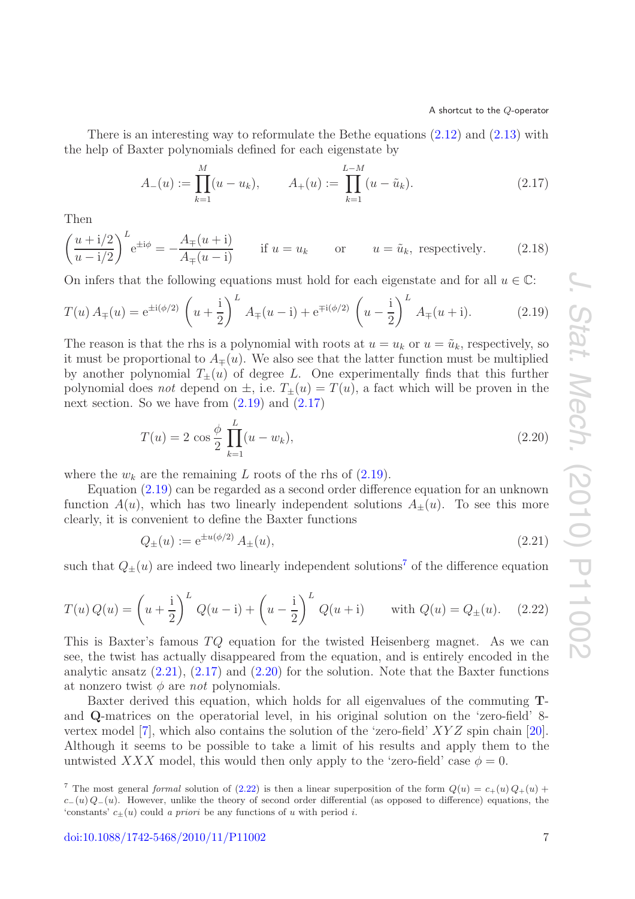There is an interesting way to reformulate the Bethe equations (2.12) and (2.13) with the help of Baxter polynomials defined for each eigenstate by

$$A_-(u) := \prod_{k=1}^{M}(u-u_k), \qquad A_+(u) := \prod_{k=1}^{L-M}(u-\tilde{u}_k). \tag{2.17}$$

Then

$$\left(\frac{u+\mathrm{i}/2}{u-\mathrm{i}/2}\right)^L \mathrm{e}^{\pm\mathrm{i}\phi} = -\frac{A_\mp(u+\mathrm{i})}{A_\mp(u-\mathrm{i})} \qquad \text{if } u=u_k \qquad \text{or} \qquad u=\tilde{u}_k, \text{ respectively.} \tag{2.18}$$

On infers that the following equations must hold for each eigenstate and for all $u \in \mathbb{C}$:

$$T(u)\,A_\mp(u) = \mathrm{e}^{\pm\mathrm{i}(\phi/2)}\left(u+\frac{\mathrm{i}}{2}\right)^L A_\mp(u-\mathrm{i}) + \mathrm{e}^{\mp\mathrm{i}(\phi/2)}\left(u-\frac{\mathrm{i}}{2}\right)^L A_\mp(u+\mathrm{i}). \tag{2.19}$$

The reason is that the rhs is a polynomial with roots at $u=u_k$ or $u=\tilde{u}_k$, respectively, so it must be proportional to $A_\mp(u)$. We also see that the latter function must be multiplied by another polynomial $T_\pm(u)$ of degree $L$. One experimentally finds that this further polynomial does *not* depend on $\pm$, i.e. $T_\pm(u)=T(u)$, a fact which will be proven in the next section. So we have from (2.19) and (2.17)

$$T(u) = 2\,\cos\frac{\phi}{2}\prod_{k=1}^{L}(u-w_k), \tag{2.20}$$

where the $w_k$ are the remaining $L$ roots of the rhs of (2.19).

Equation (2.19) can be regarded as a second order difference equation for an unknown function $A(u)$, which has two linearly independent solutions $A_\pm(u)$. To see this more clearly, it is convenient to define the Baxter functions

$$Q_\pm(u) := \mathrm{e}^{\pm u(\phi/2)}\,A_\pm(u), \tag{2.21}$$

such that $Q_\pm(u)$ are indeed two linearly independent solutions[7] of the difference equation

$$T(u)\,Q(u) = \left(u+\frac{\mathrm{i}}{2}\right)^L Q(u-\mathrm{i}) + \left(u-\frac{\mathrm{i}}{2}\right)^L Q(u+\mathrm{i}) \qquad \text{with } Q(u)=Q_\pm(u). \tag{2.22}$$

This is Baxter's famous $TQ$ equation for the twisted Heisenberg magnet. As we can see, the twist has actually disappeared from the equation, and is entirely encoded in the analytic ansatz (2.21), (2.17) and (2.20) for the solution. Note that the Baxter functions at nonzero twist $\phi$ are *not* polynomials.

Baxter derived this equation, which holds for all eigenvalues of the commuting **T**- and **Q**-matrices on the operatorial level, in his original solution on the 'zero-field' 8-vertex model [7], which also contains the solution of the 'zero-field' $XYZ$ spin chain [20]. Although it seems to be possible to take a limit of his results and apply them to the untwisted $XXX$ model, this would then only apply to the 'zero-field' case $\phi=0$.

[7] The most general *formal* solution of (2.22) is then a linear superposition of the form $Q(u)=c_+(u)\,Q_+(u)+c_-(u)\,Q_-(u)$. However, unlike the theory of second order differential (as opposed to difference) equations, the 'constants' $c_\pm(u)$ could *a priori* be any functions of $u$ with period $i$.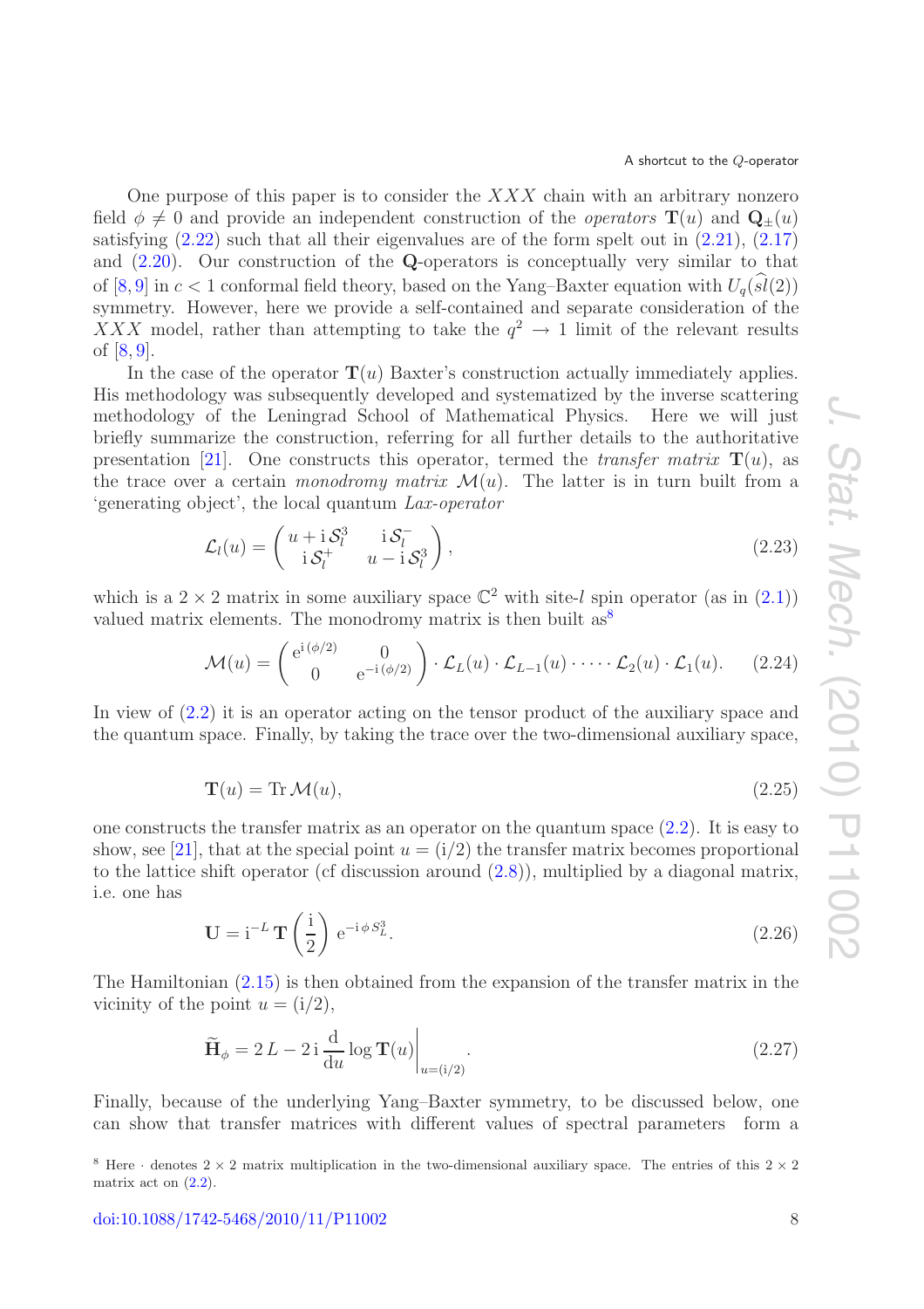One purpose of this paper is to consider the $XXX$ chain with an arbitrary nonzero field $\phi \neq 0$ and provide an independent construction of the *operators* $\mathbf{T}(u)$ and $\mathbf{Q}_{\pm}(u)$ satisfying (2.22) such that all their eigenvalues are of the form spelt out in (2.21), (2.17) and (2.20). Our construction of the $\mathbf{Q}$-operators is conceptually very similar to that of [8, 9] in $c < 1$ conformal field theory, based on the Yang–Baxter equation with $U_q(\widehat{sl}(2))$ symmetry. However, here we provide a self-contained and separate consideration of the $XXX$ model, rather than attempting to take the $q^2 \to 1$ limit of the relevant results of [8, 9].

In the case of the operator $\mathbf{T}(u)$ Baxter's construction actually immediately applies. His methodology was subsequently developed and systematized by the inverse scattering methodology of the Leningrad School of Mathematical Physics. Here we will just briefly summarize the construction, referring for all further details to the authoritative presentation [21]. One constructs this operator, termed the *transfer matrix* $\mathbf{T}(u)$, as the trace over a certain *monodromy matrix* $\mathcal{M}(u)$. The latter is in turn built from a 'generating object', the local quantum *Lax-operator*

$$\mathcal{L}_l(u) = \begin{pmatrix} u + \mathrm{i}\,\mathcal{S}_l^3 & \mathrm{i}\,\mathcal{S}_l^- \\ \mathrm{i}\,\mathcal{S}_l^+ & u - \mathrm{i}\,\mathcal{S}_l^3 \end{pmatrix}, \tag{2.23}$$

which is a $2 \times 2$ matrix in some auxiliary space $\mathbb{C}^2$ with site-$l$ spin operator (as in (2.1)) valued matrix elements. The monodromy matrix is then built as[8]

$$\mathcal{M}(u) = \begin{pmatrix} \mathrm{e}^{\mathrm{i}\,(\phi/2)} & 0 \\ 0 & \mathrm{e}^{-\mathrm{i}\,(\phi/2)} \end{pmatrix} \cdot \mathcal{L}_L(u) \cdot \mathcal{L}_{L-1}(u) \cdot \cdots \cdot \mathcal{L}_2(u) \cdot \mathcal{L}_1(u). \tag{2.24}$$

In view of (2.2) it is an operator acting on the tensor product of the auxiliary space and the quantum space. Finally, by taking the trace over the two-dimensional auxiliary space,

$$\mathbf{T}(u) = \mathrm{Tr}\,\mathcal{M}(u), \tag{2.25}$$

one constructs the transfer matrix as an operator on the quantum space (2.2). It is easy to show, see [21], that at the special point $u = (\mathrm{i}/2)$ the transfer matrix becomes proportional to the lattice shift operator (cf discussion around (2.8)), multiplied by a diagonal matrix, i.e. one has

$$\mathbf{U} = \mathrm{i}^{-L}\, \mathbf{T}\left(\frac{\mathrm{i}}{2}\right) \mathrm{e}^{-\mathrm{i}\,\phi\, S_L^3}. \tag{2.26}$$

The Hamiltonian (2.15) is then obtained from the expansion of the transfer matrix in the vicinity of the point $u = (\mathrm{i}/2)$,

$$\widetilde{\mathbf{H}}_\phi = 2\,L - 2\,\mathrm{i}\,\frac{\mathrm{d}}{\mathrm{d}u} \log \mathbf{T}(u) \Big|_{u=(\mathrm{i}/2)}. \tag{2.27}$$

Finally, because of the underlying Yang–Baxter symmetry, to be discussed below, one can show that transfer matrices with different values of spectral parameters form a

[8] Here $\cdot$ denotes $2 \times 2$ matrix multiplication in the two-dimensional auxiliary space. The entries of this $2 \times 2$ matrix act on (2.2).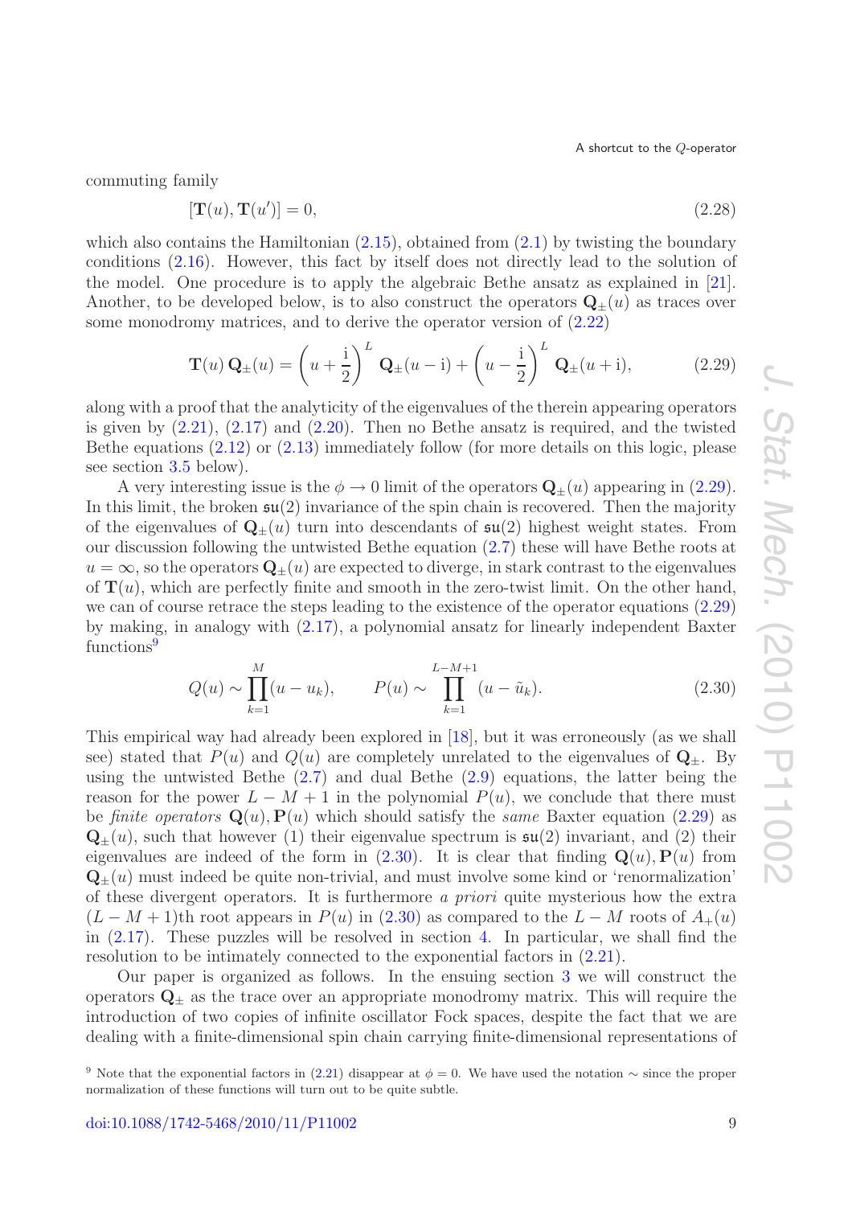commuting family

$$[\mathbf{T}(u), \mathbf{T}(u')] = 0, \tag{2.28}$$

which also contains the Hamiltonian (2.15), obtained from (2.1) by twisting the boundary conditions (2.16). However, this fact by itself does not directly lead to the solution of the model. One procedure is to apply the algebraic Bethe ansatz as explained in [21]. Another, to be developed below, is to also construct the operators $\mathbf{Q}_\pm(u)$ as traces over some monodromy matrices, and to derive the operator version of (2.22)

$$\mathbf{T}(u)\,\mathbf{Q}_\pm(u) = \left(u + \frac{\mathrm{i}}{2}\right)^L \mathbf{Q}_\pm(u - \mathrm{i}) + \left(u - \frac{\mathrm{i}}{2}\right)^L \mathbf{Q}_\pm(u + \mathrm{i}), \tag{2.29}$$

along with a proof that the analyticity of the eigenvalues of the therein appearing operators is given by (2.21), (2.17) and (2.20). Then no Bethe ansatz is required, and the twisted Bethe equations (2.12) or (2.13) immediately follow (for more details on this logic, please see section 3.5 below).

A very interesting issue is the $\phi \to 0$ limit of the operators $\mathbf{Q}_\pm(u)$ appearing in (2.29). In this limit, the broken $\mathfrak{su}(2)$ invariance of the spin chain is recovered. Then the majority of the eigenvalues of $\mathbf{Q}_\pm(u)$ turn into descendants of $\mathfrak{su}(2)$ highest weight states. From our discussion following the untwisted Bethe equation (2.7) these will have Bethe roots at $u = \infty$, so the operators $\mathbf{Q}_\pm(u)$ are expected to diverge, in stark contrast to the eigenvalues of $\mathbf{T}(u)$, which are perfectly finite and smooth in the zero-twist limit. On the other hand, we can of course retrace the steps leading to the existence of the operator equations (2.29) by making, in analogy with (2.17), a polynomial ansatz for linearly independent Baxter functions[9]

$$Q(u) \sim \prod_{k=1}^{M} (u - u_k), \qquad P(u) \sim \prod_{k=1}^{L-M+1} (u - \tilde{u}_k). \tag{2.30}$$

This empirical way had already been explored in [18], but it was erroneously (as we shall see) stated that $P(u)$ and $Q(u)$ are completely unrelated to the eigenvalues of $\mathbf{Q}_\pm$. By using the untwisted Bethe (2.7) and dual Bethe (2.9) equations, the latter being the reason for the power $L - M + 1$ in the polynomial $P(u)$, we conclude that there must be *finite operators* $\mathbf{Q}(u), \mathbf{P}(u)$ which should satisfy the *same* Baxter equation (2.29) as $\mathbf{Q}_\pm(u)$, such that however (1) their eigenvalue spectrum is $\mathfrak{su}(2)$ invariant, and (2) their eigenvalues are indeed of the form in (2.30). It is clear that finding $\mathbf{Q}(u), \mathbf{P}(u)$ from $\mathbf{Q}_\pm(u)$ must indeed be quite non-trivial, and must involve some kind or 'renormalization' of these divergent operators. It is furthermore *a priori* quite mysterious how the extra $(L - M + 1)$th root appears in $P(u)$ in (2.30) as compared to the $L - M$ roots of $A_+(u)$ in (2.17). These puzzles will be resolved in section 4. In particular, we shall find the resolution to be intimately connected to the exponential factors in (2.21).

Our paper is organized as follows. In the ensuing section 3 we will construct the operators $\mathbf{Q}_\pm$ as the trace over an appropriate monodromy matrix. This will require the introduction of two copies of infinite oscillator Fock spaces, despite the fact that we are dealing with a finite-dimensional spin chain carrying finite-dimensional representations of

[9] Note that the exponential factors in (2.21) disappear at $\phi = 0$. We have used the notation $\sim$ since the proper normalization of these functions will turn out to be quite subtle.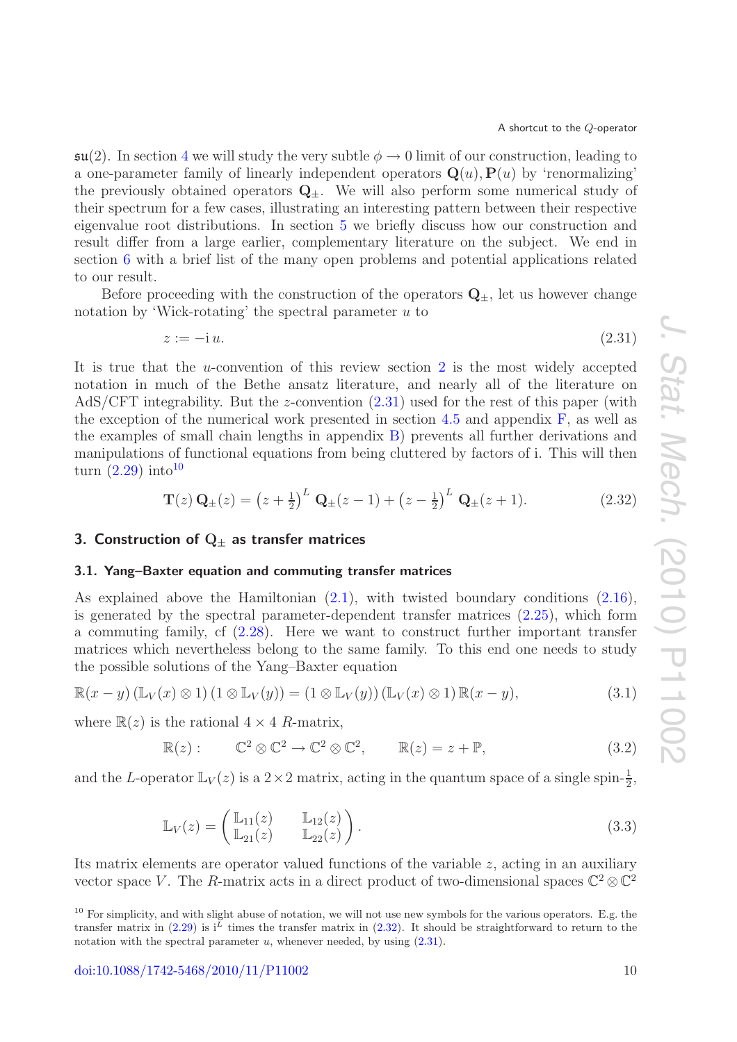$\mathfrak{su}(2)$. In section 4 we will study the very subtle $\phi \to 0$ limit of our construction, leading to a one-parameter family of linearly independent operators $\mathbf{Q}(u), \mathbf{P}(u)$ by 'renormalizing' the previously obtained operators $\mathbf{Q}_\pm$. We will also perform some numerical study of their spectrum for a few cases, illustrating an interesting pattern between their respective eigenvalue root distributions. In section 5 we briefly discuss how our construction and result differ from a large earlier, complementary literature on the subject. We end in section 6 with a brief list of the many open problems and potential applications related to our result.

Before proceeding with the construction of the operators $\mathbf{Q}_\pm$, let us however change notation by 'Wick-rotating' the spectral parameter $u$ to

$$z := -\mathrm{i}\, u. \tag{2.31}$$

It is true that the $u$-convention of this review section 2 is the most widely accepted notation in much of the Bethe ansatz literature, and nearly all of the literature on AdS/CFT integrability. But the $z$-convention (2.31) used for the rest of this paper (with the exception of the numerical work presented in section 4.5 and appendix F, as well as the examples of small chain lengths in appendix B) prevents all further derivations and manipulations of functional equations from being cluttered by factors of i. This will then turn (2.29) into[10]

$$\mathbf{T}(z)\, \mathbf{Q}_\pm(z) = \left(z+\tfrac{1}{2}\right)^L \mathbf{Q}_\pm(z-1) + \left(z-\tfrac{1}{2}\right)^L \mathbf{Q}_\pm(z+1). \tag{2.32}$$

## 3. Construction of $\mathrm{Q}_\pm$ as transfer matrices

### 3.1. Yang–Baxter equation and commuting transfer matrices

As explained above the Hamiltonian (2.1), with twisted boundary conditions (2.16), is generated by the spectral parameter-dependent transfer matrices (2.25), which form a commuting family, cf (2.28). Here we want to construct further important transfer matrices which nevertheless belong to the same family. To this end one needs to study the possible solutions of the Yang–Baxter equation

$$\mathbb{R}(x-y)\, (\mathbb{L}_V(x)\otimes 1)\, (1\otimes \mathbb{L}_V(y)) = (1\otimes \mathbb{L}_V(y))\, (\mathbb{L}_V(x)\otimes 1)\, \mathbb{R}(x-y), \tag{3.1}$$

where $\mathbb{R}(z)$ is the rational $4\times 4$ $R$-matrix,

$$\mathbb{R}(z): \qquad \mathbb{C}^2\otimes\mathbb{C}^2 \to \mathbb{C}^2\otimes\mathbb{C}^2, \qquad \mathbb{R}(z) = z + \mathbb{P}, \tag{3.2}$$

and the $L$-operator $\mathbb{L}_V(z)$ is a $2\times 2$ matrix, acting in the quantum space of a single spin-$\frac{1}{2}$,

$$\mathbb{L}_V(z) = \begin{pmatrix} \mathbb{L}_{11}(z) & \mathbb{L}_{12}(z) \\ \mathbb{L}_{21}(z) & \mathbb{L}_{22}(z) \end{pmatrix}. \tag{3.3}$$

Its matrix elements are operator valued functions of the variable $z$, acting in an auxiliary vector space $V$. The $R$-matrix acts in a direct product of two-dimensional spaces $\mathbb{C}^2\otimes\mathbb{C}^2$

[10] For simplicity, and with slight abuse of notation, we will not use new symbols for the various operators. E.g. the transfer matrix in (2.29) is $\mathrm{i}^L$ times the transfer matrix in (2.32). It should be straightforward to return to the notation with the spectral parameter $u$, whenever needed, by using (2.31).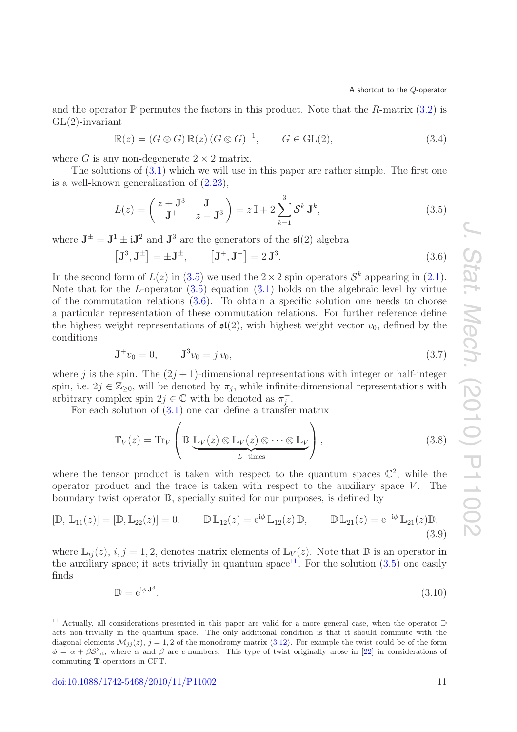and the operator $\mathbb{P}$ permutes the factors in this product. Note that the $R$-matrix (3.2) is GL(2)-invariant

$$\mathbb{R}(z) = (G \otimes G)\, \mathbb{R}(z)\, (G \otimes G)^{-1}, \qquad G \in \mathrm{GL}(2), \tag{3.4}$$

where $G$ is any non-degenerate $2 \times 2$ matrix.

The solutions of (3.1) which we will use in this paper are rather simple. The first one is a well-known generalization of (2.23),

$$L(z) = \begin{pmatrix} z + \mathbf{J}^3 & \mathbf{J}^- \\ \mathbf{J}^+ & z - \mathbf{J}^3 \end{pmatrix} = z\, \mathbb{I} + 2 \sum_{k=1}^{3} \mathcal{S}^k\, \mathbf{J}^k, \tag{3.5}$$

where $\mathbf{J}^\pm = \mathbf{J}^1 \pm \mathrm{i}\mathbf{J}^2$ and $\mathbf{J}^3$ are the generators of the $\mathfrak{sl}(2)$ algebra

$$\left[\mathbf{J}^3, \mathbf{J}^\pm\right] = \pm \mathbf{J}^\pm, \qquad \left[\mathbf{J}^+, \mathbf{J}^-\right] = 2\, \mathbf{J}^3. \tag{3.6}$$

In the second form of $L(z)$ in (3.5) we used the $2 \times 2$ spin operators $\mathcal{S}^k$ appearing in (2.1). Note that for the $L$-operator (3.5) equation (3.1) holds on the algebraic level by virtue of the commutation relations (3.6). To obtain a specific solution one needs to choose a particular representation of these commutation relations. For further reference define the highest weight representations of $\mathfrak{sl}(2)$, with highest weight vector $v_0$, defined by the conditions

$$\mathbf{J}^+ v_0 = 0, \qquad \mathbf{J}^3 v_0 = j\, v_0, \tag{3.7}$$

where $j$ is the spin. The $(2j+1)$-dimensional representations with integer or half-integer spin, i.e. $2j \in \mathbb{Z}_{\geq 0}$, will be denoted by $\pi_j$, while infinite-dimensional representations with arbitrary complex spin $2j \in \mathbb{C}$ with be denoted as $\pi_j^+$.

For each solution of (3.1) one can define a transfer matrix

$$\mathbb{T}_V(z) = \mathrm{Tr}_V \left( \mathbb{D}\, \underbrace{\mathbb{L}_V(z) \otimes \mathbb{L}_V(z) \otimes \cdots \otimes \mathbb{L}_V}_{L-\text{times}} \right), \tag{3.8}$$

where the tensor product is taken with respect to the quantum spaces $\mathbb{C}^2$, while the operator product and the trace is taken with respect to the auxiliary space $V$. The boundary twist operator $\mathbb{D}$, specially suited for our purposes, is defined by

$$[\mathbb{D},\, \mathbb{L}_{11}(z)] = [\mathbb{D}, \mathbb{L}_{22}(z)] = 0, \qquad \mathbb{D}\, \mathbb{L}_{12}(z) = \mathrm{e}^{\mathrm{i}\phi}\, \mathbb{L}_{12}(z)\, \mathbb{D}, \qquad \mathbb{D}\, \mathbb{L}_{21}(z) = \mathrm{e}^{-\mathrm{i}\phi}\, \mathbb{L}_{21}(z) \mathbb{D}, \tag{3.9}$$

where $\mathbb{L}_{ij}(z)$, $i, j = 1, 2$, denotes matrix elements of $\mathbb{L}_V(z)$. Note that $\mathbb{D}$ is an operator in the auxiliary space; it acts trivially in quantum space[11]. For the solution (3.5) one easily finds

$$\mathbb{D} = \mathrm{e}^{\mathrm{i}\phi\, \mathbf{J}^3}. \tag{3.10}$$

[11] Actually, all considerations presented in this paper are valid for a more general case, when the operator $\mathbb{D}$ acts non-trivially in the quantum space. The only additional condition is that it should commute with the diagonal elements $\mathcal{M}_{jj}(z)$, $j = 1, 2$ of the monodromy matrix (3.12). For example the twist could be of the form $\phi = \alpha + \beta \mathcal{S}^3_{\mathrm{tot}}$, where $\alpha$ and $\beta$ are $c$-numbers. This type of twist originally arose in [22] in considerations of commuting $\mathbf{T}$-operators in CFT.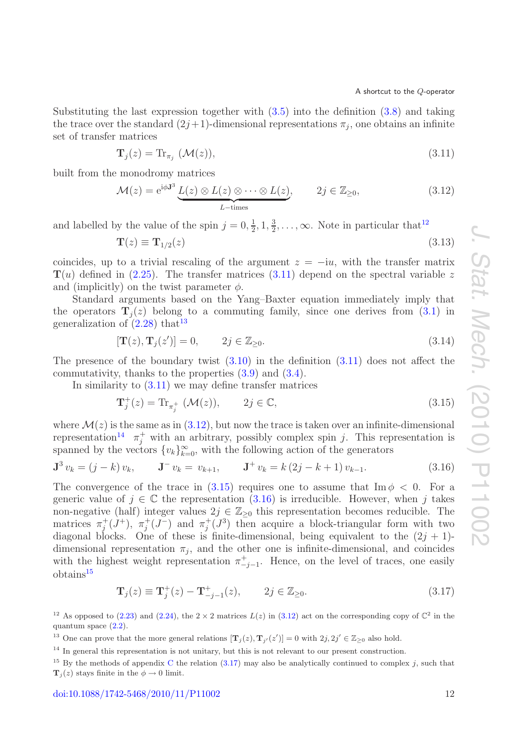Substituting the last expression together with (3.5) into the definition (3.8) and taking the trace over the standard $(2j+1)$-dimensional representations $\pi_j$, one obtains an infinite set of transfer matrices

$$\mathbf{T}_j(z) = \mathrm{Tr}_{\pi_j}\,(\mathcal{M}(z)), \tag{3.11}$$

built from the monodromy matrices

$$\mathcal{M}(z) = \mathrm{e}^{\mathrm{i}\phi \mathbf{J}^3}\,\underbrace{L(z)\otimes L(z)\otimes\cdots\otimes L(z)}_{L-\text{times}}, \qquad 2j\in\mathbb{Z}_{\geq 0}, \tag{3.12}$$

and labelled by the value of the spin $j = 0, \frac{1}{2}, 1, \frac{3}{2}, \ldots, \infty$. Note in particular that[12]

$$\mathbf{T}(z) \equiv \mathbf{T}_{1/2}(z) \tag{3.13}$$

coincides, up to a trivial rescaling of the argument $z = -\mathrm{i}u$, with the transfer matrix $\mathbf{T}(u)$ defined in (2.25). The transfer matrices (3.11) depend on the spectral variable $z$ and (implicitly) on the twist parameter $\phi$.

Standard arguments based on the Yang–Baxter equation immediately imply that the operators $\mathbf{T}_j(z)$ belong to a commuting family, since one derives from (3.1) in generalization of (2.28) that[13]

$$[\mathbf{T}(z), \mathbf{T}_j(z')] = 0, \qquad 2j\in\mathbb{Z}_{\geq 0}. \tag{3.14}$$

The presence of the boundary twist (3.10) in the definition (3.11) does not affect the commutativity, thanks to the properties (3.9) and (3.4).

In similarity to (3.11) we may define transfer matrices

$$\mathbf{T}_j^+(z) = \mathrm{Tr}_{\pi_j^+}\,(\mathcal{M}(z)), \qquad 2j\in\mathbb{C}, \tag{3.15}$$

where $\mathcal{M}(z)$ is the same as in (3.12), but now the trace is taken over an infinite-dimensional representation[14] $\pi_j^+$ with an arbitrary, possibly complex spin $j$. This representation is spanned by the vectors $\{v_k\}_{k=0}^{\infty}$, with the following action of the generators

$$\mathbf{J}^3\, v_k = (j-k)\, v_k, \qquad \mathbf{J}^-\, v_k = v_{k+1}, \qquad \mathbf{J}^+\, v_k = k\,(2j-k+1)\, v_{k-1}. \tag{3.16}$$

The convergence of the trace in (3.15) requires one to assume that $\mathrm{Im}\,\phi < 0$. For a generic value of $j\in\mathbb{C}$ the representation (3.16) is irreducible. However, when $j$ takes non-negative (half) integer values $2j\in\mathbb{Z}_{\geq 0}$ this representation becomes reducible. The matrices $\pi_j^+(J^+)$, $\pi_j^+(J^-)$ and $\pi_j^+(J^3)$ then acquire a block-triangular form with two diagonal blocks. One of these is finite-dimensional, being equivalent to the $(2j+1)$-dimensional representation $\pi_j$, and the other one is infinite-dimensional, and coincides with the highest weight representation $\pi_{-j-1}^+$. Hence, on the level of traces, one easily obtains[15]

$$\mathbf{T}_j(z) \equiv \mathbf{T}_j^+(z) - \mathbf{T}_{-j-1}^+(z), \qquad 2j\in\mathbb{Z}_{\geq 0}. \tag{3.17}$$

[12] As opposed to (2.23) and (2.24), the $2\times 2$ matrices $L(z)$ in (3.12) act on the corresponding copy of $\mathbb{C}^2$ in the quantum space (2.2).

[13] One can prove that the more general relations $[\mathbf{T}_j(z), \mathbf{T}_{j'}(z')] = 0$ with $2j, 2j'\in\mathbb{Z}_{\geq 0}$ also hold.

[14] In general this representation is not unitary, but this is not relevant to our present construction.

[15] By the methods of appendix C the relation (3.17) may also be analytically continued to complex $j$, such that $\mathbf{T}_j(z)$ stays finite in the $\phi\to 0$ limit.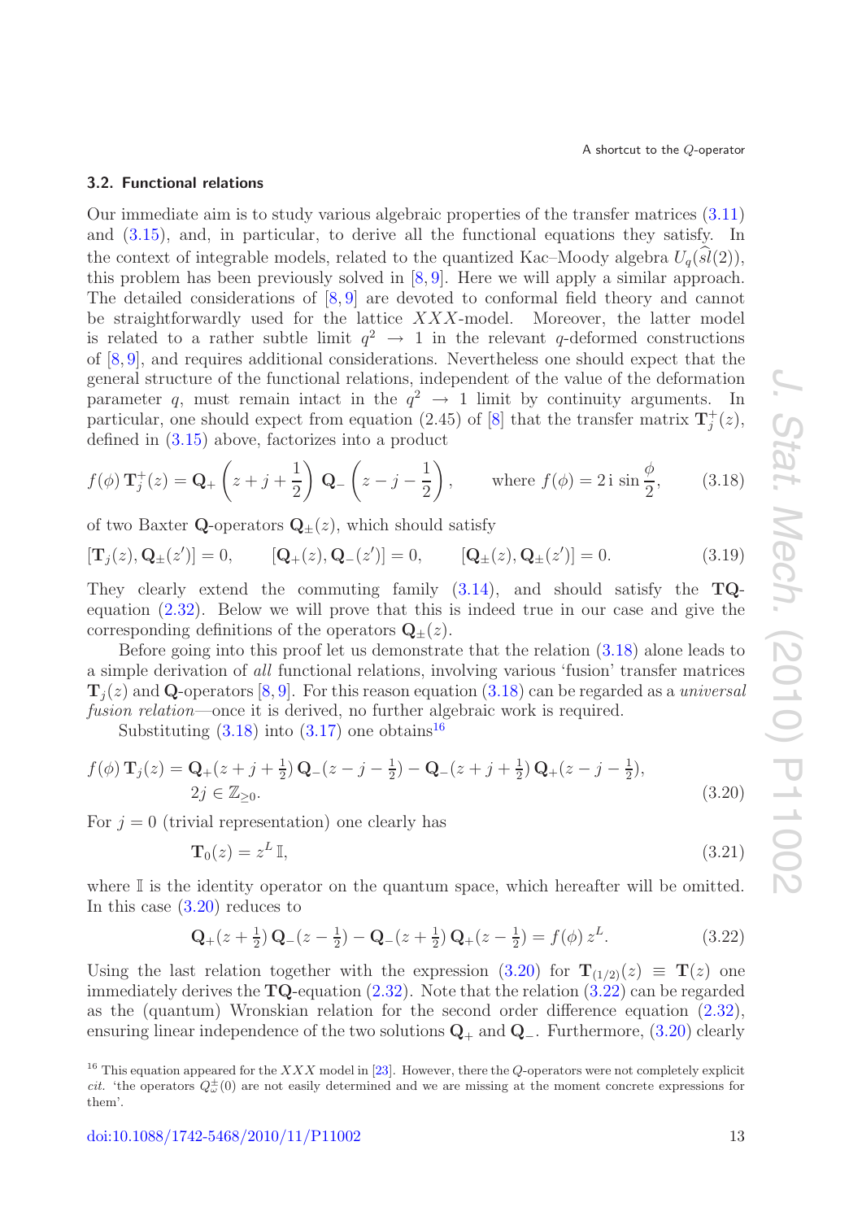### 3.2. Functional relations

Our immediate aim is to study various algebraic properties of the transfer matrices (3.11) and (3.15), and, in particular, to derive all the functional equations they satisfy. In the context of integrable models, related to the quantized Kac–Moody algebra $U_q(\widehat{sl}(2))$, this problem has been previously solved in [8, 9]. Here we will apply a similar approach. The detailed considerations of [8, 9] are devoted to conformal field theory and cannot be straightforwardly used for the lattice $XXX$-model. Moreover, the latter model is related to a rather subtle limit $q^2 \to 1$ in the relevant $q$-deformed constructions of [8, 9], and requires additional considerations. Nevertheless one should expect that the general structure of the functional relations, independent of the value of the deformation parameter $q$, must remain intact in the $q^2 \to 1$ limit by continuity arguments. In particular, one should expect from equation (2.45) of [8] that the transfer matrix $\mathbf{T}_j^+(z)$, defined in (3.15) above, factorizes into a product

$$f(\phi)\,\mathbf{T}_j^+(z) = \mathbf{Q}_+\left(z+j+\frac{1}{2}\right)\,\mathbf{Q}_-\left(z-j-\frac{1}{2}\right), \qquad \text{where } f(\phi) = 2\,\mathrm{i}\,\sin\frac{\phi}{2}, \tag{3.18}$$

of two Baxter $\mathbf{Q}$-operators $\mathbf{Q}_\pm(z)$, which should satisfy

$$[\mathbf{T}_j(z), \mathbf{Q}_\pm(z')] = 0, \qquad [\mathbf{Q}_+(z), \mathbf{Q}_-(z')] = 0, \qquad [\mathbf{Q}_\pm(z), \mathbf{Q}_\pm(z')] = 0. \tag{3.19}$$

They clearly extend the commuting family (3.14), and should satisfy the **TQ**-equation (2.32). Below we will prove that this is indeed true in our case and give the corresponding definitions of the operators $\mathbf{Q}_\pm(z)$.

Before going into this proof let us demonstrate that the relation (3.18) alone leads to a simple derivation of *all* functional relations, involving various 'fusion' transfer matrices $\mathbf{T}_j(z)$ and $\mathbf{Q}$-operators [8, 9]. For this reason equation (3.18) can be regarded as a *universal fusion relation*—once it is derived, no further algebraic work is required.

Substituting (3.18) into (3.17) one obtains[16]

$$\begin{aligned} f(\phi)\,\mathbf{T}_j(z) &= \mathbf{Q}_+(z+j+\tfrac{1}{2})\,\mathbf{Q}_-(z-j-\tfrac{1}{2}) - \mathbf{Q}_-(z+j+\tfrac{1}{2})\,\mathbf{Q}_+(z-j-\tfrac{1}{2}),\\ &2j \in \mathbb{Z}_{\geq 0}. \end{aligned} \tag{3.20}$$

For $j = 0$ (trivial representation) one clearly has

$$\mathbf{T}_0(z) = z^L\,\mathbb{I}, \tag{3.21}$$

where $\mathbb{I}$ is the identity operator on the quantum space, which hereafter will be omitted. In this case (3.20) reduces to

$$\mathbf{Q}_+(z+\tfrac{1}{2})\,\mathbf{Q}_-(z-\tfrac{1}{2}) - \mathbf{Q}_-(z+\tfrac{1}{2})\,\mathbf{Q}_+(z-\tfrac{1}{2}) = f(\phi)\,z^L. \tag{3.22}$$

Using the last relation together with the expression (3.20) for $\mathbf{T}_{(1/2)}(z) \equiv \mathbf{T}(z)$ one immediately derives the **TQ**-equation (2.32). Note that the relation (3.22) can be regarded as the (quantum) Wronskian relation for the second order difference equation (2.32), ensuring linear independence of the two solutions $\mathbf{Q}_+$ and $\mathbf{Q}_-$. Furthermore, (3.20) clearly

[16] This equation appeared for the $XXX$ model in [23]. However, there the $Q$-operators were not completely explicit *cit.* 'the operators $Q^\pm_\omega(0)$ are not easily determined and we are missing at the moment concrete expressions for them'.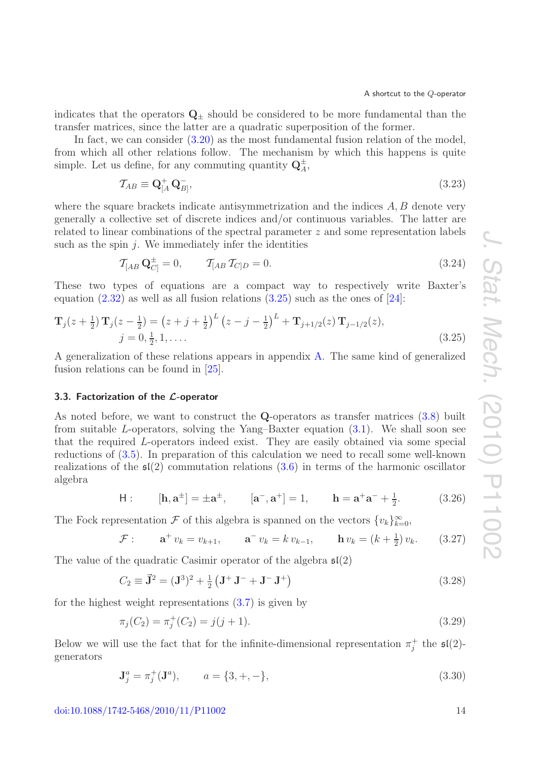indicates that the operators $\mathbf{Q}_\pm$ should be considered to be more fundamental than the transfer matrices, since the latter are a quadratic superposition of the former.

In fact, we can consider (3.20) as the most fundamental fusion relation of the model, from which all other relations follow. The mechanism by which this happens is quite simple. Let us define, for any commuting quantity $\mathbf{Q}^\pm_A$,

$$\mathcal{T}_{AB} \equiv \mathbf{Q}^+_{[A}\,\mathbf{Q}^-_{B]}, \tag{3.23}$$

where the square brackets indicate antisymmetrization and the indices $A, B$ denote very generally a collective set of discrete indices and/or continuous variables. The latter are related to linear combinations of the spectral parameter $z$ and some representation labels such as the spin $j$. We immediately infer the identities

$$\mathcal{T}_{[AB}\,\mathbf{Q}^\pm_{C]} = 0, \qquad \mathcal{T}_{[AB}\,\mathcal{T}_{C]D} = 0. \tag{3.24}$$

These two types of equations are a compact way to respectively write Baxter's equation (2.32) as well as all fusion relations (3.25) such as the ones of [24]:

$$\begin{aligned}\mathbf{T}_j(z+\tfrac{1}{2})\,\mathbf{T}_j(z-\tfrac{1}{2}) &= \left(z+j+\tfrac{1}{2}\right)^L\left(z-j-\tfrac{1}{2}\right)^L + \mathbf{T}_{j+1/2}(z)\,\mathbf{T}_{j-1/2}(z),\\ j &= 0, \tfrac{1}{2}, 1, \ldots .\end{aligned} \tag{3.25}$$

A generalization of these relations appears in appendix A. The same kind of generalized fusion relations can be found in [25].

### 3.3. Factorization of the $\mathcal{L}$-operator

As noted before, we want to construct the $\mathbf{Q}$-operators as transfer matrices (3.8) built from suitable $L$-operators, solving the Yang–Baxter equation (3.1). We shall soon see that the required $L$-operators indeed exist. They are easily obtained via some special reductions of (3.5). In preparation of this calculation we need to recall some well-known realizations of the $\mathfrak{sl}(2)$ commutation relations (3.6) in terms of the harmonic oscillator algebra

$$\mathsf{H}: \qquad [\mathbf{h}, \mathbf{a}^\pm] = \pm\mathbf{a}^\pm, \qquad [\mathbf{a}^-, \mathbf{a}^+] = 1, \qquad \mathbf{h} = \mathbf{a}^+\mathbf{a}^- + \tfrac{1}{2}. \tag{3.26}$$

The Fock representation $\mathcal{F}$ of this algebra is spanned on the vectors $\{v_k\}_{k=0}^\infty$,

$$\mathcal{F}: \qquad \mathbf{a}^+\,v_k = v_{k+1}, \qquad \mathbf{a}^-\,v_k = k\,v_{k-1}, \qquad \mathbf{h}\,v_k = (k+\tfrac{1}{2})\,v_k. \tag{3.27}$$

The value of the quadratic Casimir operator of the algebra $\mathfrak{sl}(2)$

$$C_2 \equiv \vec{\mathbf{J}}^2 = (\mathbf{J}^3)^2 + \tfrac{1}{2}\left(\mathbf{J}^+\,\mathbf{J}^- + \mathbf{J}^-\,\mathbf{J}^+\right) \tag{3.28}$$

for the highest weight representations (3.7) is given by

$$\pi_j(C_2) = \pi_j^+(C_2) = j(j+1). \tag{3.29}$$

Below we will use the fact that for the infinite-dimensional representation $\pi_j^+$ the $\mathfrak{sl}(2)$-generators

$$\mathbf{J}_j^a = \pi_j^+(\mathbf{J}^a), \qquad a = \{3, +, -\}, \tag{3.30}$$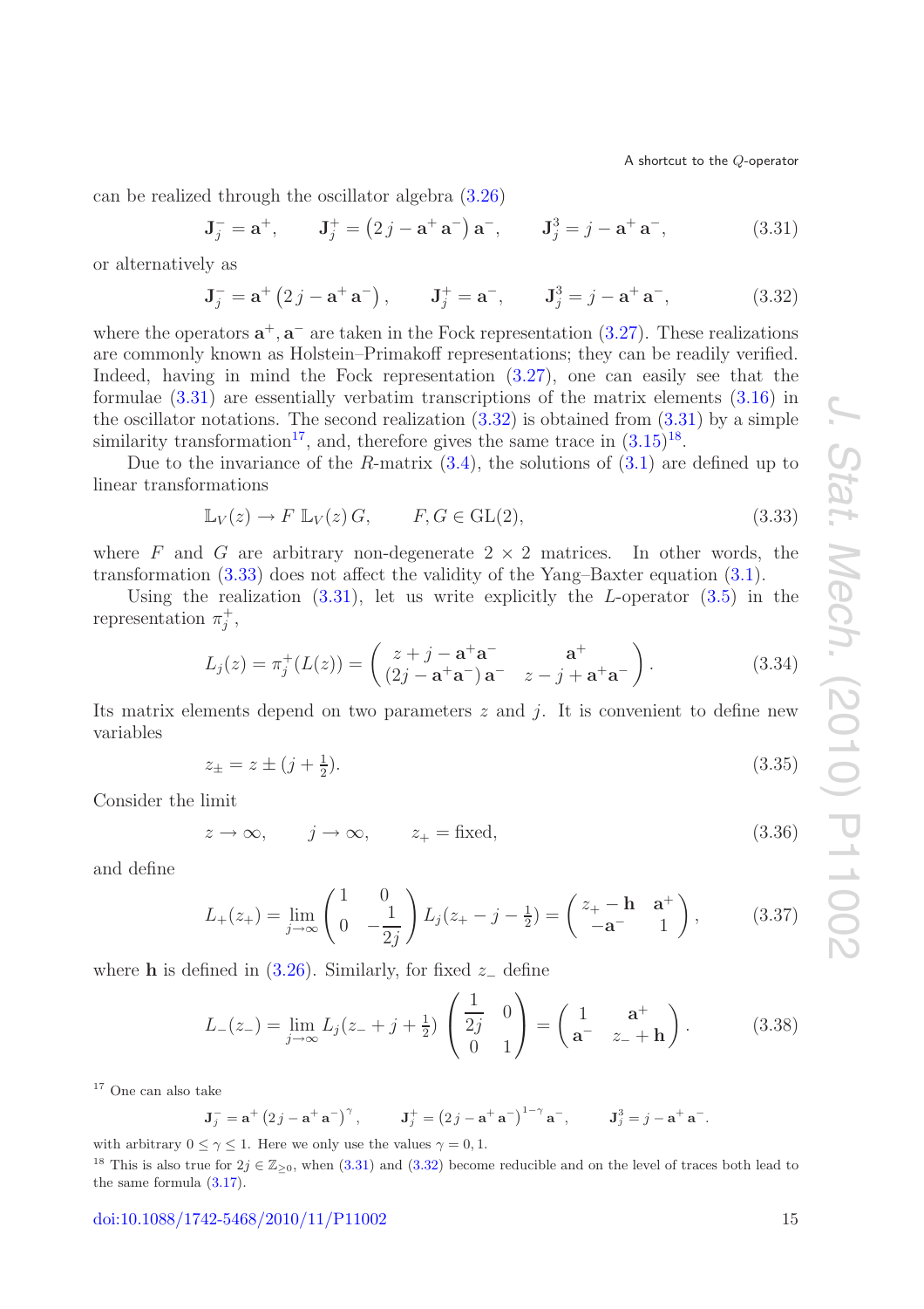can be realized through the oscillator algebra (3.26)

$$\mathbf{J}^-_j = \mathbf{a}^+, \qquad \mathbf{J}^+_j = \left(2\,j - \mathbf{a}^+\,\mathbf{a}^-\right)\mathbf{a}^-, \qquad \mathbf{J}^3_j = j - \mathbf{a}^+\,\mathbf{a}^-, \tag{3.31}$$

or alternatively as

$$\mathbf{J}^-_j = \mathbf{a}^+\left(2\,j - \mathbf{a}^+\,\mathbf{a}^-\right), \qquad \mathbf{J}^+_j = \mathbf{a}^-, \qquad \mathbf{J}^3_j = j - \mathbf{a}^+\,\mathbf{a}^-, \tag{3.32}$$

where the operators $\mathbf{a}^+, \mathbf{a}^-$ are taken in the Fock representation (3.27). These realizations are commonly known as Holstein–Primakoff representations; they can be readily verified. Indeed, having in mind the Fock representation (3.27), one can easily see that the formulae (3.31) are essentially verbatim transcriptions of the matrix elements (3.16) in the oscillator notations. The second realization (3.32) is obtained from (3.31) by a simple similarity transformation[17], and, therefore gives the same trace in (3.15)[18].

Due to the invariance of the $R$-matrix (3.4), the solutions of (3.1) are defined up to linear transformations

$$\mathbb{L}_V(z) \to F\;\mathbb{L}_V(z)\,G, \qquad F, G \in \mathrm{GL}(2), \tag{3.33}$$

where $F$ and $G$ are arbitrary non-degenerate $2\times 2$ matrices. In other words, the transformation (3.33) does not affect the validity of the Yang–Baxter equation (3.1).

Using the realization (3.31), let us write explicitly the $L$-operator (3.5) in the representation $\pi^+_j$,

$$L_j(z) = \pi^+_j(L(z)) = \begin{pmatrix} z + j - \mathbf{a}^+\mathbf{a}^- & \mathbf{a}^+ \\ (2j - \mathbf{a}^+\mathbf{a}^-)\,\mathbf{a}^- & z - j + \mathbf{a}^+\mathbf{a}^- \end{pmatrix}. \tag{3.34}$$

Its matrix elements depend on two parameters $z$ and $j$. It is convenient to define new variables

$$z_\pm = z \pm (j + \tfrac{1}{2}). \tag{3.35}$$

Consider the limit

$$z \to \infty, \qquad j \to \infty, \qquad z_+ = \text{fixed}, \tag{3.36}$$

and define

$$L_+(z_+) = \lim_{j\to\infty} \begin{pmatrix} 1 & 0 \\ 0 & -\dfrac{1}{2j} \end{pmatrix} L_j(z_+ - j - \tfrac{1}{2}) = \begin{pmatrix} z_+ - \mathbf{h} & \mathbf{a}^+ \\ -\mathbf{a}^- & 1 \end{pmatrix}, \tag{3.37}$$

where $\mathbf{h}$ is defined in (3.26). Similarly, for fixed $z_-$ define

$$L_-(z_-) = \lim_{j\to\infty} L_j(z_- + j + \tfrac{1}{2}) \begin{pmatrix} \dfrac{1}{2j} & 0 \\ 0 & 1 \end{pmatrix} = \begin{pmatrix} 1 & \mathbf{a}^+ \\ \mathbf{a}^- & z_- + \mathbf{h} \end{pmatrix}. \tag{3.38}$$

---

[17] One can also take

$$\mathbf{J}^-_j = \mathbf{a}^+\left(2\,j - \mathbf{a}^+\,\mathbf{a}^-\right)^\gamma, \qquad \mathbf{J}^+_j = \left(2\,j - \mathbf{a}^+\,\mathbf{a}^-\right)^{1-\gamma}\mathbf{a}^-, \qquad \mathbf{J}^3_j = j - \mathbf{a}^+\,\mathbf{a}^-.$$

with arbitrary $0 \le \gamma \le 1$. Here we only use the values $\gamma = 0, 1$.

[18] This is also true for $2j \in \mathbb{Z}_{\ge 0}$, when (3.31) and (3.32) become reducible and on the level of traces both lead to the same formula (3.17).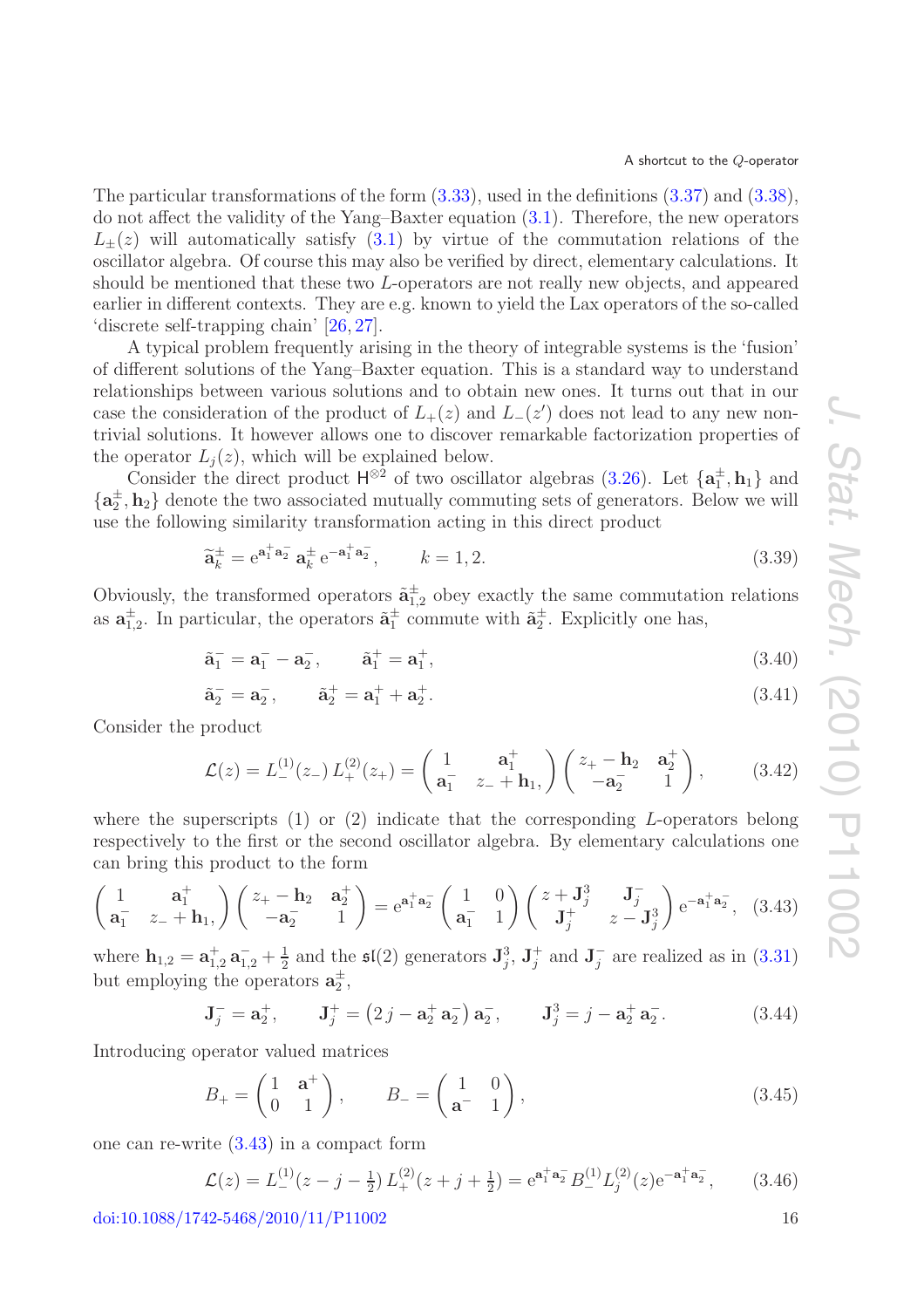The particular transformations of the form (3.33), used in the definitions (3.37) and (3.38), do not affect the validity of the Yang–Baxter equation (3.1). Therefore, the new operators $L_{\pm}(z)$ will automatically satisfy (3.1) by virtue of the commutation relations of the oscillator algebra. Of course this may also be verified by direct, elementary calculations. It should be mentioned that these two $L$-operators are not really new objects, and appeared earlier in different contexts. They are e.g. known to yield the Lax operators of the so-called 'discrete self-trapping chain' [26, 27].

A typical problem frequently arising in the theory of integrable systems is the 'fusion' of different solutions of the Yang–Baxter equation. This is a standard way to understand relationships between various solutions and to obtain new ones. It turns out that in our case the consideration of the product of $L_+(z)$ and $L_-(z')$ does not lead to any new non-trivial solutions. It however allows one to discover remarkable factorization properties of the operator $L_j(z)$, which will be explained below.

Consider the direct product $\mathsf{H}^{\otimes 2}$ of two oscillator algebras (3.26). Let $\{\mathbf{a}_1^{\pm}, \mathbf{h}_1\}$ and $\{\mathbf{a}_2^{\pm}, \mathbf{h}_2\}$ denote the two associated mutually commuting sets of generators. Below we will use the following similarity transformation acting in this direct product

$$\widetilde{\mathbf{a}}_k^{\pm} = \mathrm{e}^{\mathbf{a}_1^{+}\mathbf{a}_2^{-}}\, \mathbf{a}_k^{\pm}\, \mathrm{e}^{-\mathbf{a}_1^{+}\mathbf{a}_2^{-}}, \qquad k = 1, 2. \tag{3.39}$$

Obviously, the transformed operators $\tilde{\mathbf{a}}_{1,2}^{\pm}$ obey exactly the same commutation relations as $\mathbf{a}_{1,2}^{\pm}$. In particular, the operators $\tilde{\mathbf{a}}_1^{\pm}$ commute with $\tilde{\mathbf{a}}_2^{\pm}$. Explicitly one has,

$$\tilde{\mathbf{a}}_1^{-} = \mathbf{a}_1^{-} - \mathbf{a}_2^{-}, \qquad \tilde{\mathbf{a}}_1^{+} = \mathbf{a}_1^{+}, \tag{3.40}$$

$$\tilde{\mathbf{a}}_2^{-} = \mathbf{a}_2^{-}, \qquad \tilde{\mathbf{a}}_2^{+} = \mathbf{a}_1^{+} + \mathbf{a}_2^{+}. \tag{3.41}$$

Consider the product

$$\mathcal{L}(z) = L_{-}^{(1)}(z_{-})\, L_{+}^{(2)}(z_{+}) = \begin{pmatrix} 1 & \mathbf{a}_1^{+} \\ \mathbf{a}_1^{-} & z_{-} + \mathbf{h}_1, \end{pmatrix} \begin{pmatrix} z_{+} - \mathbf{h}_2 & \mathbf{a}_2^{+} \\ -\mathbf{a}_2^{-} & 1 \end{pmatrix}, \tag{3.42}$$

where the superscripts (1) or (2) indicate that the corresponding $L$-operators belong respectively to the first or the second oscillator algebra. By elementary calculations one can bring this product to the form

$$\begin{pmatrix} 1 & \mathbf{a}_1^{+} \\ \mathbf{a}_1^{-} & z_{-} + \mathbf{h}_1, \end{pmatrix} \begin{pmatrix} z_{+} - \mathbf{h}_2 & \mathbf{a}_2^{+} \\ -\mathbf{a}_2^{-} & 1 \end{pmatrix} = \mathrm{e}^{\mathbf{a}_1^{+}\mathbf{a}_2^{-}} \begin{pmatrix} 1 & 0 \\ \mathbf{a}_1^{-} & 1 \end{pmatrix} \begin{pmatrix} z + \mathbf{J}_j^3 & \mathbf{J}_j^{-} \\ \mathbf{J}_j^{+} & z - \mathbf{J}_j^3 \end{pmatrix} \mathrm{e}^{-\mathbf{a}_1^{+}\mathbf{a}_2^{-}}, \tag{3.43}$$

where $\mathbf{h}_{1,2} = \mathbf{a}_{1,2}^{+}\, \mathbf{a}_{1,2}^{-} + \frac{1}{2}$ and the $\mathfrak{sl}(2)$ generators $\mathbf{J}_j^3$, $\mathbf{J}_j^{+}$ and $\mathbf{J}_j^{-}$ are realized as in (3.31) but employing the operators $\mathbf{a}_2^{\pm}$,

$$\mathbf{J}_j^{-} = \mathbf{a}_2^{+}, \qquad \mathbf{J}_j^{+} = \left(2\, j - \mathbf{a}_2^{+}\, \mathbf{a}_2^{-}\right) \mathbf{a}_2^{-}, \qquad \mathbf{J}_j^{3} = j - \mathbf{a}_2^{+}\, \mathbf{a}_2^{-}. \tag{3.44}$$

Introducing operator valued matrices

$$B_{+} = \begin{pmatrix} 1 & \mathbf{a}^{+} \\ 0 & 1 \end{pmatrix}, \qquad B_{-} = \begin{pmatrix} 1 & 0 \\ \mathbf{a}^{-} & 1 \end{pmatrix}, \tag{3.45}$$

one can re-write (3.43) in a compact form

$$\mathcal{L}(z) = L_{-}^{(1)}(z - j - \tfrac{1}{2})\, L_{+}^{(2)}(z + j + \tfrac{1}{2}) = \mathrm{e}^{\mathbf{a}_1^{+}\mathbf{a}_2^{-}}\, B_{-}^{(1)} L_j^{(2)}(z) \mathrm{e}^{-\mathbf{a}_1^{+}\mathbf{a}_2^{-}}, \tag{3.46}$$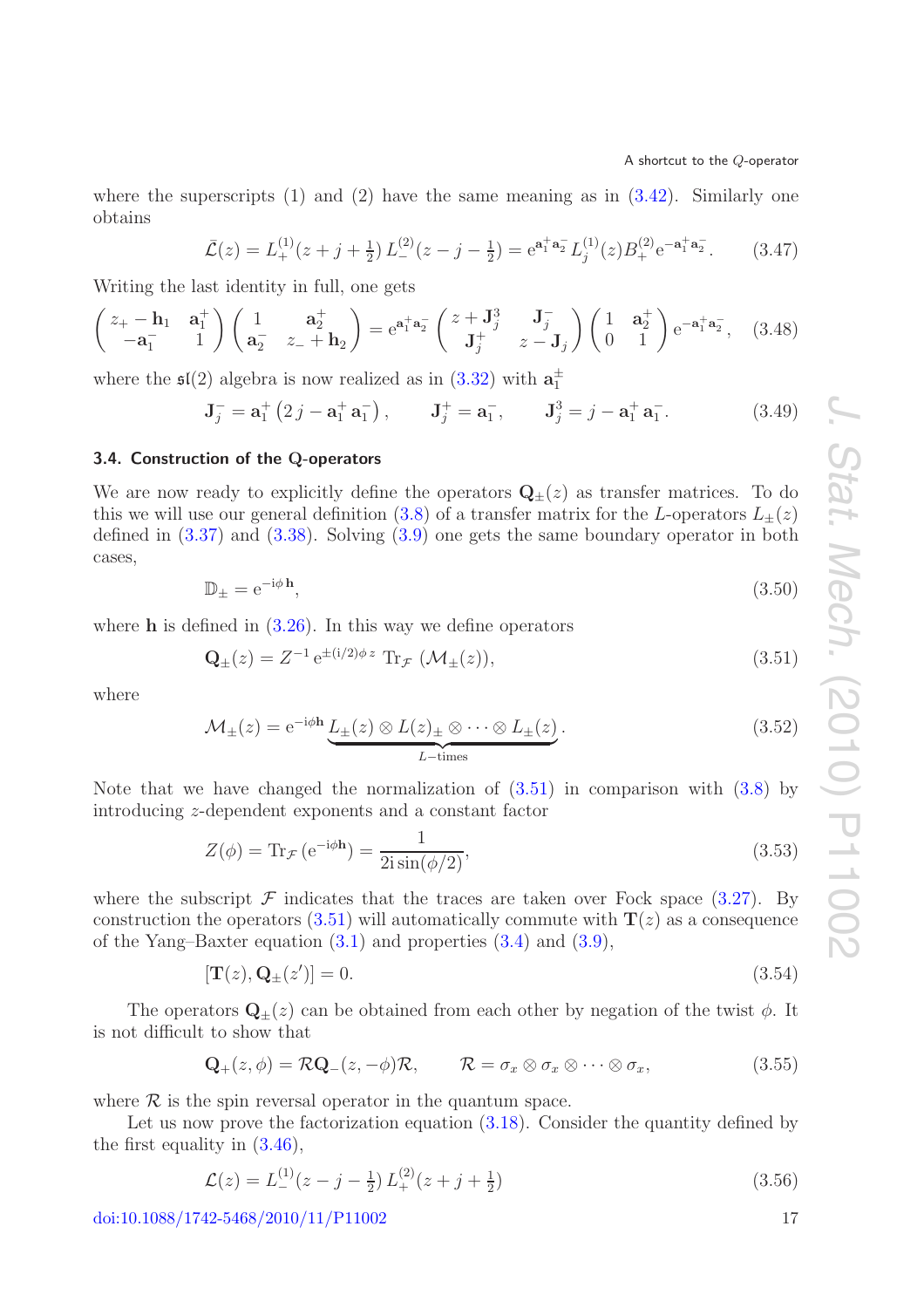where the superscripts (1) and (2) have the same meaning as in (3.42). Similarly one obtains

$$\bar{\mathcal{L}}(z) = L_{+}^{(1)}(z+j+\tfrac{1}{2})\, L_{-}^{(2)}(z-j-\tfrac{1}{2}) = \mathrm{e}^{\mathbf{a}_1^{+}\mathbf{a}_2^{-}}\, L_j^{(1)}(z) B_{+}^{(2)} \mathrm{e}^{-\mathbf{a}_1^{+}\mathbf{a}_2^{-}}. \tag{3.47}$$

Writing the last identity in full, one gets

$$\begin{pmatrix} z_{+} - \mathbf{h}_1 & \mathbf{a}_1^{+} \\ -\mathbf{a}_1^{-} & 1 \end{pmatrix} \begin{pmatrix} 1 & \mathbf{a}_2^{+} \\ \mathbf{a}_2^{-} & z_{-} + \mathbf{h}_2 \end{pmatrix} = \mathrm{e}^{\mathbf{a}_1^{+}\mathbf{a}_2^{-}} \begin{pmatrix} z + \mathbf{J}_j^{3} & \mathbf{J}_j^{-} \\ \mathbf{J}_j^{+} & z - \mathbf{J}_j \end{pmatrix} \begin{pmatrix} 1 & \mathbf{a}_2^{+} \\ 0 & 1 \end{pmatrix} \mathrm{e}^{-\mathbf{a}_1^{+}\mathbf{a}_2^{-}}, \tag{3.48}$$

where the $\mathfrak{sl}(2)$ algebra is now realized as in (3.32) with $\mathbf{a}_1^{\pm}$

$$\mathbf{J}_j^{-} = \mathbf{a}_1^{+}\left(2\,j - \mathbf{a}_1^{+}\,\mathbf{a}_1^{-}\right), \qquad \mathbf{J}_j^{+} = \mathbf{a}_1^{-}, \qquad \mathbf{J}_j^{3} = j - \mathbf{a}_1^{+}\,\mathbf{a}_1^{-}. \tag{3.49}$$

### 3.4. Construction of the Q-operators

We are now ready to explicitly define the operators $\mathbf{Q}_{\pm}(z)$ as transfer matrices. To do this we will use our general definition (3.8) of a transfer matrix for the $L$-operators $L_{\pm}(z)$ defined in (3.37) and (3.38). Solving (3.9) one gets the same boundary operator in both cases,

$$\mathbb{D}_{\pm} = \mathrm{e}^{-\mathrm{i}\phi\,\mathbf{h}}, \tag{3.50}$$

where $\mathbf{h}$ is defined in (3.26). In this way we define operators

$$\mathbf{Q}_{\pm}(z) = Z^{-1}\,\mathrm{e}^{\pm(\mathrm{i}/2)\phi\, z}\ \mathrm{Tr}_{\mathcal{F}}\left(\mathcal{M}_{\pm}(z)\right), \tag{3.51}$$

where

$$\mathcal{M}_{\pm}(z) = \mathrm{e}^{-\mathrm{i}\phi\mathbf{h}}\, \underbrace{L_{\pm}(z)\otimes L(z)_{\pm}\otimes\cdots\otimes L_{\pm}(z)}_{L-\text{times}}. \tag{3.52}$$

Note that we have changed the normalization of (3.51) in comparison with (3.8) by introducing $z$-dependent exponents and a constant factor

$$Z(\phi) = \mathrm{Tr}_{\mathcal{F}}\left(\mathrm{e}^{-\mathrm{i}\phi\mathbf{h}}\right) = \frac{1}{2\mathrm{i}\sin(\phi/2)}, \tag{3.53}$$

where the subscript $\mathcal{F}$ indicates that the traces are taken over Fock space (3.27). By construction the operators (3.51) will automatically commute with $\mathbf{T}(z)$ as a consequence of the Yang–Baxter equation (3.1) and properties (3.4) and (3.9),

$$[\mathbf{T}(z), \mathbf{Q}_{\pm}(z')] = 0. \tag{3.54}$$

The operators $\mathbf{Q}_{\pm}(z)$ can be obtained from each other by negation of the twist $\phi$. It is not difficult to show that

$$\mathbf{Q}_{+}(z,\phi) = \mathcal{R}\mathbf{Q}_{-}(z,-\phi)\mathcal{R}, \qquad \mathcal{R} = \sigma_x\otimes\sigma_x\otimes\cdots\otimes\sigma_x, \tag{3.55}$$

where $\mathcal{R}$ is the spin reversal operator in the quantum space.

Let us now prove the factorization equation (3.18). Consider the quantity defined by the first equality in (3.46),

$$\mathcal{L}(z) = L_{-}^{(1)}(z-j-\tfrac{1}{2})\, L_{+}^{(2)}(z+j+\tfrac{1}{2}) \tag{3.56}$$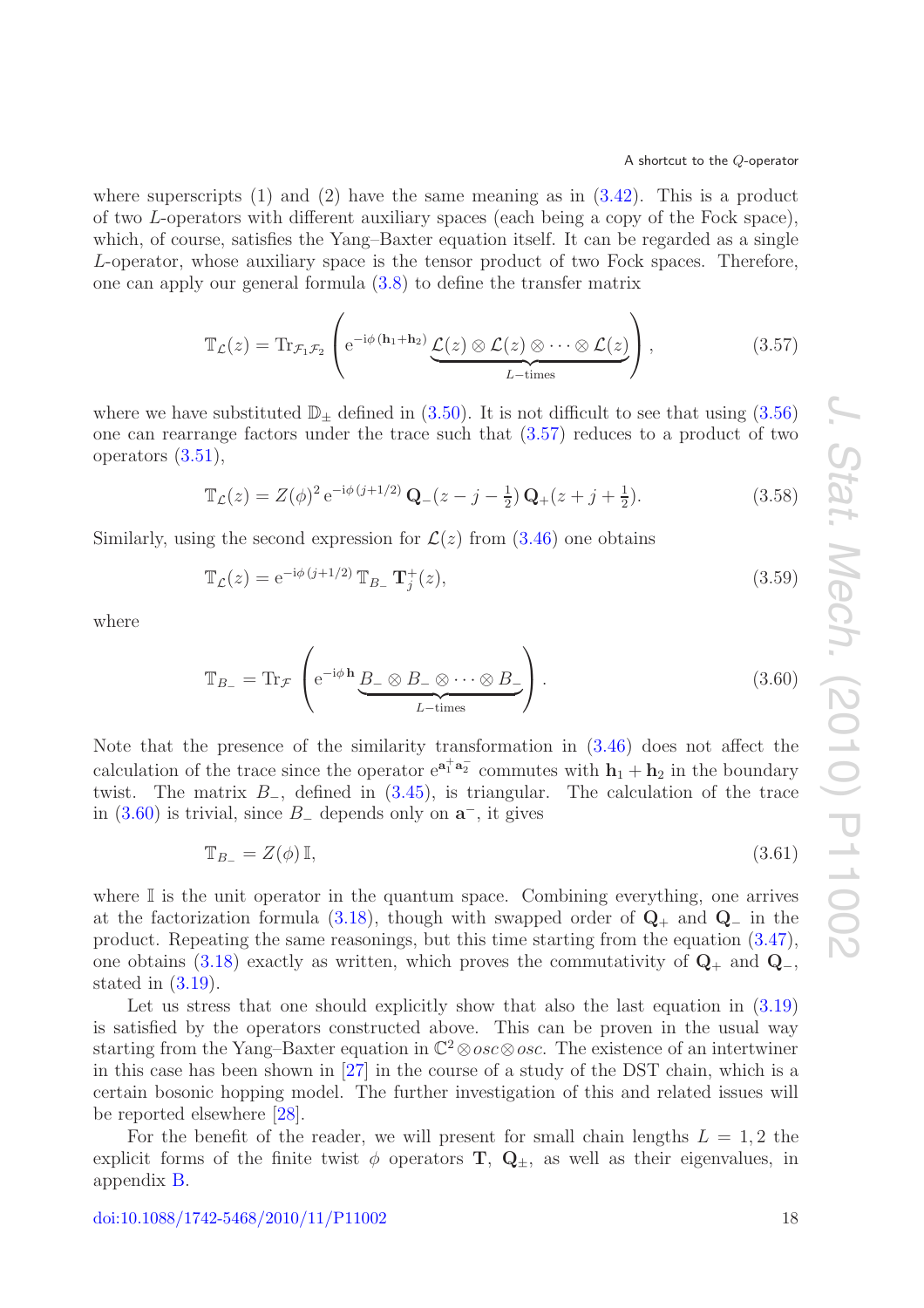where superscripts (1) and (2) have the same meaning as in (3.42). This is a product of two $L$-operators with different auxiliary spaces (each being a copy of the Fock space), which, of course, satisfies the Yang–Baxter equation itself. It can be regarded as a single $L$-operator, whose auxiliary space is the tensor product of two Fock spaces. Therefore, one can apply our general formula (3.8) to define the transfer matrix

$$\mathbb{T}_{\mathcal{L}}(z) = \mathrm{Tr}_{\mathcal{F}_1\mathcal{F}_2}\left(\mathrm{e}^{-\mathrm{i}\phi\,(\mathbf{h}_1+\mathbf{h}_2)}\,\underbrace{\mathcal{L}(z)\otimes\mathcal{L}(z)\otimes\cdots\otimes\mathcal{L}(z)}_{L-\text{times}}\right), \tag{3.57}$$

where we have substituted $\mathbb{D}_\pm$ defined in (3.50). It is not difficult to see that using (3.56) one can rearrange factors under the trace such that (3.57) reduces to a product of two operators (3.51),

$$\mathbb{T}_{\mathcal{L}}(z) = Z(\phi)^2\,\mathrm{e}^{-\mathrm{i}\phi\,(j+1/2)}\,\mathbf{Q}_-(z-j-\tfrac{1}{2})\,\mathbf{Q}_+(z+j+\tfrac{1}{2}). \tag{3.58}$$

Similarly, using the second expression for $\mathcal{L}(z)$ from (3.46) one obtains

$$\mathbb{T}_{\mathcal{L}}(z) = \mathrm{e}^{-\mathrm{i}\phi\,(j+1/2)}\,\mathbb{T}_{B_-}\,\mathbf{T}_j^+(z), \tag{3.59}$$

where

$$\mathbb{T}_{B_-} = \mathrm{Tr}_{\mathcal{F}}\left(\mathrm{e}^{-\mathrm{i}\phi\,\mathbf{h}}\,\underbrace{B_-\otimes B_-\otimes\cdots\otimes B_-}_{L-\text{times}}\right). \tag{3.60}$$

Note that the presence of the similarity transformation in (3.46) does not affect the calculation of the trace since the operator $\mathrm{e}^{\mathbf{a}_1^+\mathbf{a}_2^-}$ commutes with $\mathbf{h}_1+\mathbf{h}_2$ in the boundary twist. The matrix $B_-$, defined in (3.45), is triangular. The calculation of the trace in (3.60) is trivial, since $B_-$ depends only on $\mathbf{a}^-$, it gives

$$\mathbb{T}_{B_-} = Z(\phi)\,\mathbb{I}, \tag{3.61}$$

where $\mathbb{I}$ is the unit operator in the quantum space. Combining everything, one arrives at the factorization formula (3.18), though with swapped order of $\mathbf{Q}_+$ and $\mathbf{Q}_-$ in the product. Repeating the same reasonings, but this time starting from the equation (3.47), one obtains (3.18) exactly as written, which proves the commutativity of $\mathbf{Q}_+$ and $\mathbf{Q}_-$, stated in (3.19).

Let us stress that one should explicitly show that also the last equation in (3.19) is satisfied by the operators constructed above. This can be proven in the usual way starting from the Yang–Baxter equation in $\mathbb{C}^2\otimes osc\otimes osc$. The existence of an intertwiner in this case has been shown in [27] in the course of a study of the DST chain, which is a certain bosonic hopping model. The further investigation of this and related issues will be reported elsewhere [28].

For the benefit of the reader, we will present for small chain lengths $L = 1, 2$ the explicit forms of the finite twist $\phi$ operators $\mathbf{T}$, $\mathbf{Q}_\pm$, as well as their eigenvalues, in appendix B.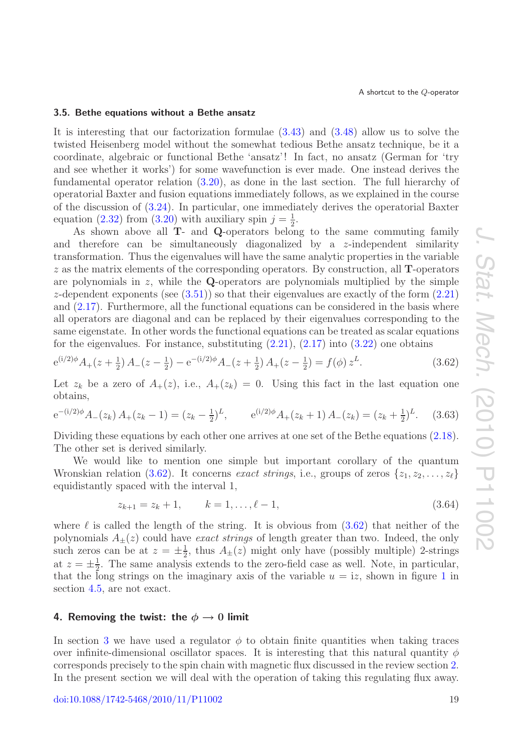### 3.5. Bethe equations without a Bethe ansatz

It is interesting that our factorization formulae (3.43) and (3.48) allow us to solve the twisted Heisenberg model without the somewhat tedious Bethe ansatz technique, be it a coordinate, algebraic or functional Bethe 'ansatz'! In fact, no ansatz (German for 'try and see whether it works') for some wavefunction is ever made. One instead derives the fundamental operator relation (3.20), as done in the last section. The full hierarchy of operatorial Baxter and fusion equations immediately follows, as we explained in the course of the discussion of (3.24). In particular, one immediately derives the operatorial Baxter equation (2.32) from (3.20) with auxiliary spin $j = \frac{1}{2}$.

As shown above all **T**- and **Q**-operators belong to the same commuting family and therefore can be simultaneously diagonalized by a $z$-independent similarity transformation. Thus the eigenvalues will have the same analytic properties in the variable $z$ as the matrix elements of the corresponding operators. By construction, all **T**-operators are polynomials in $z$, while the **Q**-operators are polynomials multiplied by the simple $z$-dependent exponents (see (3.51)) so that their eigenvalues are exactly of the form (2.21) and (2.17). Furthermore, all the functional equations can be considered in the basis where all operators are diagonal and can be replaced by their eigenvalues corresponding to the same eigenstate. In other words the functional equations can be treated as scalar equations for the eigenvalues. For instance, substituting (2.21), (2.17) into (3.22) one obtains

$$
\mathrm{e}^{(\mathrm{i}/2)\phi} A_+(z+\tfrac{1}{2})\, A_-(z-\tfrac{1}{2}) - \mathrm{e}^{-(\mathrm{i}/2)\phi} A_-(z+\tfrac{1}{2})\, A_+(z-\tfrac{1}{2}) = f(\phi)\, z^L. \tag{3.62}
$$

Let $z_k$ be a zero of $A_+(z)$, i.e., $A_+(z_k) = 0$. Using this fact in the last equation one obtains,

$$
\mathrm{e}^{-(\mathrm{i}/2)\phi} A_-(z_k)\, A_+(z_k - 1) = (z_k - \tfrac{1}{2})^L, \qquad \mathrm{e}^{(\mathrm{i}/2)\phi} A_+(z_k + 1)\, A_-(z_k) = (z_k + \tfrac{1}{2})^L. \tag{3.63}
$$

Dividing these equations by each other one arrives at one set of the Bethe equations (2.18). The other set is derived similarly.

We would like to mention one simple but important corollary of the quantum Wronskian relation (3.62). It concerns *exact strings*, i.e., groups of zeros $\{z_1, z_2, \ldots, z_\ell\}$ equidistantly spaced with the interval 1,

$$
z_{k+1} = z_k + 1, \qquad k = 1, \ldots, \ell - 1, \tag{3.64}
$$

where $\ell$ is called the length of the string. It is obvious from (3.62) that neither of the polynomials $A_\pm(z)$ could have *exact strings* of length greater than two. Indeed, the only such zeros can be at $z = \pm\frac{1}{2}$, thus $A_\pm(z)$ might only have (possibly multiple) 2-strings at $z = \pm\frac{1}{2}$. The same analysis extends to the zero-field case as well. Note, in particular, that the long strings on the imaginary axis of the variable $u = \mathrm{i}z$, shown in figure 1 in section 4.5, are not exact.

## 4. Removing the twist: the $\phi \to 0$ limit

In section 3 we have used a regulator $\phi$ to obtain finite quantities when taking traces over infinite-dimensional oscillator spaces. It is interesting that this natural quantity $\phi$ corresponds precisely to the spin chain with magnetic flux discussed in the review section 2. In the present section we will deal with the operation of taking this regulating flux away.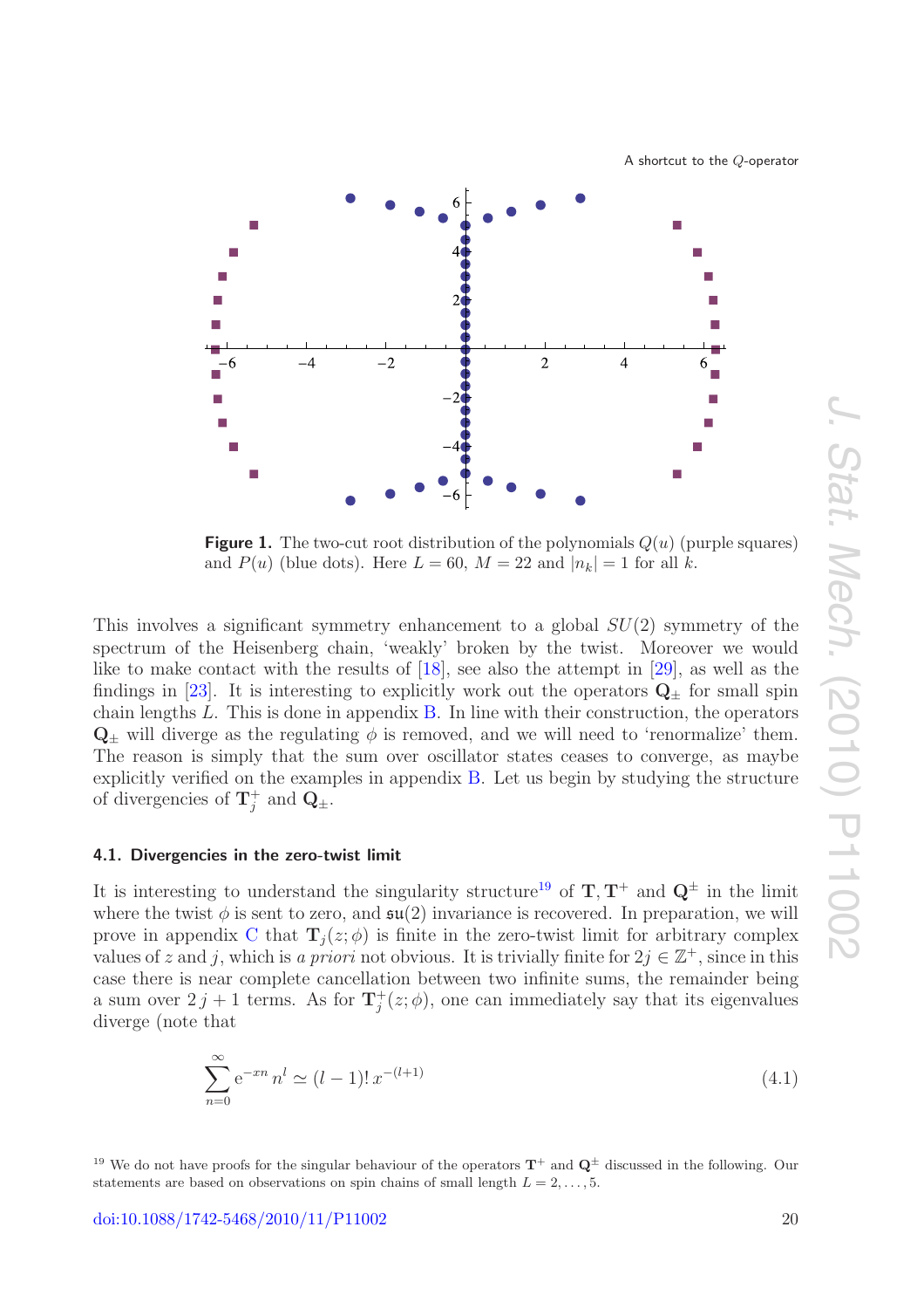**Figure 1.** The two-cut root distribution of the polynomials $Q(u)$ (purple squares) and $P(u)$ (blue dots). Here $L = 60$, $M = 22$ and $|n_k| = 1$ for all $k$.

This involves a significant symmetry enhancement to a global $SU(2)$ symmetry of the spectrum of the Heisenberg chain, 'weakly' broken by the twist. Moreover we would like to make contact with the results of [18], see also the attempt in [29], as well as the findings in [23]. It is interesting to explicitly work out the operators $\mathbf{Q}_\pm$ for small spin chain lengths $L$. This is done in appendix B. In line with their construction, the operators $\mathbf{Q}_\pm$ will diverge as the regulating $\phi$ is removed, and we will need to 'renormalize' them. The reason is simply that the sum over oscillator states ceases to converge, as maybe explicitly verified on the examples in appendix B. Let us begin by studying the structure of divergencies of $\mathbf{T}_j^+$ and $\mathbf{Q}_\pm$.

### 4.1. Divergencies in the zero-twist limit

It is interesting to understand the singularity structure[19] of $\mathbf{T}, \mathbf{T}^+$ and $\mathbf{Q}^\pm$ in the limit where the twist $\phi$ is sent to zero, and $\mathfrak{su}(2)$ invariance is recovered. In preparation, we will prove in appendix C that $\mathbf{T}_j(z;\phi)$ is finite in the zero-twist limit for arbitrary complex values of $z$ and $j$, which is *a priori* not obvious. It is trivially finite for $2j \in \mathbb{Z}^+$, since in this case there is near complete cancellation between two infinite sums, the remainder being a sum over $2\,j+1$ terms. As for $\mathbf{T}_j^+(z;\phi)$, one can immediately say that its eigenvalues diverge (note that

$$\sum_{n=0}^{\infty} \mathrm{e}^{-xn}\, n^l \simeq (l-1)!\, x^{-(l+1)} \tag{4.1}$$

[19] We do not have proofs for the singular behaviour of the operators $\mathbf{T}^+$ and $\mathbf{Q}^\pm$ discussed in the following. Our statements are based on observations on spin chains of small length $L = 2, \ldots, 5$.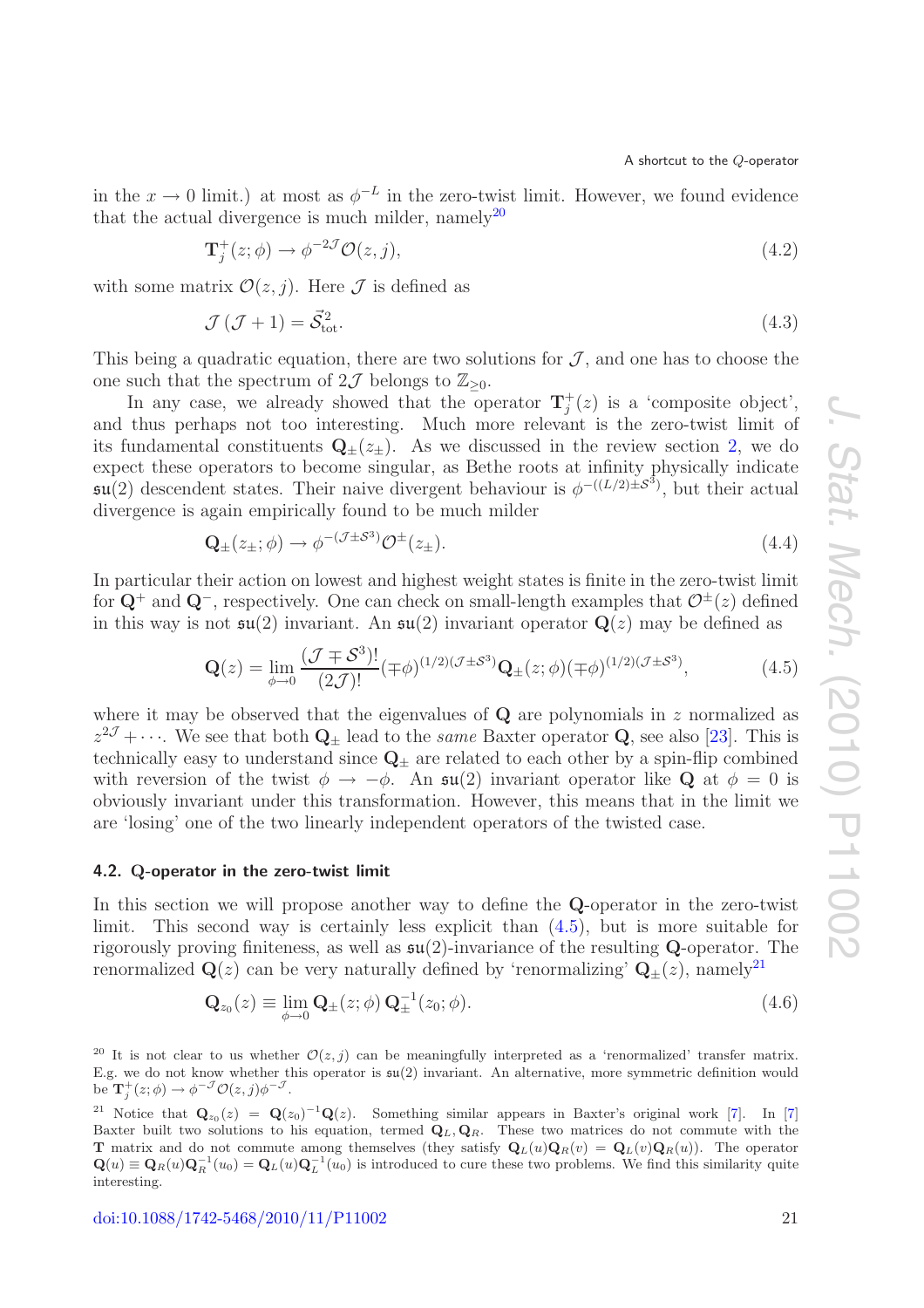in the $x \to 0$ limit.) at most as $\phi^{-L}$ in the zero-twist limit. However, we found evidence that the actual divergence is much milder, namely[20]

$$\mathbf{T}_j^+(z;\phi) \to \phi^{-2\mathcal{J}}\mathcal{O}(z,j), \tag{4.2}$$

with some matrix $\mathcal{O}(z,j)$. Here $\mathcal{J}$ is defined as

$$\mathcal{J}(\mathcal{J}+1) = \vec{\mathcal{S}}^2_{\mathrm{tot}}. \tag{4.3}$$

This being a quadratic equation, there are two solutions for $\mathcal{J}$, and one has to choose the one such that the spectrum of $2\mathcal{J}$ belongs to $\mathbb{Z}_{\geq 0}$.

In any case, we already showed that the operator $\mathbf{T}_j^+(z)$ is a 'composite object', and thus perhaps not too interesting. Much more relevant is the zero-twist limit of its fundamental constituents $\mathbf{Q}_\pm(z_\pm)$. As we discussed in the review section 2, we do expect these operators to become singular, as Bethe roots at infinity physically indicate $\mathfrak{su}(2)$ descendent states. Their naive divergent behaviour is $\phi^{-((L/2)\pm\mathcal{S}^3)}$, but their actual divergence is again empirically found to be much milder

$$\mathbf{Q}_\pm(z_\pm;\phi) \to \phi^{-(\mathcal{J}\pm\mathcal{S}^3)}\mathcal{O}^\pm(z_\pm). \tag{4.4}$$

In particular their action on lowest and highest weight states is finite in the zero-twist limit for $\mathbf{Q}^+$ and $\mathbf{Q}^-$, respectively. One can check on small-length examples that $\mathcal{O}^\pm(z)$ defined in this way is not $\mathfrak{su}(2)$ invariant. An $\mathfrak{su}(2)$ invariant operator $\mathbf{Q}(z)$ may be defined as

$$\mathbf{Q}(z) = \lim_{\phi\to 0}\frac{(\mathcal{J}\mp\mathcal{S}^3)!}{(2\mathcal{J})!}(\mp\phi)^{(1/2)(\mathcal{J}\pm\mathcal{S}^3)}\mathbf{Q}_\pm(z;\phi)(\mp\phi)^{(1/2)(\mathcal{J}\pm\mathcal{S}^3)}, \tag{4.5}$$

where it may be observed that the eigenvalues of $\mathbf{Q}$ are polynomials in $z$ normalized as $z^{2\mathcal{J}}+\cdots$. We see that both $\mathbf{Q}_\pm$ lead to the *same* Baxter operator $\mathbf{Q}$, see also [23]. This is technically easy to understand since $\mathbf{Q}_\pm$ are related to each other by a spin-flip combined with reversion of the twist $\phi \to -\phi$. An $\mathfrak{su}(2)$ invariant operator like $\mathbf{Q}$ at $\phi = 0$ is obviously invariant under this transformation. However, this means that in the limit we are 'losing' one of the two linearly independent operators of the twisted case.

### 4.2. Q-operator in the zero-twist limit

In this section we will propose another way to define the $\mathbf{Q}$-operator in the zero-twist limit. This second way is certainly less explicit than (4.5), but is more suitable for rigorously proving finiteness, as well as $\mathfrak{su}(2)$-invariance of the resulting $\mathbf{Q}$-operator. The renormalized $\mathbf{Q}(z)$ can be very naturally defined by 'renormalizing' $\mathbf{Q}_\pm(z)$, namely[21]

$$\mathbf{Q}_{z_0}(z) \equiv \lim_{\phi\to 0}\mathbf{Q}_\pm(z;\phi)\,\mathbf{Q}_\pm^{-1}(z_0;\phi). \tag{4.6}$$

[20] It is not clear to us whether $\mathcal{O}(z,j)$ can be meaningfully interpreted as a 'renormalized' transfer matrix. E.g. we do not know whether this operator is $\mathfrak{su}(2)$ invariant. An alternative, more symmetric definition would be $\mathbf{T}_j^+(z;\phi) \to \phi^{-\mathcal{J}}\mathcal{O}(z,j)\phi^{-\mathcal{J}}$.

[21] Notice that $\mathbf{Q}_{z_0}(z) = \mathbf{Q}(z_0)^{-1}\mathbf{Q}(z)$. Something similar appears in Baxter's original work [7]. In [7] Baxter built two solutions to his equation, termed $\mathbf{Q}_L, \mathbf{Q}_R$. These two matrices do not commute with the $\mathbf{T}$ matrix and do not commute among themselves (they satisfy $\mathbf{Q}_L(u)\mathbf{Q}_R(v) = \mathbf{Q}_L(v)\mathbf{Q}_R(u)$). The operator $\mathbf{Q}(u) \equiv \mathbf{Q}_R(u)\mathbf{Q}_R^{-1}(u_0) = \mathbf{Q}_L(u)\mathbf{Q}_L^{-1}(u_0)$ is introduced to cure these two problems. We find this similarity quite interesting.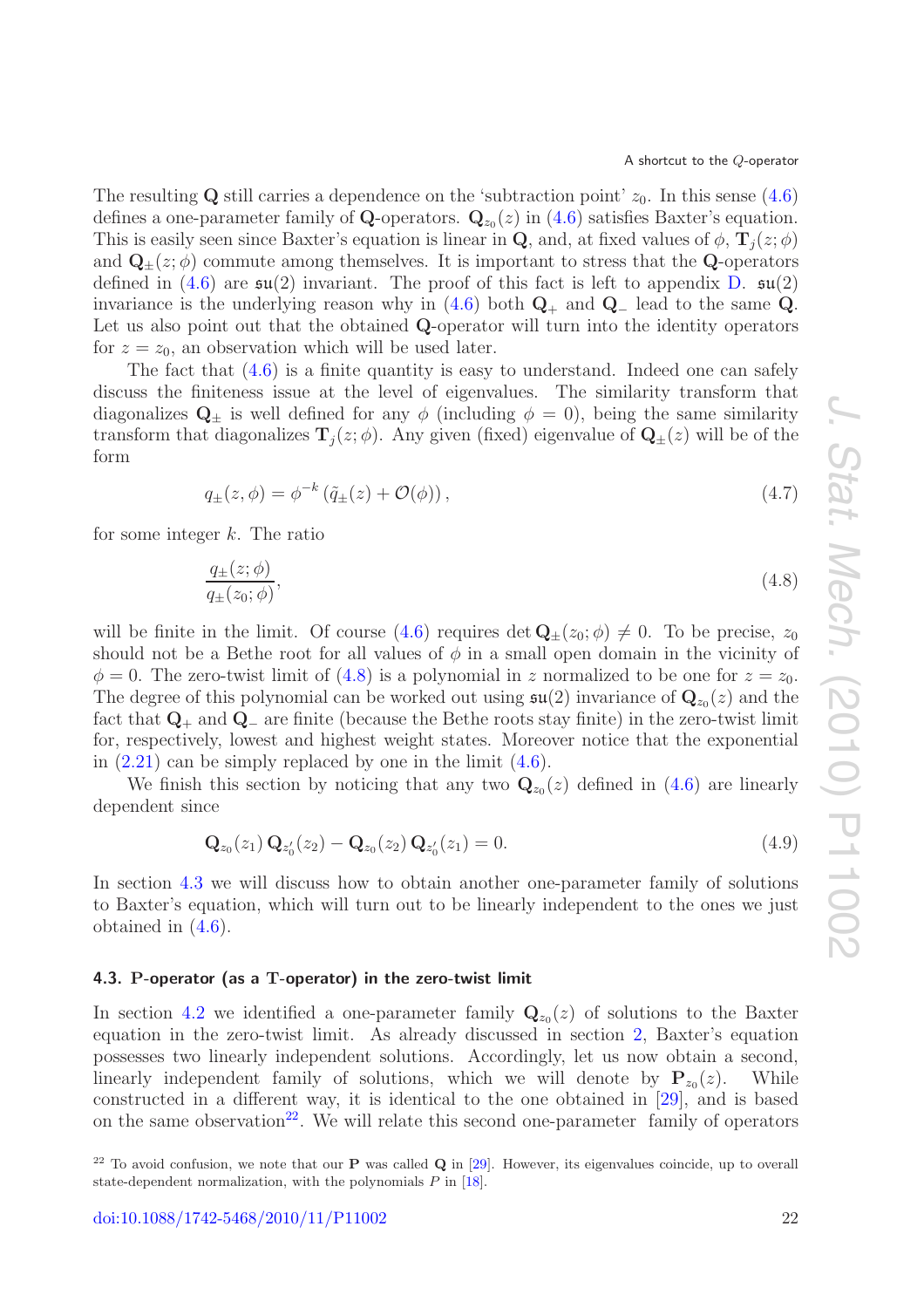The resulting $\mathbf{Q}$ still carries a dependence on the 'subtraction point' $z_0$. In this sense (4.6) defines a one-parameter family of $\mathbf{Q}$-operators. $\mathbf{Q}_{z_0}(z)$ in (4.6) satisfies Baxter's equation. This is easily seen since Baxter's equation is linear in $\mathbf{Q}$, and, at fixed values of $\phi$, $\mathbf{T}_j(z;\phi)$ and $\mathbf{Q}_\pm(z;\phi)$ commute among themselves. It is important to stress that the $\mathbf{Q}$-operators defined in (4.6) are $\mathfrak{su}(2)$ invariant. The proof of this fact is left to appendix D. $\mathfrak{su}(2)$ invariance is the underlying reason why in (4.6) both $\mathbf{Q}_+$ and $\mathbf{Q}_-$ lead to the same $\mathbf{Q}$. Let us also point out that the obtained $\mathbf{Q}$-operator will turn into the identity operators for $z = z_0$, an observation which will be used later.

The fact that (4.6) is a finite quantity is easy to understand. Indeed one can safely discuss the finiteness issue at the level of eigenvalues. The similarity transform that diagonalizes $\mathbf{Q}_\pm$ is well defined for any $\phi$ (including $\phi = 0$), being the same similarity transform that diagonalizes $\mathbf{T}_j(z;\phi)$. Any given (fixed) eigenvalue of $\mathbf{Q}_\pm(z)$ will be of the form

$$
q_\pm(z,\phi) = \phi^{-k}\left(\tilde{q}_\pm(z) + \mathcal{O}(\phi)\right), \tag{4.7}
$$

for some integer $k$. The ratio

$$
\frac{q_\pm(z;\phi)}{q_\pm(z_0;\phi)}, \tag{4.8}
$$

will be finite in the limit. Of course (4.6) requires $\det \mathbf{Q}_\pm(z_0;\phi) \neq 0$. To be precise, $z_0$ should not be a Bethe root for all values of $\phi$ in a small open domain in the vicinity of $\phi = 0$. The zero-twist limit of (4.8) is a polynomial in $z$ normalized to be one for $z = z_0$. The degree of this polynomial can be worked out using $\mathfrak{su}(2)$ invariance of $\mathbf{Q}_{z_0}(z)$ and the fact that $\mathbf{Q}_+$ and $\mathbf{Q}_-$ are finite (because the Bethe roots stay finite) in the zero-twist limit for, respectively, lowest and highest weight states. Moreover notice that the exponential in (2.21) can be simply replaced by one in the limit (4.6).

We finish this section by noticing that any two $\mathbf{Q}_{z_0}(z)$ defined in (4.6) are linearly dependent since

$$
\mathbf{Q}_{z_0}(z_1)\,\mathbf{Q}_{z_0'}(z_2) - \mathbf{Q}_{z_0}(z_2)\,\mathbf{Q}_{z_0'}(z_1) = 0. \tag{4.9}
$$

In section 4.3 we will discuss how to obtain another one-parameter family of solutions to Baxter's equation, which will turn out to be linearly independent to the ones we just obtained in (4.6).

### 4.3. P-operator (as a T-operator) in the zero-twist limit

In section 4.2 we identified a one-parameter family $\mathbf{Q}_{z_0}(z)$ of solutions to the Baxter equation in the zero-twist limit. As already discussed in section 2, Baxter's equation possesses two linearly independent solutions. Accordingly, let us now obtain a second, linearly independent family of solutions, which we will denote by $\mathbf{P}_{z_0}(z)$. While constructed in a different way, it is identical to the one obtained in [29], and is based on the same observation[22]. We will relate this second one-parameter family of operators

[22] To avoid confusion, we note that our $\mathbf{P}$ was called $\mathbf{Q}$ in [29]. However, its eigenvalues coincide, up to overall state-dependent normalization, with the polynomials $P$ in [18].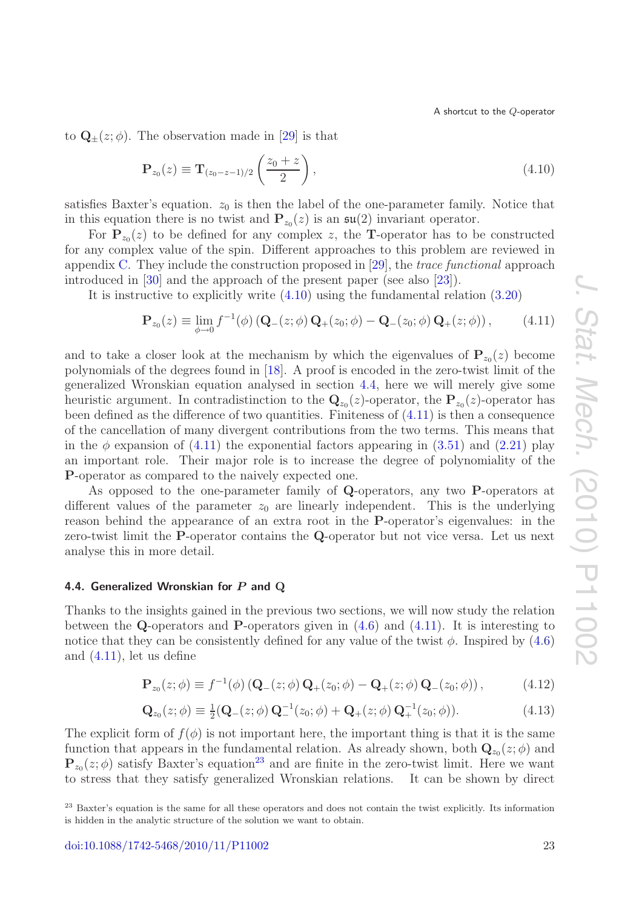to $\mathbf{Q}_\pm(z;\phi)$. The observation made in [29] is that

$$\mathbf{P}_{z_0}(z) \equiv \mathbf{T}_{(z_0-z-1)/2}\left(\frac{z_0+z}{2}\right), \tag{4.10}$$

satisfies Baxter's equation. $z_0$ is then the label of the one-parameter family. Notice that in this equation there is no twist and $\mathbf{P}_{z_0}(z)$ is an $\mathfrak{su}(2)$ invariant operator.

For $\mathbf{P}_{z_0}(z)$ to be defined for any complex $z$, the $\mathbf{T}$-operator has to be constructed for any complex value of the spin. Different approaches to this problem are reviewed in appendix C. They include the construction proposed in [29], the *trace functional* approach introduced in [30] and the approach of the present paper (see also [23]).

It is instructive to explicitly write (4.10) using the fundamental relation (3.20)

$$\mathbf{P}_{z_0}(z) \equiv \lim_{\phi\to 0} f^{-1}(\phi)\left(\mathbf{Q}_-(z;\phi)\,\mathbf{Q}_+(z_0;\phi) - \mathbf{Q}_-(z_0;\phi)\,\mathbf{Q}_+(z;\phi)\right), \tag{4.11}$$

and to take a closer look at the mechanism by which the eigenvalues of $\mathbf{P}_{z_0}(z)$ become polynomials of the degrees found in [18]. A proof is encoded in the zero-twist limit of the generalized Wronskian equation analysed in section 4.4, here we will merely give some heuristic argument. In contradistinction to the $\mathbf{Q}_{z_0}(z)$-operator, the $\mathbf{P}_{z_0}(z)$-operator has been defined as the difference of two quantities. Finiteness of (4.11) is then a consequence of the cancellation of many divergent contributions from the two terms. This means that in the $\phi$ expansion of (4.11) the exponential factors appearing in (3.51) and (2.21) play an important role. Their major role is to increase the degree of polynomiality of the $\mathbf{P}$-operator as compared to the naively expected one.

As opposed to the one-parameter family of $\mathbf{Q}$-operators, any two $\mathbf{P}$-operators at different values of the parameter $z_0$ are linearly independent. This is the underlying reason behind the appearance of an extra root in the $\mathbf{P}$-operator's eigenvalues: in the zero-twist limit the $\mathbf{P}$-operator contains the $\mathbf{Q}$-operator but not vice versa. Let us next analyse this in more detail.

### 4.4. Generalized Wronskian for $P$ and Q

Thanks to the insights gained in the previous two sections, we will now study the relation between the $\mathbf{Q}$-operators and $\mathbf{P}$-operators given in (4.6) and (4.11). It is interesting to notice that they can be consistently defined for any value of the twist $\phi$. Inspired by (4.6) and (4.11), let us define

$$\mathbf{P}_{z_0}(z;\phi) \equiv f^{-1}(\phi)\left(\mathbf{Q}_-(z;\phi)\,\mathbf{Q}_+(z_0;\phi) - \mathbf{Q}_+(z;\phi)\,\mathbf{Q}_-(z_0;\phi)\right), \tag{4.12}$$

$$\mathbf{Q}_{z_0}(z;\phi) \equiv \tfrac{1}{2}(\mathbf{Q}_-(z;\phi)\,\mathbf{Q}_-^{-1}(z_0;\phi) + \mathbf{Q}_+(z;\phi)\,\mathbf{Q}_+^{-1}(z_0;\phi)). \tag{4.13}$$

The explicit form of $f(\phi)$ is not important here, the important thing is that it is the same function that appears in the fundamental relation. As already shown, both $\mathbf{Q}_{z_0}(z;\phi)$ and $\mathbf{P}_{z_0}(z;\phi)$ satisfy Baxter's equation[23] and are finite in the zero-twist limit. Here we want to stress that they satisfy generalized Wronskian relations. It can be shown by direct

[23] Baxter's equation is the same for all these operators and does not contain the twist explicitly. Its information is hidden in the analytic structure of the solution we want to obtain.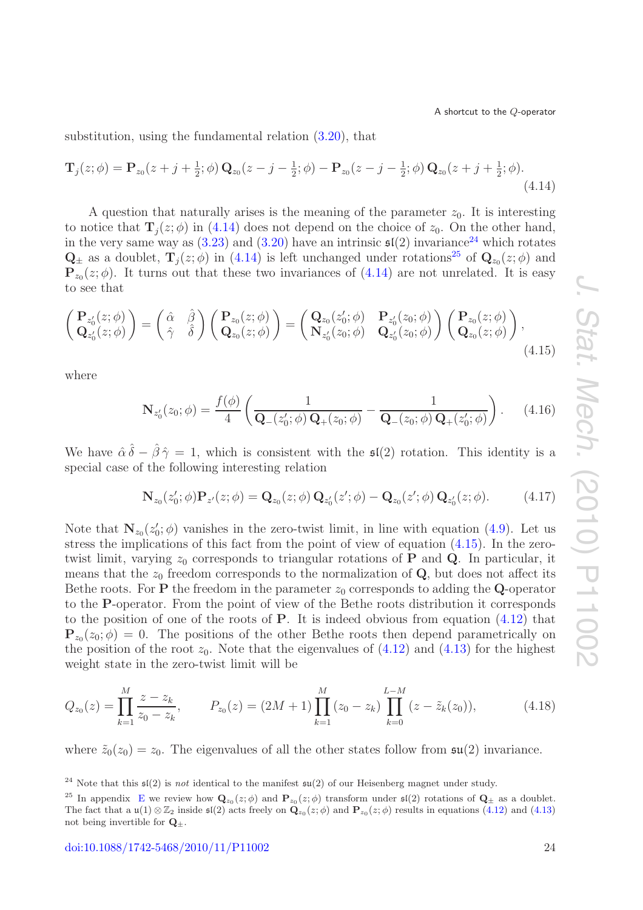substitution, using the fundamental relation (3.20), that

$$\mathbf{T}_j(z;\phi) = \mathbf{P}_{z_0}(z+j+\tfrac{1}{2};\phi)\,\mathbf{Q}_{z_0}(z-j-\tfrac{1}{2};\phi) - \mathbf{P}_{z_0}(z-j-\tfrac{1}{2};\phi)\,\mathbf{Q}_{z_0}(z+j+\tfrac{1}{2};\phi). \tag{4.14}$$

A question that naturally arises is the meaning of the parameter $z_0$. It is interesting to notice that $\mathbf{T}_j(z;\phi)$ in (4.14) does not depend on the choice of $z_0$. On the other hand, in the very same way as (3.23) and (3.20) have an intrinsic $\mathfrak{sl}(2)$ invariance[24] which rotates $\mathbf{Q}_\pm$ as a doublet, $\mathbf{T}_j(z;\phi)$ in (4.14) is left unchanged under rotations[25] of $\mathbf{Q}_{z_0}(z;\phi)$ and $\mathbf{P}_{z_0}(z;\phi)$. It turns out that these two invariances of (4.14) are not unrelated. It is easy to see that

$$\begin{pmatrix} \mathbf{P}_{z_0'}(z;\phi) \\ \mathbf{Q}_{z_0'}(z;\phi) \end{pmatrix} = \begin{pmatrix} \hat\alpha & \hat\beta \\ \hat\gamma & \hat\delta \end{pmatrix} \begin{pmatrix} \mathbf{P}_{z_0}(z;\phi) \\ \mathbf{Q}_{z_0}(z;\phi) \end{pmatrix} = \begin{pmatrix} \mathbf{Q}_{z_0}(z_0';\phi) & \mathbf{P}_{z_0'}(z_0;\phi) \\ \mathbf{N}_{z_0'}(z_0;\phi) & \mathbf{Q}_{z_0'}(z_0;\phi) \end{pmatrix} \begin{pmatrix} \mathbf{P}_{z_0}(z;\phi) \\ \mathbf{Q}_{z_0}(z;\phi) \end{pmatrix}, \tag{4.15}$$

where

$$\mathbf{N}_{z_0'}(z_0;\phi) = \frac{f(\phi)}{4}\left(\frac{1}{\mathbf{Q}_-(z_0';\phi)\,\mathbf{Q}_+(z_0;\phi)} - \frac{1}{\mathbf{Q}_-(z_0;\phi)\,\mathbf{Q}_+(z_0';\phi)}\right). \tag{4.16}$$

We have $\hat\alpha\,\hat\delta - \hat\beta\,\hat\gamma = 1$, which is consistent with the $\mathfrak{sl}(2)$ rotation. This identity is a special case of the following interesting relation

$$\mathbf{N}_{z_0}(z_0';\phi)\mathbf{P}_{z'}(z;\phi) = \mathbf{Q}_{z_0}(z;\phi)\,\mathbf{Q}_{z_0'}(z';\phi) - \mathbf{Q}_{z_0}(z';\phi)\,\mathbf{Q}_{z_0'}(z;\phi). \tag{4.17}$$

Note that $\mathbf{N}_{z_0}(z_0';\phi)$ vanishes in the zero-twist limit, in line with equation (4.9). Let us stress the implications of this fact from the point of view of equation (4.15). In the zero-twist limit, varying $z_0$ corresponds to triangular rotations of $\mathbf{P}$ and $\mathbf{Q}$. In particular, it means that the $z_0$ freedom corresponds to the normalization of $\mathbf{Q}$, but does not affect its Bethe roots. For $\mathbf{P}$ the freedom in the parameter $z_0$ corresponds to adding the $\mathbf{Q}$-operator to the $\mathbf{P}$-operator. From the point of view of the Bethe roots distribution it corresponds to the position of one of the roots of $\mathbf{P}$. It is indeed obvious from equation (4.12) that $\mathbf{P}_{z_0}(z_0;\phi) = 0$. The positions of the other Bethe roots then depend parametrically on the position of the root $z_0$. Note that the eigenvalues of (4.12) and (4.13) for the highest weight state in the zero-twist limit will be

$$Q_{z_0}(z) = \prod_{k=1}^{M}\frac{z-z_k}{z_0-z_k}, \qquad P_{z_0}(z) = (2M+1)\prod_{k=1}^{M}(z_0-z_k)\prod_{k=0}^{L-M}(z-\tilde z_k(z_0)), \tag{4.18}$$

where $\tilde z_0(z_0) = z_0$. The eigenvalues of all the other states follow from $\mathfrak{su}(2)$ invariance.

[24] Note that this $\mathfrak{sl}(2)$ is *not* identical to the manifest $\mathfrak{su}(2)$ of our Heisenberg magnet under study.

[25] In appendix E we review how $\mathbf{Q}_{z_0}(z;\phi)$ and $\mathbf{P}_{z_0}(z;\phi)$ transform under $\mathfrak{sl}(2)$ rotations of $\mathbf{Q}_\pm$ as a doublet. The fact that a $\mathfrak{u}(1)\otimes\mathbb{Z}_2$ inside $\mathfrak{sl}(2)$ acts freely on $\mathbf{Q}_{z_0}(z;\phi)$ and $\mathbf{P}_{z_0}(z;\phi)$ results in equations (4.12) and (4.13) not being invertible for $\mathbf{Q}_\pm$.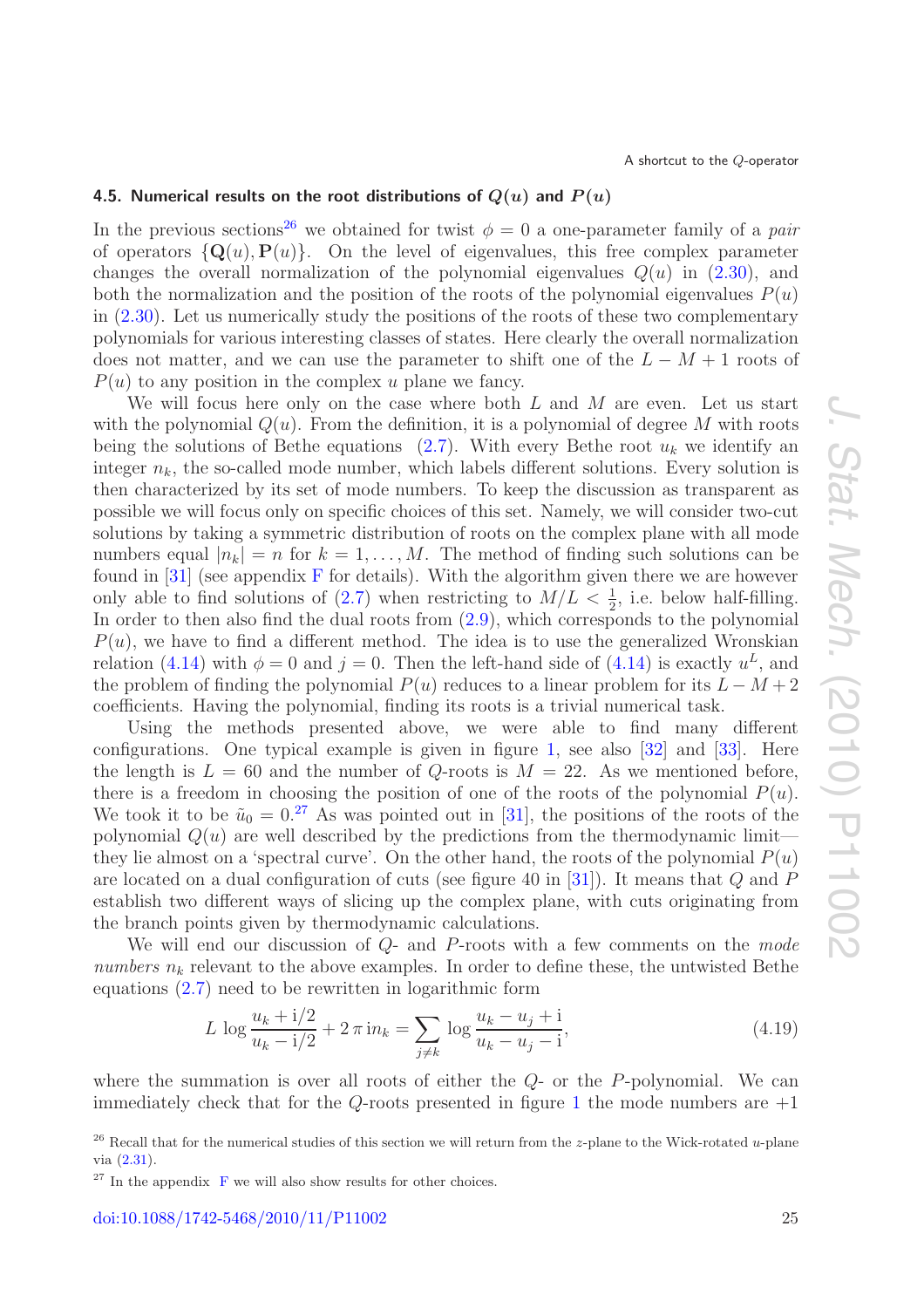### 4.5. Numerical results on the root distributions of $Q(u)$ and $P(u)$

In the previous sections[26] we obtained for twist $\phi = 0$ a one-parameter family of a *pair* of operators $\{\mathbf{Q}(u), \mathbf{P}(u)\}$. On the level of eigenvalues, this free complex parameter changes the overall normalization of the polynomial eigenvalues $Q(u)$ in (2.30), and both the normalization and the position of the roots of the polynomial eigenvalues $P(u)$ in (2.30). Let us numerically study the positions of the roots of these two complementary polynomials for various interesting classes of states. Here clearly the overall normalization does not matter, and we can use the parameter to shift one of the $L-M+1$ roots of $P(u)$ to any position in the complex $u$ plane we fancy.

We will focus here only on the case where both $L$ and $M$ are even. Let us start with the polynomial $Q(u)$. From the definition, it is a polynomial of degree $M$ with roots being the solutions of Bethe equations (2.7). With every Bethe root $u_k$ we identify an integer $n_k$, the so-called mode number, which labels different solutions. Every solution is then characterized by its set of mode numbers. To keep the discussion as transparent as possible we will focus only on specific choices of this set. Namely, we will consider two-cut solutions by taking a symmetric distribution of roots on the complex plane with all mode numbers equal $|n_k| = n$ for $k = 1, \ldots, M$. The method of finding such solutions can be found in [31] (see appendix F for details). With the algorithm given there we are however only able to find solutions of (2.7) when restricting to $M/L < \frac{1}{2}$, i.e. below half-filling. In order to then also find the dual roots from (2.9), which corresponds to the polynomial $P(u)$, we have to find a different method. The idea is to use the generalized Wronskian relation (4.14) with $\phi = 0$ and $j = 0$. Then the left-hand side of (4.14) is exactly $u^L$, and the problem of finding the polynomial $P(u)$ reduces to a linear problem for its $L - M + 2$ coefficients. Having the polynomial, finding its roots is a trivial numerical task.

Using the methods presented above, we were able to find many different configurations. One typical example is given in figure 1, see also [32] and [33]. Here the length is $L = 60$ and the number of $Q$-roots is $M = 22$. As we mentioned before, there is a freedom in choosing the position of one of the roots of the polynomial $P(u)$. We took it to be $\tilde{u}_0 = 0$.[27] As was pointed out in [31], the positions of the roots of the polynomial $Q(u)$ are well described by the predictions from the thermodynamic limit—they lie almost on a 'spectral curve'. On the other hand, the roots of the polynomial $P(u)$ are located on a dual configuration of cuts (see figure 40 in [31]). It means that $Q$ and $P$ establish two different ways of slicing up the complex plane, with cuts originating from the branch points given by thermodynamic calculations.

We will end our discussion of $Q$- and $P$-roots with a few comments on the *mode numbers* $n_k$ relevant to the above examples. In order to define these, the untwisted Bethe equations (2.7) need to be rewritten in logarithmic form

$$L\,\log\frac{u_k + \mathrm{i}/2}{u_k - \mathrm{i}/2} + 2\,\pi\,\mathrm{i} n_k = \sum_{j \neq k} \log\frac{u_k - u_j + \mathrm{i}}{u_k - u_j - \mathrm{i}}, \tag{4.19}$$

where the summation is over all roots of either the $Q$- or the $P$-polynomial. We can immediately check that for the $Q$-roots presented in figure 1 the mode numbers are +1

[26] Recall that for the numerical studies of this section we will return from the $z$-plane to the Wick-rotated $u$-plane via (2.31).

[27] In the appendix F we will also show results for other choices.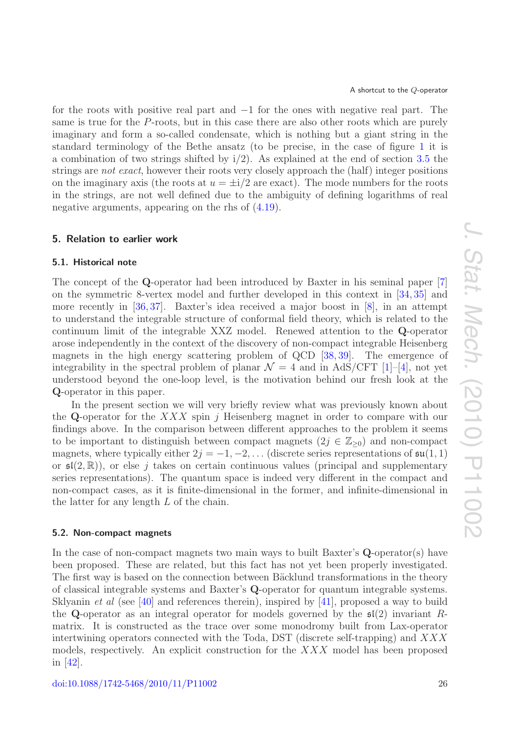for the roots with positive real part and $-1$ for the ones with negative real part. The same is true for the $P$-roots, but in this case there are also other roots which are purely imaginary and form a so-called condensate, which is nothing but a giant string in the standard terminology of the Bethe ansatz (to be precise, in the case of figure 1 it is a combination of two strings shifted by $\mathrm{i}/2$). As explained at the end of section 3.5 the strings are *not exact*, however their roots very closely approach the (half) integer positions on the imaginary axis (the roots at $u = \pm\mathrm{i}/2$ are exact). The mode numbers for the roots in the strings, are not well defined due to the ambiguity of defining logarithms of real negative arguments, appearing on the rhs of (4.19).

## 5. Relation to earlier work

### 5.1. Historical note

The concept of the $\mathbf{Q}$-operator had been introduced by Baxter in his seminal paper [7] on the symmetric 8-vertex model and further developed in this context in [34, 35] and more recently in [36, 37]. Baxter's idea received a major boost in [8], in an attempt to understand the integrable structure of conformal field theory, which is related to the continuum limit of the integrable XXZ model. Renewed attention to the $\mathbf{Q}$-operator arose independently in the context of the discovery of non-compact integrable Heisenberg magnets in the high energy scattering problem of QCD [38, 39]. The emergence of integrability in the spectral problem of planar $\mathcal{N} = 4$ and in AdS/CFT [1]–[4], not yet understood beyond the one-loop level, is the motivation behind our fresh look at the $\mathbf{Q}$-operator in this paper.

In the present section we will very briefly review what was previously known about the $\mathbf{Q}$-operator for the $XXX$ spin $j$ Heisenberg magnet in order to compare with our findings above. In the comparison between different approaches to the problem it seems to be important to distinguish between compact magnets ($2j \in \mathbb{Z}_{\geq 0}$) and non-compact magnets, where typically either $2j = -1, -2, \ldots$ (discrete series representations of $\mathfrak{su}(1,1)$ or $\mathfrak{sl}(2,\mathbb{R})$), or else $j$ takes on certain continuous values (principal and supplementary series representations). The quantum space is indeed very different in the compact and non-compact cases, as it is finite-dimensional in the former, and infinite-dimensional in the latter for any length $L$ of the chain.

### 5.2. Non-compact magnets

In the case of non-compact magnets two main ways to built Baxter's $\mathbf{Q}$-operator(s) have been proposed. These are related, but this fact has not yet been properly investigated. The first way is based on the connection between Bäcklund transformations in the theory of classical integrable systems and Baxter's $\mathbf{Q}$-operator for quantum integrable systems. Sklyanin *et al* (see [40] and references therein), inspired by [41], proposed a way to build the $\mathbf{Q}$-operator as an integral operator for models governed by the $\mathfrak{sl}(2)$ invariant $R$-matrix. It is constructed as the trace over some monodromy built from Lax-operator intertwining operators connected with the Toda, DST (discrete self-trapping) and $XXX$ models, respectively. An explicit construction for the $XXX$ model has been proposed in [42].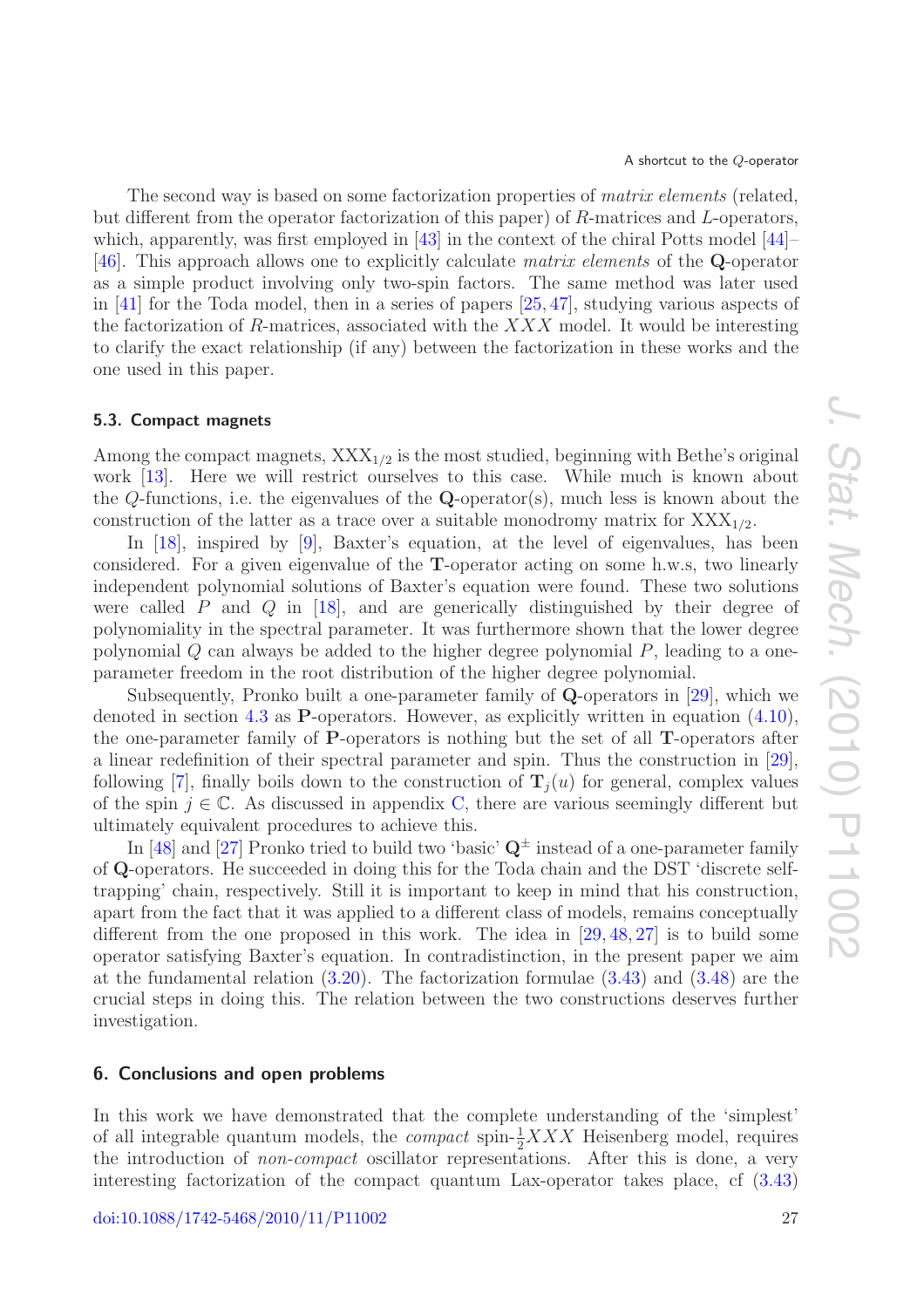The second way is based on some factorization properties of *matrix elements* (related, but different from the operator factorization of this paper) of $R$-matrices and $L$-operators, which, apparently, was first employed in [43] in the context of the chiral Potts model [44]–[46]. This approach allows one to explicitly calculate *matrix elements* of the $\mathbf{Q}$-operator as a simple product involving only two-spin factors. The same method was later used in [41] for the Toda model, then in a series of papers [25, 47], studying various aspects of the factorization of $R$-matrices, associated with the $XXX$ model. It would be interesting to clarify the exact relationship (if any) between the factorization in these works and the one used in this paper.

### 5.3. Compact magnets

Among the compact magnets, $\mathrm{XXX}_{1/2}$ is the most studied, beginning with Bethe's original work [13]. Here we will restrict ourselves to this case. While much is known about the $Q$-functions, i.e. the eigenvalues of the $\mathbf{Q}$-operator(s), much less is known about the construction of the latter as a trace over a suitable monodromy matrix for $\mathrm{XXX}_{1/2}$.

In [18], inspired by [9], Baxter's equation, at the level of eigenvalues, has been considered. For a given eigenvalue of the $\mathbf{T}$-operator acting on some h.w.s, two linearly independent polynomial solutions of Baxter's equation were found. These two solutions were called $P$ and $Q$ in [18], and are generically distinguished by their degree of polynomiality in the spectral parameter. It was furthermore shown that the lower degree polynomial $Q$ can always be added to the higher degree polynomial $P$, leading to a one-parameter freedom in the root distribution of the higher degree polynomial.

Subsequently, Pronko built a one-parameter family of $\mathbf{Q}$-operators in [29], which we denoted in section 4.3 as $\mathbf{P}$-operators. However, as explicitly written in equation (4.10), the one-parameter family of $\mathbf{P}$-operators is nothing but the set of all $\mathbf{T}$-operators after a linear redefinition of their spectral parameter and spin. Thus the construction in [29], following [7], finally boils down to the construction of $\mathbf{T}_j(u)$ for general, complex values of the spin $j \in \mathbb{C}$. As discussed in appendix C, there are various seemingly different but ultimately equivalent procedures to achieve this.

In [48] and [27] Pronko tried to build two 'basic' $\mathbf{Q}^{\pm}$ instead of a one-parameter family of $\mathbf{Q}$-operators. He succeeded in doing this for the Toda chain and the DST 'discrete self-trapping' chain, respectively. Still it is important to keep in mind that his construction, apart from the fact that it was applied to a different class of models, remains conceptually different from the one proposed in this work. The idea in [29, 48, 27] is to build some operator satisfying Baxter's equation. In contradistinction, in the present paper we aim at the fundamental relation (3.20). The factorization formulae (3.43) and (3.48) are the crucial steps in doing this. The relation between the two constructions deserves further investigation.

## 6. Conclusions and open problems

In this work we have demonstrated that the complete understanding of the 'simplest' of all integrable quantum models, the *compact* spin-$\frac{1}{2}XXX$ Heisenberg model, requires the introduction of *non-compact* oscillator representations. After this is done, a very interesting factorization of the compact quantum Lax-operator takes place, cf (3.43)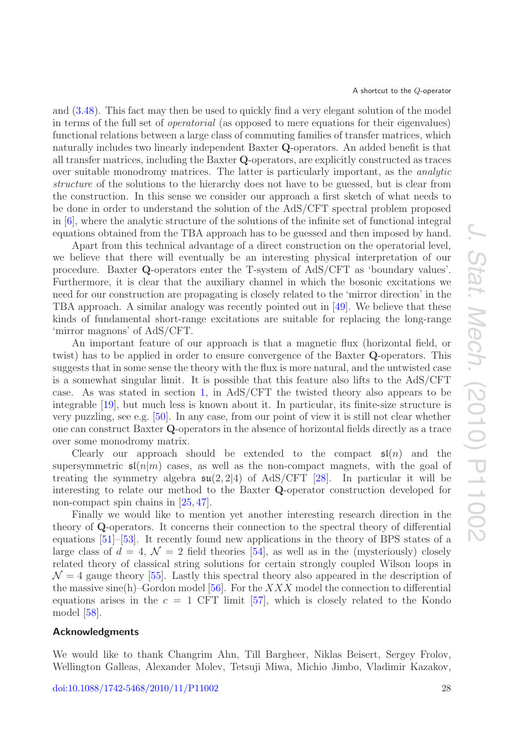and (3.48). This fact may then be used to quickly find a very elegant solution of the model in terms of the full set of *operatorial* (as opposed to mere equations for their eigenvalues) functional relations between a large class of commuting families of transfer matrices, which naturally includes two linearly independent Baxter **Q**-operators. An added benefit is that all transfer matrices, including the Baxter **Q**-operators, are explicitly constructed as traces over suitable monodromy matrices. The latter is particularly important, as the *analytic structure* of the solutions to the hierarchy does not have to be guessed, but is clear from the construction. In this sense we consider our approach a first sketch of what needs to be done in order to understand the solution of the AdS/CFT spectral problem proposed in [6], where the analytic structure of the solutions of the infinite set of functional integral equations obtained from the TBA approach has to be guessed and then imposed by hand.

Apart from this technical advantage of a direct construction on the operatorial level, we believe that there will eventually be an interesting physical interpretation of our procedure. Baxter **Q**-operators enter the T-system of AdS/CFT as 'boundary values'. Furthermore, it is clear that the auxiliary channel in which the bosonic excitations we need for our construction are propagating is closely related to the 'mirror direction' in the TBA approach. A similar analogy was recently pointed out in [49]. We believe that these kinds of fundamental short-range excitations are suitable for replacing the long-range 'mirror magnons' of AdS/CFT.

An important feature of our approach is that a magnetic flux (horizontal field, or twist) has to be applied in order to ensure convergence of the Baxter **Q**-operators. This suggests that in some sense the theory with the flux is more natural, and the untwisted case is a somewhat singular limit. It is possible that this feature also lifts to the AdS/CFT case. As was stated in section 1, in AdS/CFT the twisted theory also appears to be integrable [19], but much less is known about it. In particular, its finite-size structure is very puzzling, see e.g. [50]. In any case, from our point of view it is still not clear whether one can construct Baxter **Q**-operators in the absence of horizontal fields directly as a trace over some monodromy matrix.

Clearly our approach should be extended to the compact $\mathfrak{sl}(n)$ and the supersymmetric $\mathfrak{sl}(n|m)$ cases, as well as the non-compact magnets, with the goal of treating the symmetry algebra $\mathfrak{su}(2,2|4)$ of AdS/CFT [28]. In particular it will be interesting to relate our method to the Baxter **Q**-operator construction developed for non-compact spin chains in [25, 47].

Finally we would like to mention yet another interesting research direction in the theory of **Q**-operators. It concerns their connection to the spectral theory of differential equations [51]–[53]. It recently found new applications in the theory of BPS states of a large class of $d = 4$, $\mathcal{N} = 2$ field theories [54], as well as in the (mysteriously) closely related theory of classical string solutions for certain strongly coupled Wilson loops in $\mathcal{N} = 4$ gauge theory [55]. Lastly this spectral theory also appeared in the description of the massive sine(h)–Gordon model [56]. For the $XXX$ model the connection to differential equations arises in the $c = 1$ CFT limit [57], which is closely related to the Kondo model [58].

## Acknowledgments

We would like to thank Changrim Ahn, Till Bargheer, Niklas Beisert, Sergey Frolov, Wellington Galleas, Alexander Molev, Tetsuji Miwa, Michio Jimbo, Vladimir Kazakov,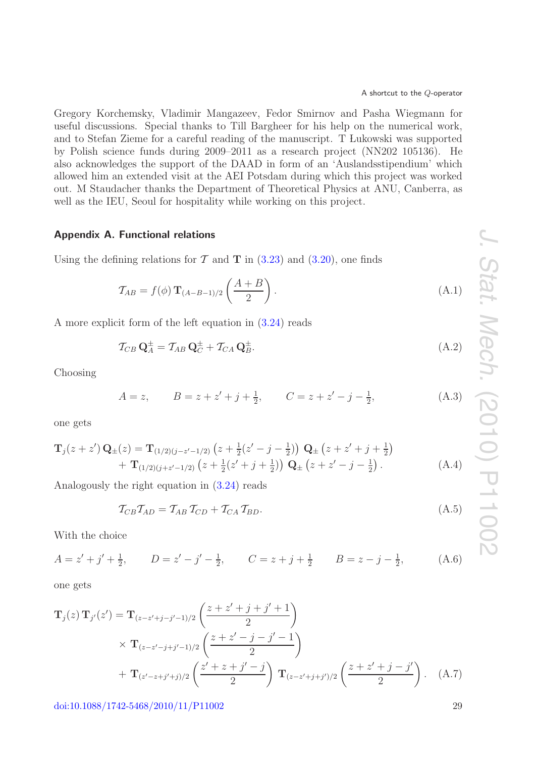Gregory Korchemsky, Vladimir Mangazeev, Fedor Smirnov and Pasha Wiegmann for useful discussions. Special thanks to Till Bargheer for his help on the numerical work, and to Stefan Zieme for a careful reading of the manuscript. T Łukowski was supported by Polish science funds during 2009–2011 as a research project (NN202 105136). He also acknowledges the support of the DAAD in form of an 'Auslandsstipendium' which allowed him an extended visit at the AEI Potsdam during which this project was worked out. M Staudacher thanks the Department of Theoretical Physics at ANU, Canberra, as well as the IEU, Seoul for hospitality while working on this project.

## Appendix A. Functional relations

Using the defining relations for $\mathcal{T}$ and $\mathbf{T}$ in (3.23) and (3.20), one finds

$$\mathcal{T}_{AB} = f(\phi)\,\mathbf{T}_{(A-B-1)/2}\left(\frac{A+B}{2}\right). \tag{A.1}$$

A more explicit form of the left equation in (3.24) reads

$$\mathcal{T}_{CB}\,\mathbf{Q}^{\pm}_{A} = \mathcal{T}_{AB}\,\mathbf{Q}^{\pm}_{C} + \mathcal{T}_{CA}\,\mathbf{Q}^{\pm}_{B}. \tag{A.2}$$

Choosing

$$A = z, \qquad B = z + z' + j + \tfrac{1}{2}, \qquad C = z + z' - j - \tfrac{1}{2}, \tag{A.3}$$

one gets

$$\begin{aligned}\mathbf{T}_j(z+z')\,\mathbf{Q}_{\pm}(z) = {} & \mathbf{T}_{(1/2)(j-z'-1/2)}\left(z + \tfrac{1}{2}(z' - j - \tfrac{1}{2})\right)\,\mathbf{Q}_{\pm}\left(z + z' + j + \tfrac{1}{2}\right)\\ & + \mathbf{T}_{(1/2)(j+z'-1/2)}\left(z + \tfrac{1}{2}(z' + j + \tfrac{1}{2})\right)\,\mathbf{Q}_{\pm}\left(z + z' - j - \tfrac{1}{2}\right).\end{aligned} \tag{A.4}$$

Analogously the right equation in (3.24) reads

$$\mathcal{T}_{CB}\mathcal{T}_{AD} = \mathcal{T}_{AB}\,\mathcal{T}_{CD} + \mathcal{T}_{CA}\,\mathcal{T}_{BD}. \tag{A.5}$$

With the choice

$$A = z' + j' + \tfrac{1}{2}, \qquad D = z' - j' - \tfrac{1}{2}, \qquad C = z + j + \tfrac{1}{2} \qquad B = z - j - \tfrac{1}{2}, \tag{A.6}$$

one gets

$$\begin{aligned}\mathbf{T}_j(z)\,\mathbf{T}_{j'}(z') = {} & \mathbf{T}_{(z-z'+j-j'-1)/2}\left(\frac{z+z'+j+j'+1}{2}\right)\\ & \times\,\mathbf{T}_{(z-z'-j+j'-1)/2}\left(\frac{z+z'-j-j'-1}{2}\right)\\ & + \mathbf{T}_{(z'-z+j'+j)/2}\left(\frac{z'+z+j'-j}{2}\right)\,\mathbf{T}_{(z-z'+j+j')/2}\left(\frac{z+z'+j-j'}{2}\right).\end{aligned} \tag{A.7}$$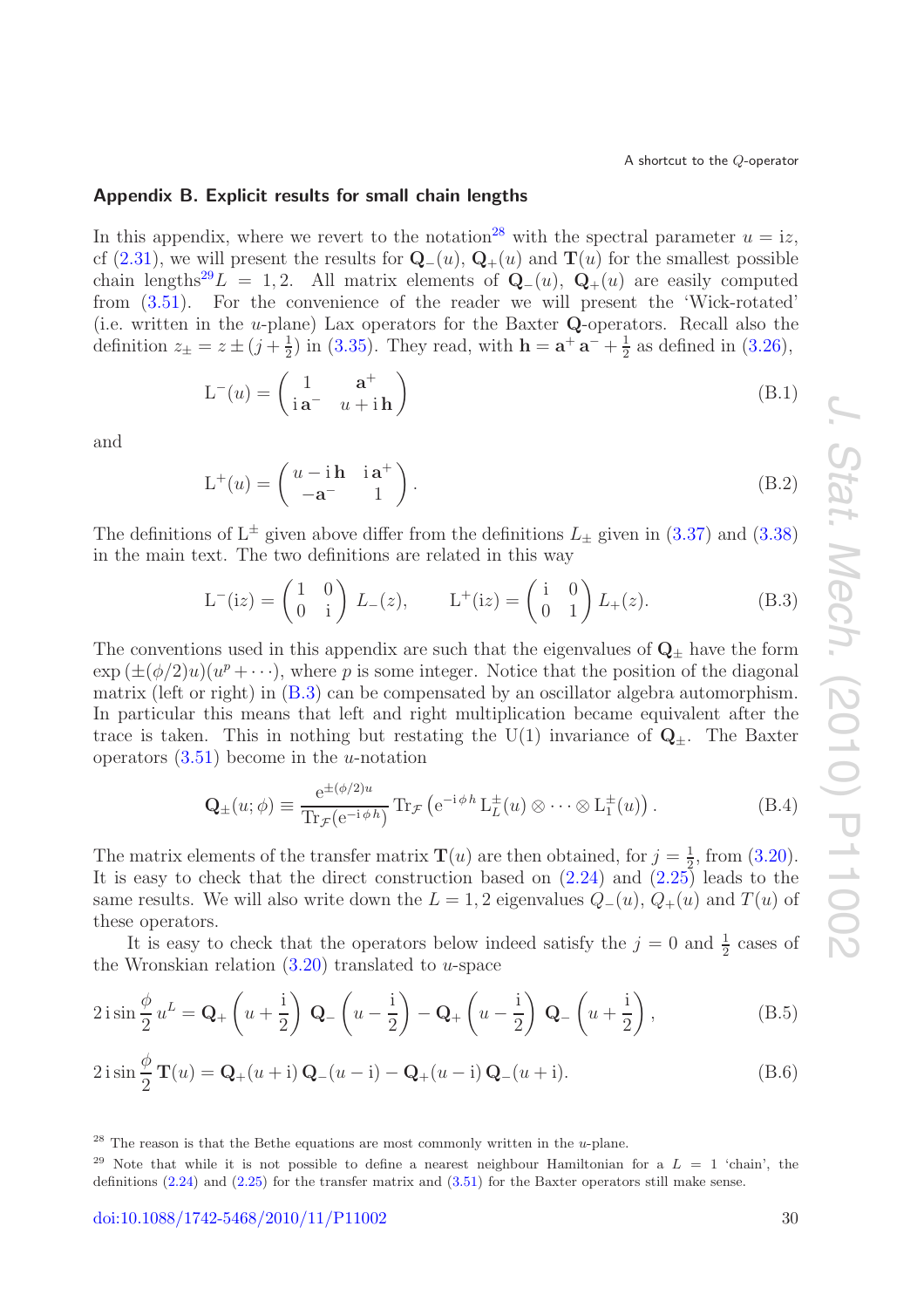## Appendix B. Explicit results for small chain lengths

In this appendix, where we revert to the notation[28] with the spectral parameter $u = \mathrm{i}z$, cf (2.31), we will present the results for $\mathbf{Q}_-(u)$, $\mathbf{Q}_+(u)$ and $\mathbf{T}(u)$ for the smallest possible chain lengths[29] $L = 1, 2$. All matrix elements of $\mathbf{Q}_-(u)$, $\mathbf{Q}_+(u)$ are easily computed from (3.51). For the convenience of the reader we will present the 'Wick-rotated' (i.e. written in the $u$-plane) Lax operators for the Baxter $\mathbf{Q}$-operators. Recall also the definition $z_\pm = z \pm (j + \frac{1}{2})$ in (3.35). They read, with $\mathbf{h} = \mathbf{a}^+\mathbf{a}^- + \frac{1}{2}$ as defined in (3.26),

$$\mathrm{L}^-(u) = \begin{pmatrix} 1 & \mathbf{a}^+ \\ \mathrm{i}\,\mathbf{a}^- & u + \mathrm{i}\,\mathbf{h} \end{pmatrix} \tag{B.1}$$

and

$$\mathrm{L}^+(u) = \begin{pmatrix} u - \mathrm{i}\,\mathbf{h} & \mathrm{i}\,\mathbf{a}^+ \\ -\mathbf{a}^- & 1 \end{pmatrix}. \tag{B.2}$$

The definitions of $\mathrm{L}^\pm$ given above differ from the definitions $L_\pm$ given in (3.37) and (3.38) in the main text. The two definitions are related in this way

$$\mathrm{L}^-(\mathrm{i}z) = \begin{pmatrix} 1 & 0 \\ 0 & \mathrm{i} \end{pmatrix} L_-(z), \qquad \mathrm{L}^+(\mathrm{i}z) = \begin{pmatrix} \mathrm{i} & 0 \\ 0 & 1 \end{pmatrix} L_+(z). \tag{B.3}$$

The conventions used in this appendix are such that the eigenvalues of $\mathbf{Q}_\pm$ have the form $\exp\left(\pm(\phi/2)u\right)(u^p + \cdots)$, where $p$ is some integer. Notice that the position of the diagonal matrix (left or right) in (B.3) can be compensated by an oscillator algebra automorphism. In particular this means that left and right multiplication became equivalent after the trace is taken. This in nothing but restating the U(1) invariance of $\mathbf{Q}_\pm$. The Baxter operators (3.51) become in the $u$-notation

$$\mathbf{Q}_\pm(u;\phi) \equiv \frac{\mathrm{e}^{\pm(\phi/2)u}}{\mathrm{Tr}_{\mathcal{F}}(\mathrm{e}^{-\mathrm{i}\,\phi\, h})}\,\mathrm{Tr}_{\mathcal{F}}\left(\mathrm{e}^{-\mathrm{i}\,\phi\, h}\,\mathrm{L}^\pm_L(u)\otimes\cdots\otimes\mathrm{L}^\pm_1(u)\right). \tag{B.4}$$

The matrix elements of the transfer matrix $\mathbf{T}(u)$ are then obtained, for $j = \frac{1}{2}$, from (3.20). It is easy to check that the direct construction based on (2.24) and (2.25) leads to the same results. We will also write down the $L = 1, 2$ eigenvalues $Q_-(u)$, $Q_+(u)$ and $T(u)$ of these operators.

It is easy to check that the operators below indeed satisfy the $j = 0$ and $\frac{1}{2}$ cases of the Wronskian relation (3.20) translated to $u$-space

$$2\,\mathrm{i}\sin\frac{\phi}{2}\,u^L = \mathbf{Q}_+\left(u+\frac{\mathrm{i}}{2}\right)\,\mathbf{Q}_-\left(u-\frac{\mathrm{i}}{2}\right) - \mathbf{Q}_+\left(u-\frac{\mathrm{i}}{2}\right)\,\mathbf{Q}_-\left(u+\frac{\mathrm{i}}{2}\right), \tag{B.5}$$

$$2\,\mathrm{i}\sin\frac{\phi}{2}\,\mathbf{T}(u) = \mathbf{Q}_+(u+\mathrm{i})\,\mathbf{Q}_-(u-\mathrm{i}) - \mathbf{Q}_+(u-\mathrm{i})\,\mathbf{Q}_-(u+\mathrm{i}). \tag{B.6}$$

---

[28] The reason is that the Bethe equations are most commonly written in the $u$-plane.

[29] Note that while it is not possible to define a nearest neighbour Hamiltonian for a $L = 1$ 'chain', the definitions (2.24) and (2.25) for the transfer matrix and (3.51) for the Baxter operators still make sense.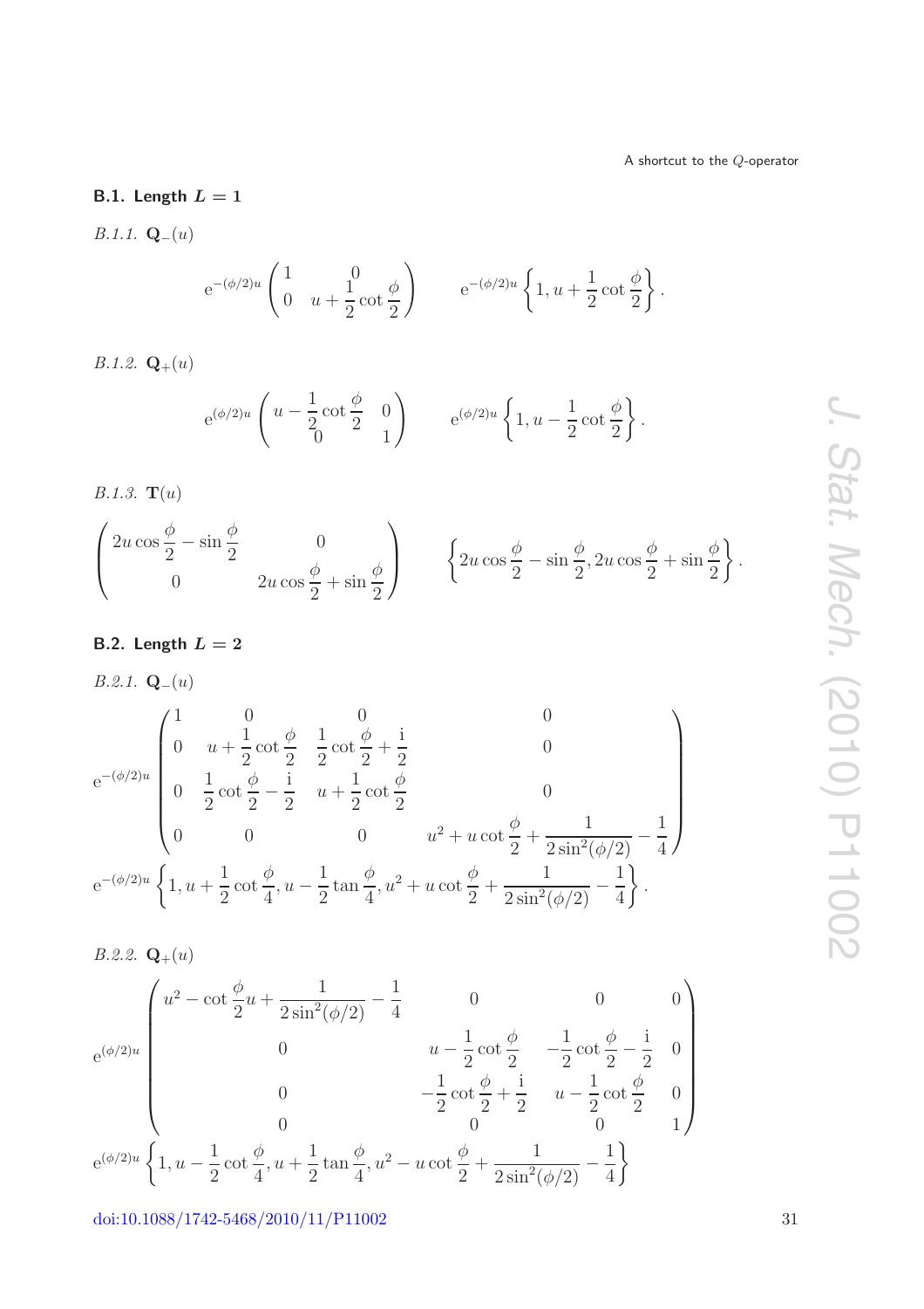### B.1. Length $L = 1$

*B.1.1.* $\mathbf{Q}_{-}(u)$

$$
\mathrm{e}^{-(\phi/2)u}\begin{pmatrix} 1 & 0 \\ 0 & u+\dfrac{1}{2}\cot\dfrac{\phi}{2} \end{pmatrix} \qquad \mathrm{e}^{-(\phi/2)u}\left\{1, u+\frac{1}{2}\cot\frac{\phi}{2}\right\}.
$$

*B.1.2.* $\mathbf{Q}_{+}(u)$

$$
\mathrm{e}^{(\phi/2)u}\begin{pmatrix} u-\dfrac{1}{2}\cot\dfrac{\phi}{2} & 0 \\ 0 & 1 \end{pmatrix} \qquad \mathrm{e}^{(\phi/2)u}\left\{1, u-\frac{1}{2}\cot\frac{\phi}{2}\right\}.
$$

*B.1.3.* $\mathbf{T}(u)$

$$
\begin{pmatrix} 2u\cos\dfrac{\phi}{2}-\sin\dfrac{\phi}{2} & 0 \\ 0 & 2u\cos\dfrac{\phi}{2}+\sin\dfrac{\phi}{2} \end{pmatrix} \qquad \left\{2u\cos\frac{\phi}{2}-\sin\frac{\phi}{2}, 2u\cos\frac{\phi}{2}+\sin\frac{\phi}{2}\right\}.
$$

### B.2. Length $L = 2$

*B.2.1.* $\mathbf{Q}_{-}(u)$

$$
\mathrm{e}^{-(\phi/2)u}\begin{pmatrix} 1 & 0 & 0 & 0 \\ 0 & u+\dfrac{1}{2}\cot\dfrac{\phi}{2} & \dfrac{1}{2}\cot\dfrac{\phi}{2}+\dfrac{\mathrm{i}}{2} & 0 \\ 0 & \dfrac{1}{2}\cot\dfrac{\phi}{2}-\dfrac{\mathrm{i}}{2} & u+\dfrac{1}{2}\cot\dfrac{\phi}{2} & 0 \\ 0 & 0 & 0 & u^2+u\cot\dfrac{\phi}{2}+\dfrac{1}{2\sin^2(\phi/2)}-\dfrac{1}{4} \end{pmatrix}
$$

$$
\mathrm{e}^{-(\phi/2)u}\left\{1, u+\frac{1}{2}\cot\frac{\phi}{4}, u-\frac{1}{2}\tan\frac{\phi}{4}, u^2+u\cot\frac{\phi}{2}+\frac{1}{2\sin^2(\phi/2)}-\frac{1}{4}\right\}.
$$

*B.2.2.* $\mathbf{Q}_{+}(u)$

$$
\mathrm{e}^{(\phi/2)u}\begin{pmatrix} u^2-\cot\dfrac{\phi}{2}u+\dfrac{1}{2\sin^2(\phi/2)}-\dfrac{1}{4} & 0 & 0 & 0 \\ 0 & u-\dfrac{1}{2}\cot\dfrac{\phi}{2} & -\dfrac{1}{2}\cot\dfrac{\phi}{2}-\dfrac{\mathrm{i}}{2} & 0 \\ 0 & -\dfrac{1}{2}\cot\dfrac{\phi}{2}+\dfrac{\mathrm{i}}{2} & u-\dfrac{1}{2}\cot\dfrac{\phi}{2} & 0 \\ 0 & 0 & 0 & 1 \end{pmatrix}
$$

$$
\mathrm{e}^{(\phi/2)u}\left\{1, u-\frac{1}{2}\cot\frac{\phi}{4}, u+\frac{1}{2}\tan\frac{\phi}{4}, u^2-u\cot\frac{\phi}{2}+\frac{1}{2\sin^2(\phi/2)}-\frac{1}{4}\right\}
$$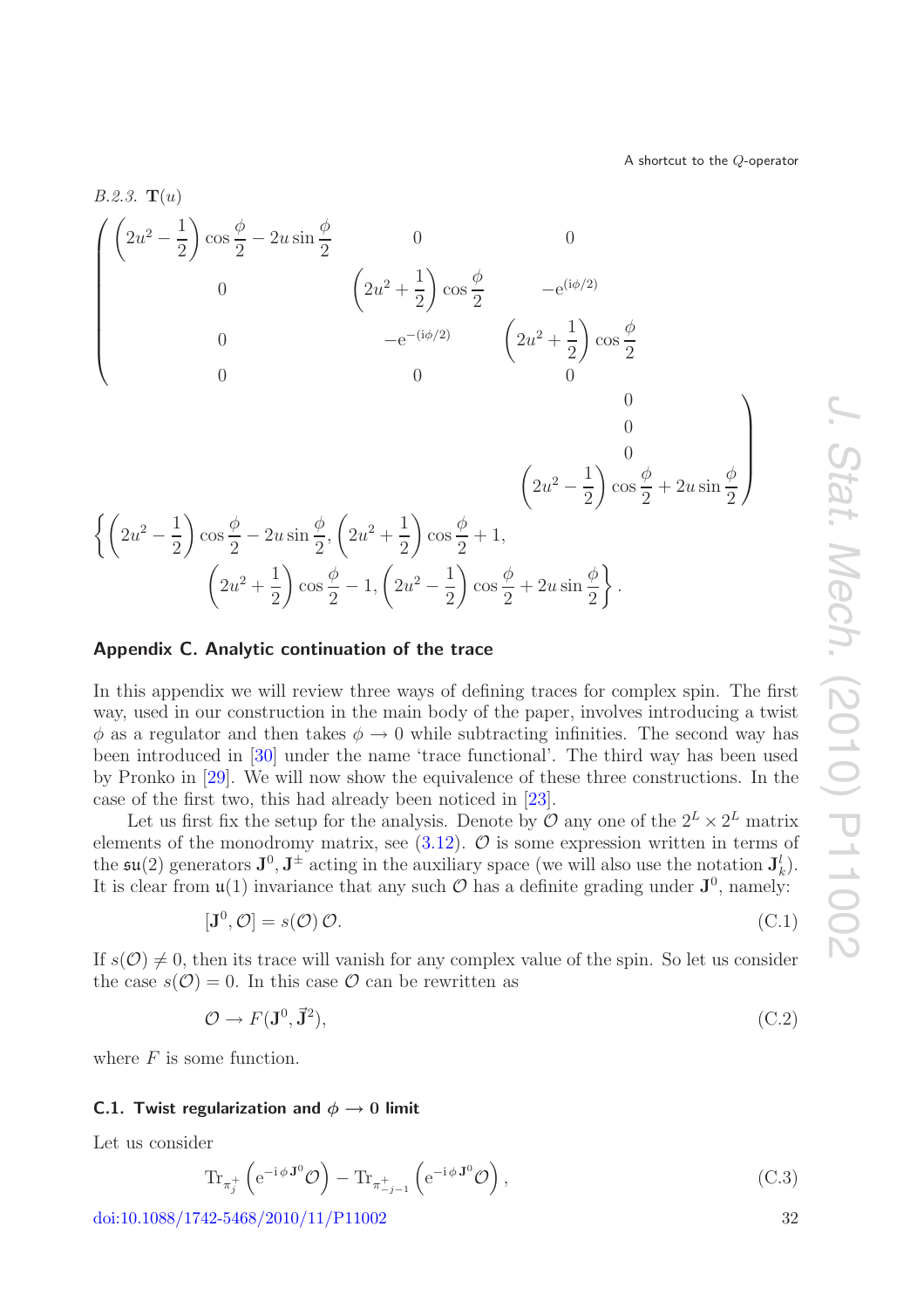*B.2.3.* $\mathbf{T}(u)$

$$
\begin{pmatrix}
\left(2u^2-\frac{1}{2}\right)\cos\frac{\phi}{2}-2u\sin\frac{\phi}{2} & 0 & 0 & 0\\
0 & \left(2u^2+\frac{1}{2}\right)\cos\frac{\phi}{2} & -\mathrm{e}^{(\mathrm{i}\phi/2)} & 0\\
0 & -\mathrm{e}^{-(\mathrm{i}\phi/2)} & \left(2u^2+\frac{1}{2}\right)\cos\frac{\phi}{2} & 0\\
0 & 0 & 0 & \left(2u^2-\frac{1}{2}\right)\cos\frac{\phi}{2}+2u\sin\frac{\phi}{2}
\end{pmatrix}
$$

$$
\left\{\left(2u^2-\frac{1}{2}\right)\cos\frac{\phi}{2}-2u\sin\frac{\phi}{2},\left(2u^2+\frac{1}{2}\right)\cos\frac{\phi}{2}+1,\right.
\left.\left(2u^2+\frac{1}{2}\right)\cos\frac{\phi}{2}-1,\left(2u^2-\frac{1}{2}\right)\cos\frac{\phi}{2}+2u\sin\frac{\phi}{2}\right\}.
$$

## Appendix C. Analytic continuation of the trace

In this appendix we will review three ways of defining traces for complex spin. The first way, used in our construction in the main body of the paper, involves introducing a twist $\phi$ as a regulator and then takes $\phi \to 0$ while subtracting infinities. The second way has been introduced in [30] under the name 'trace functional'. The third way has been used by Pronko in [29]. We will now show the equivalence of these three constructions. In the case of the first two, this had already been noticed in [23].

Let us first fix the setup for the analysis. Denote by $\mathcal{O}$ any one of the $2^L \times 2^L$ matrix elements of the monodromy matrix, see (3.12). $\mathcal{O}$ is some expression written in terms of the $\mathfrak{su}(2)$ generators $\mathbf{J}^0, \mathbf{J}^\pm$ acting in the auxiliary space (we will also use the notation $\mathbf{J}^l_k$). It is clear from $\mathfrak{u}(1)$ invariance that any such $\mathcal{O}$ has a definite grading under $\mathbf{J}^0$, namely:

$$
[\mathbf{J}^0, \mathcal{O}] = s(\mathcal{O})\, \mathcal{O}. \tag{C.1}
$$

If $s(\mathcal{O}) \neq 0$, then its trace will vanish for any complex value of the spin. So let us consider the case $s(\mathcal{O}) = 0$. In this case $\mathcal{O}$ can be rewritten as

$$
\mathcal{O} \to F(\mathbf{J}^0, \vec{\mathbf{J}}^2), \tag{C.2}
$$

where $F$ is some function.

### C.1. Twist regularization and $\phi \to 0$ limit

Let us consider

$$
\mathrm{Tr}_{\pi_j^+}\left(\mathrm{e}^{-\mathrm{i}\,\phi\,\mathbf{J}^0}\mathcal{O}\right) - \mathrm{Tr}_{\pi_{-j-1}^+}\left(\mathrm{e}^{-\mathrm{i}\,\phi\,\mathbf{J}^0}\mathcal{O}\right), \tag{C.3}
$$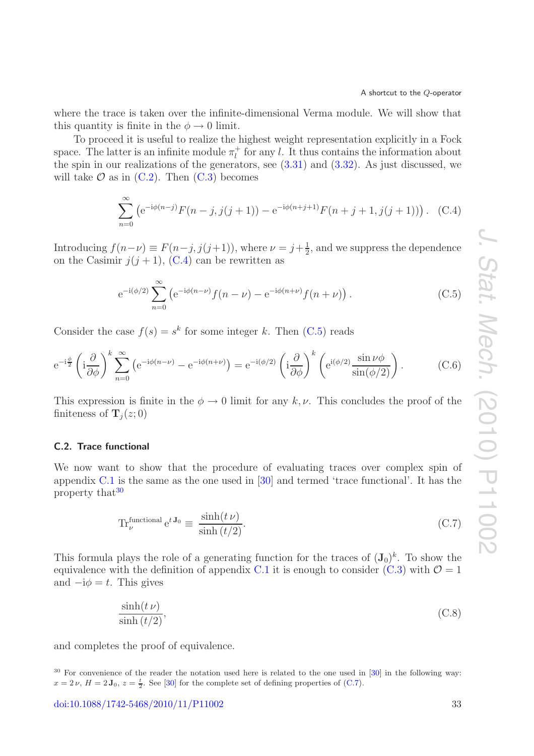where the trace is taken over the infinite-dimensional Verma module. We will show that this quantity is finite in the $\phi \to 0$ limit.

To proceed it is useful to realize the highest weight representation explicitly in a Fock space. The latter is an infinite module $\pi_l^+$ for any $l$. It thus contains the information about the spin in our realizations of the generators, see (3.31) and (3.32). As just discussed, we will take $\mathcal{O}$ as in (C.2). Then (C.3) becomes

$$\sum_{n=0}^{\infty} \left( \mathrm{e}^{-\mathrm{i}\phi(n-j)} F(n-j, j(j+1)) - \mathrm{e}^{-\mathrm{i}\phi(n+j+1)} F(n+j+1, j(j+1)) \right). \quad \text{(C.4)}$$

Introducing $f(n-\nu) \equiv F(n-j, j(j+1))$, where $\nu = j + \frac{1}{2}$, and we suppress the dependence on the Casimir $j(j+1)$, (C.4) can be rewritten as

$$\mathrm{e}^{-\mathrm{i}(\phi/2)} \sum_{n=0}^{\infty} \left( \mathrm{e}^{-\mathrm{i}\phi(n-\nu)} f(n-\nu) - \mathrm{e}^{-\mathrm{i}\phi(n+\nu)} f(n+\nu) \right). \quad \text{(C.5)}$$

Consider the case $f(s) = s^k$ for some integer $k$. Then (C.5) reads

$$\mathrm{e}^{-\mathrm{i}\frac{\phi}{2}} \left( \mathrm{i}\frac{\partial}{\partial\phi} \right)^k \sum_{n=0}^{\infty} \left( \mathrm{e}^{-\mathrm{i}\phi(n-\nu)} - \mathrm{e}^{-\mathrm{i}\phi(n+\nu)} \right) = \mathrm{e}^{-\mathrm{i}(\phi/2)} \left( \mathrm{i}\frac{\partial}{\partial\phi} \right)^k \left( \mathrm{e}^{\mathrm{i}(\phi/2)} \frac{\sin \nu\phi}{\sin(\phi/2)} \right). \quad \text{(C.6)}$$

This expression is finite in the $\phi \to 0$ limit for any $k, \nu$. This concludes the proof of the finiteness of $\mathbf{T}_j(z;0)$

### C.2. Trace functional

We now want to show that the procedure of evaluating traces over complex spin of appendix C.1 is the same as the one used in [30] and termed 'trace functional'. It has the property that[30]

$$\mathrm{Tr}_\nu^{\text{functional}}\, \mathrm{e}^{t\,\mathbf{J}_0} \equiv \frac{\sinh(t\,\nu)}{\sinh(t/2)}. \quad \text{(C.7)}$$

This formula plays the role of a generating function for the traces of $(\mathbf{J}_0)^k$. To show the equivalence with the definition of appendix C.1 it is enough to consider (C.3) with $\mathcal{O} = 1$ and $-\mathrm{i}\phi = t$. This gives

$$\frac{\sinh(t\,\nu)}{\sinh(t/2)}, \quad \text{(C.8)}$$

and completes the proof of equivalence.

[30] For convenience of the reader the notation used here is related to the one used in [30] in the following way: $x = 2\nu$, $H = 2\mathbf{J}_0$, $z = \frac{t}{2}$. See [30] for the complete set of defining properties of (C.7).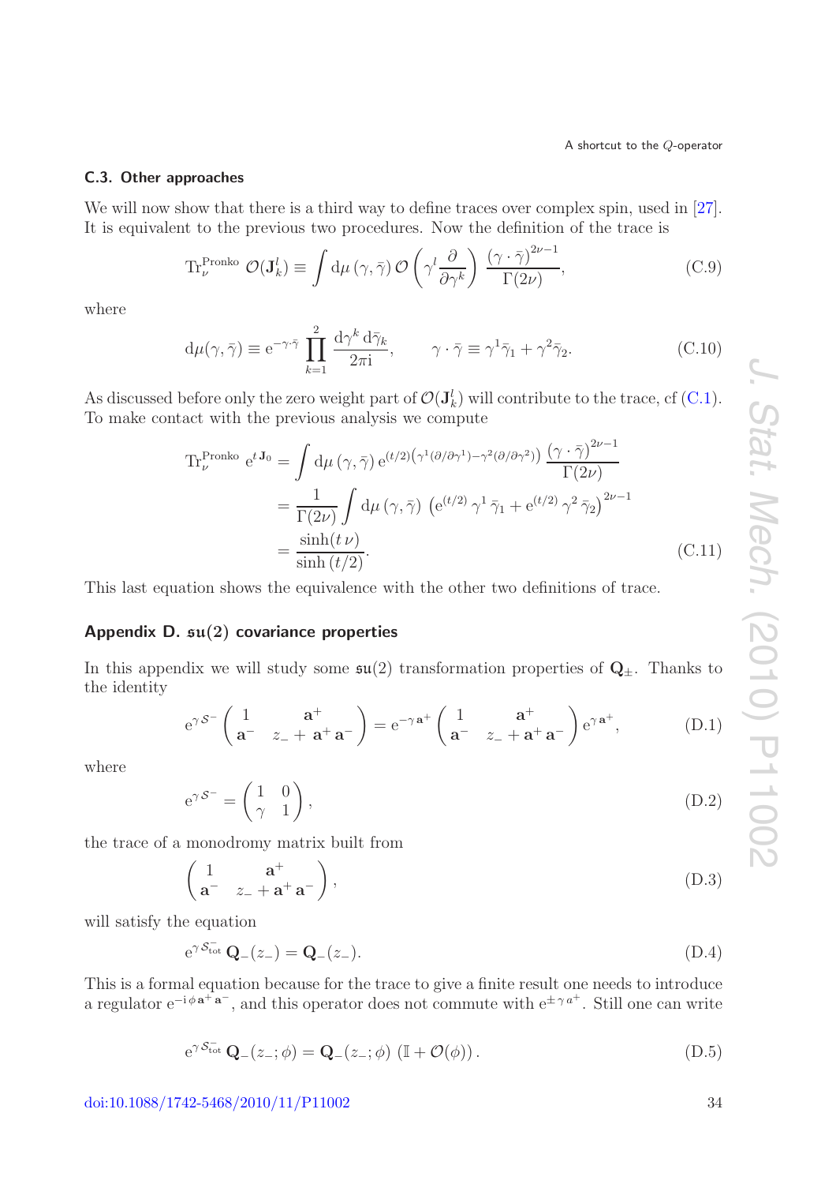### C.3. Other approaches

We will now show that there is a third way to define traces over complex spin, used in [27]. It is equivalent to the previous two procedures. Now the definition of the trace is

$$\mathrm{Tr}_{\nu}^{\mathrm{Pronko}}\ \mathcal{O}(\mathbf{J}_k^l) \equiv \int \mathrm{d}\mu\,(\gamma,\bar{\gamma})\,\mathcal{O}\left(\gamma^l \frac{\partial}{\partial \gamma^k}\right)\,\frac{(\gamma\cdot\bar{\gamma})^{2\nu-1}}{\Gamma(2\nu)}, \tag{C.9}$$

where

$$\mathrm{d}\mu(\gamma,\bar{\gamma}) \equiv \mathrm{e}^{-\gamma\cdot\bar{\gamma}} \prod_{k=1}^{2} \frac{\mathrm{d}\gamma^k\,\mathrm{d}\bar{\gamma}_k}{2\pi\mathrm{i}}, \qquad \gamma\cdot\bar{\gamma} \equiv \gamma^1\bar{\gamma}_1 + \gamma^2\bar{\gamma}_2. \tag{C.10}$$

As discussed before only the zero weight part of $\mathcal{O}(\mathbf{J}_k^l)$ will contribute to the trace, cf (C.1). To make contact with the previous analysis we compute

$$\begin{aligned}
\mathrm{Tr}_{\nu}^{\mathrm{Pronko}}\ \mathrm{e}^{t\,\mathbf{J}_0} &= \int \mathrm{d}\mu\,(\gamma,\bar{\gamma})\,\mathrm{e}^{(t/2)\left(\gamma^1(\partial/\partial\gamma^1)-\gamma^2(\partial/\partial\gamma^2)\right)}\,\frac{(\gamma\cdot\bar{\gamma})^{2\nu-1}}{\Gamma(2\nu)} \\
&= \frac{1}{\Gamma(2\nu)}\int \mathrm{d}\mu\,(\gamma,\bar{\gamma})\,\left(\mathrm{e}^{(t/2)}\,\gamma^1\,\bar{\gamma}_1 + \mathrm{e}^{(t/2)}\,\gamma^2\,\bar{\gamma}_2\right)^{2\nu-1} \\
&= \frac{\sinh(t\,\nu)}{\sinh\,(t/2)}.
\end{aligned} \tag{C.11}$$

This last equation shows the equivalence with the other two definitions of trace.

## Appendix D. $\mathfrak{su}(2)$ covariance properties

In this appendix we will study some $\mathfrak{su}(2)$ transformation properties of $\mathbf{Q}_{\pm}$. Thanks to the identity

$$\mathrm{e}^{\gamma\,\mathcal{S}^-}\begin{pmatrix} 1 & \mathbf{a}^+ \\ \mathbf{a}^- & z_- + \mathbf{a}^+\,\mathbf{a}^- \end{pmatrix} = \mathrm{e}^{-\gamma\,\mathbf{a}^+}\begin{pmatrix} 1 & \mathbf{a}^+ \\ \mathbf{a}^- & z_- + \mathbf{a}^+\,\mathbf{a}^- \end{pmatrix}\mathrm{e}^{\gamma\,\mathbf{a}^+}, \tag{D.1}$$

where

$$\mathrm{e}^{\gamma\,\mathcal{S}^-} = \begin{pmatrix} 1 & 0 \\ \gamma & 1 \end{pmatrix}, \tag{D.2}$$

the trace of a monodromy matrix built from

$$\begin{pmatrix} 1 & \mathbf{a}^+ \\ \mathbf{a}^- & z_- + \mathbf{a}^+\,\mathbf{a}^- \end{pmatrix}, \tag{D.3}$$

will satisfy the equation

$$\mathrm{e}^{\gamma\,\mathcal{S}^-_{\mathrm{tot}}}\,\mathbf{Q}_-(z_-) = \mathbf{Q}_-(z_-). \tag{D.4}$$

This is a formal equation because for the trace to give a finite result one needs to introduce a regulator $\mathrm{e}^{-\mathrm{i}\,\phi\,\mathbf{a}^+\,\mathbf{a}^-}$, and this operator does not commute with $\mathrm{e}^{\pm\,\gamma\,a^+}$. Still one can write

$$\mathrm{e}^{\gamma\,\mathcal{S}^-_{\mathrm{tot}}}\,\mathbf{Q}_-(z_-;\phi) = \mathbf{Q}_-(z_-;\phi)\,\left(\mathbb{I} + \mathcal{O}(\phi)\right). \tag{D.5}$$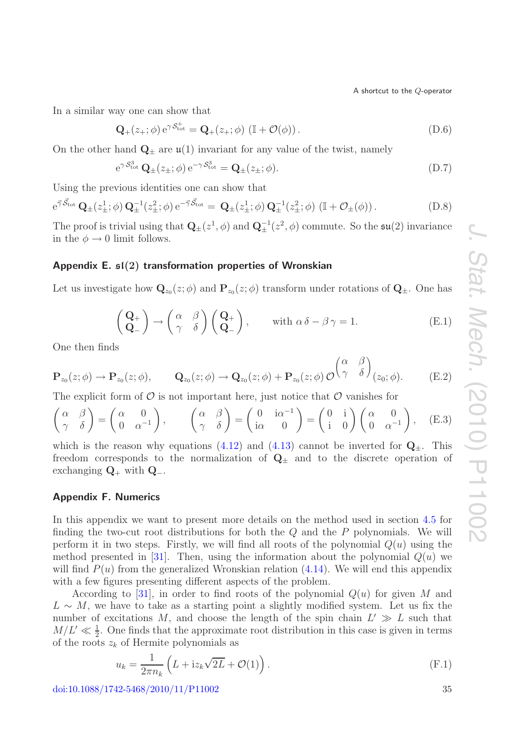In a similar way one can show that

$$\mathbf{Q}_{+}(z_{+};\phi)\,\mathrm{e}^{\gamma\,\mathcal{S}^{+}_{\rm tot}} = \mathbf{Q}_{+}(z_{+};\phi)\,\left(\mathbb{I}+\mathcal{O}(\phi)\right). \tag{D.6}$$

On the other hand $\mathbf{Q}_{\pm}$ are $\mathfrak{u}(1)$ invariant for any value of the twist, namely

$$\mathrm{e}^{\gamma\,\mathcal{S}^{3}_{\rm tot}}\,\mathbf{Q}_{\pm}(z_{\pm};\phi)\,\mathrm{e}^{-\gamma\,\mathcal{S}^{3}_{\rm tot}} = \mathbf{Q}_{\pm}(z_{\pm};\phi). \tag{D.7}$$

Using the previous identities one can show that

$$\mathrm{e}^{\vec{\gamma}\,\vec{\mathcal{S}}_{\rm tot}}\,\mathbf{Q}_{\pm}(z^{1}_{\pm};\phi)\,\mathbf{Q}^{-1}_{\pm}(z^{2}_{\pm};\phi)\,\mathrm{e}^{-\vec{\gamma}\,\vec{\mathcal{S}}_{\rm tot}} = \mathbf{Q}_{\pm}(z^{1}_{\pm};\phi)\,\mathbf{Q}^{-1}_{\pm}(z^{2}_{\pm};\phi)\,\left(\mathbb{I}+\mathcal{O}_{\pm}(\phi)\right). \tag{D.8}$$

The proof is trivial using that $\mathbf{Q}_{\pm}(z^{1},\phi)$ and $\mathbf{Q}^{-1}_{\pm}(z^{2},\phi)$ commute. So the $\mathfrak{su}(2)$ invariance in the $\phi\to 0$ limit follows.

## Appendix E. $\mathfrak{sl}(2)$ transformation properties of Wronskian

Let us investigate how $\mathbf{Q}_{z_0}(z;\phi)$ and $\mathbf{P}_{z_0}(z;\phi)$ transform under rotations of $\mathbf{Q}_{\pm}$. One has

$$\begin{pmatrix}\mathbf{Q}_{+}\\ \mathbf{Q}_{-}\end{pmatrix}\to\begin{pmatrix}\alpha & \beta\\ \gamma & \delta\end{pmatrix}\begin{pmatrix}\mathbf{Q}_{+}\\ \mathbf{Q}_{-}\end{pmatrix},\qquad \text{with } \alpha\,\delta-\beta\,\gamma=1. \tag{E.1}$$

One then finds

$$\mathbf{P}_{z_0}(z;\phi)\to\mathbf{P}_{z_0}(z;\phi),\qquad \mathbf{Q}_{z_0}(z;\phi)\to\mathbf{Q}_{z_0}(z;\phi)+\mathbf{P}_{z_0}(z;\phi)\,\mathcal{O}^{\begin{pmatrix}\alpha & \beta\\ \gamma & \delta\end{pmatrix}}(z_0;\phi). \tag{E.2}$$

The explicit form of $\mathcal{O}$ is not important here, just notice that $\mathcal{O}$ vanishes for

$$\begin{pmatrix}\alpha & \beta\\ \gamma & \delta\end{pmatrix}=\begin{pmatrix}\alpha & 0\\ 0 & \alpha^{-1}\end{pmatrix},\qquad \begin{pmatrix}\alpha & \beta\\ \gamma & \delta\end{pmatrix}=\begin{pmatrix}0 & \mathrm{i}\alpha^{-1}\\ \mathrm{i}\alpha & 0\end{pmatrix}=\begin{pmatrix}0 & \mathrm{i}\\ \mathrm{i} & 0\end{pmatrix}\begin{pmatrix}\alpha & 0\\ 0 & \alpha^{-1}\end{pmatrix}, \tag{E.3}$$

which is the reason why equations (4.12) and (4.13) cannot be inverted for $\mathbf{Q}_{\pm}$. This freedom corresponds to the normalization of $\mathbf{Q}_{\pm}$ and to the discrete operation of exchanging $\mathbf{Q}_{+}$ with $\mathbf{Q}_{-}$.

## Appendix F. Numerics

In this appendix we want to present more details on the method used in section 4.5 for finding the two-cut root distributions for both the $Q$ and the $P$ polynomials. We will perform it in two steps. Firstly, we will find all roots of the polynomial $Q(u)$ using the method presented in [31]. Then, using the information about the polynomial $Q(u)$ we will find $P(u)$ from the generalized Wronskian relation (4.14). We will end this appendix with a few figures presenting different aspects of the problem.

According to [31], in order to find roots of the polynomial $Q(u)$ for given $M$ and $L\sim M$, we have to take as a starting point a slightly modified system. Let us fix the number of excitations $M$, and choose the length of the spin chain $L'\gg L$ such that $M/L'\ll\frac{1}{2}$. One finds that the approximate root distribution in this case is given in terms of the roots $z_k$ of Hermite polynomials as

$$u_k=\frac{1}{2\pi n_k}\left(L+\mathrm{i}z_k\sqrt{2L}+\mathcal{O}(1)\right). \tag{F.1}$$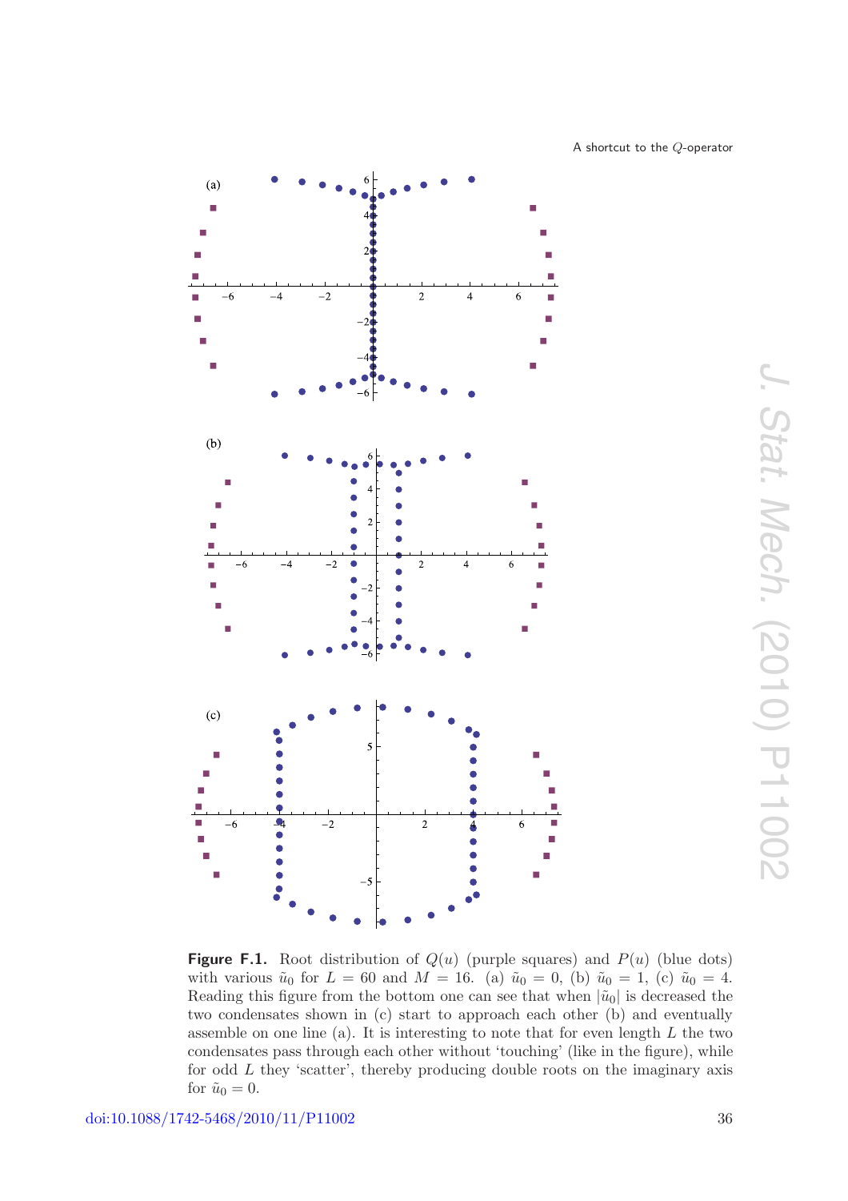**Figure F.1.** Root distribution of $Q(u)$ (purple squares) and $P(u)$ (blue dots) with various $\tilde{u}_0$ for $L = 60$ and $M = 16$. (a) $\tilde{u}_0 = 0$, (b) $\tilde{u}_0 = 1$, (c) $\tilde{u}_0 = 4$. Reading this figure from the bottom one can see that when $|\tilde{u}_0|$ is decreased the two condensates shown in (c) start to approach each other (b) and eventually assemble on one line (a). It is interesting to note that for even length $L$ the two condensates pass through each other without 'touching' (like in the figure), while for odd $L$ they 'scatter', thereby producing double roots on the imaginary axis for $\tilde{u}_0 = 0$.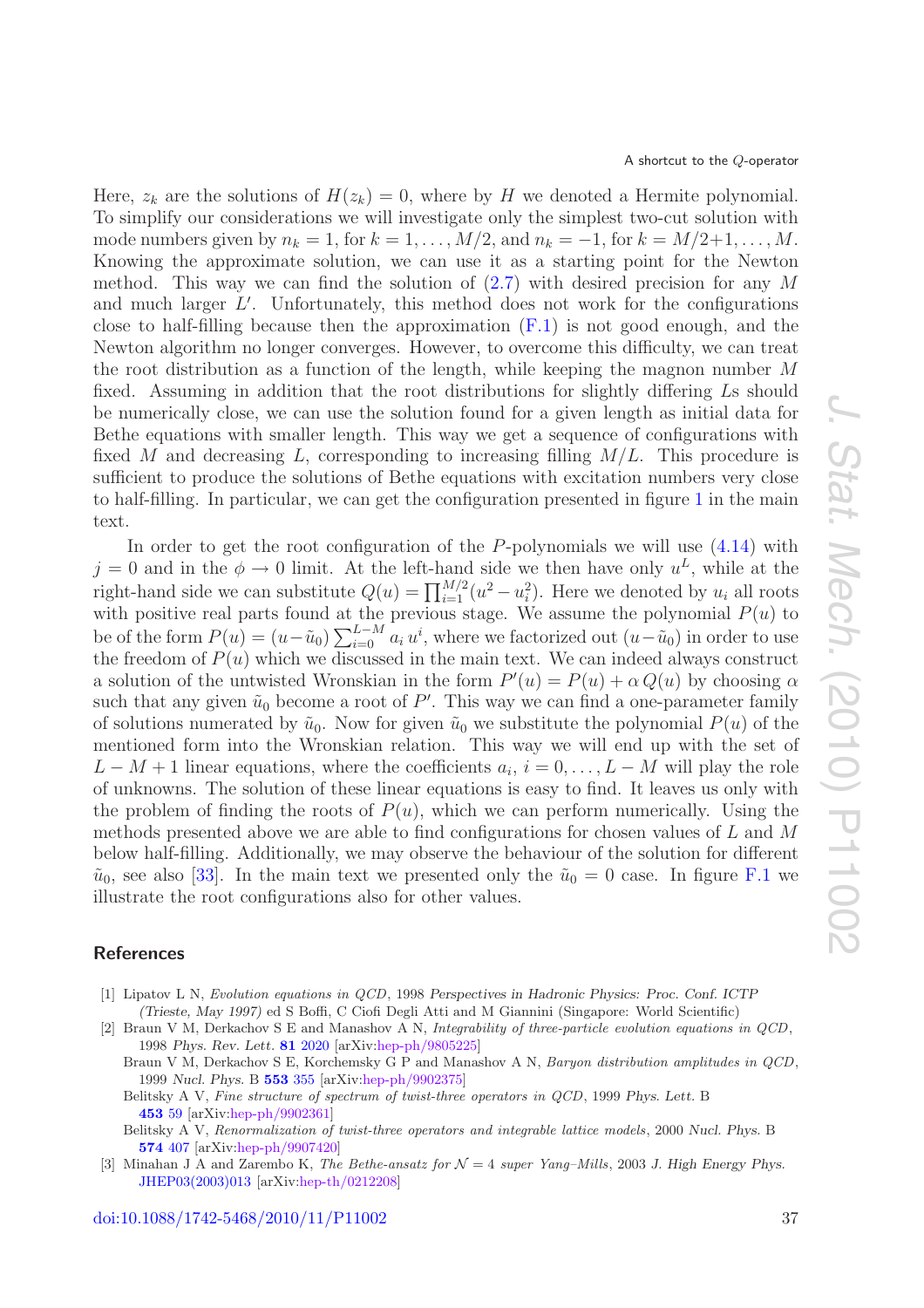Here, $z_k$ are the solutions of $H(z_k) = 0$, where by $H$ we denoted a Hermite polynomial. To simplify our considerations we will investigate only the simplest two-cut solution with mode numbers given by $n_k = 1$, for $k = 1, \ldots, M/2$, and $n_k = -1$, for $k = M/2+1, \ldots, M$. Knowing the approximate solution, we can use it as a starting point for the Newton method. This way we can find the solution of (2.7) with desired precision for any $M$ and much larger $L'$. Unfortunately, this method does not work for the configurations close to half-filling because then the approximation (F.1) is not good enough, and the Newton algorithm no longer converges. However, to overcome this difficulty, we can treat the root distribution as a function of the length, while keeping the magnon number $M$ fixed. Assuming in addition that the root distributions for slightly differing $L$s should be numerically close, we can use the solution found for a given length as initial data for Bethe equations with smaller length. This way we get a sequence of configurations with fixed $M$ and decreasing $L$, corresponding to increasing filling $M/L$. This procedure is sufficient to produce the solutions of Bethe equations with excitation numbers very close to half-filling. In particular, we can get the configuration presented in figure 1 in the main text.

In order to get the root configuration of the $P$-polynomials we will use (4.14) with $j = 0$ and in the $\phi \to 0$ limit. At the left-hand side we then have only $u^L$, while at the right-hand side we can substitute $Q(u) = \prod_{i=1}^{M/2}(u^2 - u_i^2)$. Here we denoted by $u_i$ all roots with positive real parts found at the previous stage. We assume the polynomial $P(u)$ to be of the form $P(u) = (u - \tilde{u}_0) \sum_{i=0}^{L-M} a_i \, u^i$, where we factorized out $(u - \tilde{u}_0)$ in order to use the freedom of $P(u)$ which we discussed in the main text. We can indeed always construct a solution of the untwisted Wronskian in the form $P'(u) = P(u) + \alpha \, Q(u)$ by choosing $\alpha$ such that any given $\tilde{u}_0$ become a root of $P'$. This way we can find a one-parameter family of solutions numerated by $\tilde{u}_0$. Now for given $\tilde{u}_0$ we substitute the polynomial $P(u)$ of the mentioned form into the Wronskian relation. This way we will end up with the set of $L - M + 1$ linear equations, where the coefficients $a_i$, $i = 0, \ldots, L - M$ will play the role of unknowns. The solution of these linear equations is easy to find. It leaves us only with the problem of finding the roots of $P(u)$, which we can perform numerically. Using the methods presented above we are able to find configurations for chosen values of $L$ and $M$ below half-filling. Additionally, we may observe the behaviour of the solution for different $\tilde{u}_0$, see also [33]. In the main text we presented only the $\tilde{u}_0 = 0$ case. In figure F.1 we illustrate the root configurations also for other values.

## References

[1] Lipatov L N, *Evolution equations in QCD*, 1998 *Perspectives in Hadronic Physics: Proc. Conf. ICTP (Trieste, May 1997)* ed S Boffi, C Ciofi Degli Atti and M Giannini (Singapore: World Scientific)

[2] Braun V M, Derkachov S E and Manashov A N, *Integrability of three-particle evolution equations in QCD*, 1998 *Phys. Rev. Lett.* **81** 2020 [arXiv:hep-ph/9805225]

Braun V M, Derkachov S E, Korchemsky G P and Manashov A N, *Baryon distribution amplitudes in QCD*, 1999 *Nucl. Phys.* B **553** 355 [arXiv:hep-ph/9902375]

Belitsky A V, *Fine structure of spectrum of twist-three operators in QCD*, 1999 *Phys. Lett.* B **453** 59 [arXiv:hep-ph/9902361]

Belitsky A V, *Renormalization of twist-three operators and integrable lattice models*, 2000 *Nucl. Phys.* B **574** 407 [arXiv:hep-ph/9907420]

[3] Minahan J A and Zarembo K, *The Bethe-ansatz for $\mathcal{N} = 4$ super Yang–Mills*, 2003 *J. High Energy Phys.* JHEP03(2003)013 [arXiv:hep-th/0212208]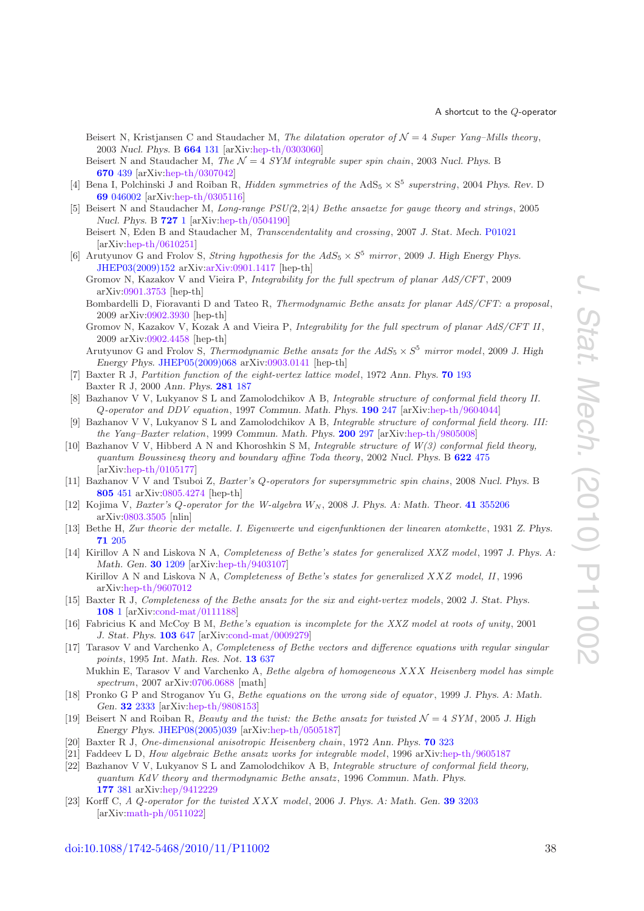Beisert N, Kristjansen C and Staudacher M, *The dilatation operator of $\mathcal{N}=4$ Super Yang–Mills theory*, 2003 *Nucl. Phys.* B **664** 131 [arXiv:hep-th/0303060]

Beisert N and Staudacher M, *The $\mathcal{N}=4$ SYM integrable super spin chain*, 2003 *Nucl. Phys.* B **670** 439 [arXiv:hep-th/0307042]

[4] Bena I, Polchinski J and Roiban R, *Hidden symmetries of the* $\mathrm{AdS}_5 \times \mathrm{S}^5$ *superstring*, 2004 *Phys. Rev.* D **69** 046002 [arXiv:hep-th/0305116]

[5] Beisert N and Staudacher M, *Long-range PSU(2,2|4) Bethe ansaetze for gauge theory and strings*, 2005 *Nucl. Phys.* B **727** 1 [arXiv:hep-th/0504190]

Beisert N, Eden B and Staudacher M, *Transcendentality and crossing*, 2007 *J. Stat. Mech.* P01021 [arXiv:hep-th/0610251]

[6] Arutyunov G and Frolov S, *String hypothesis for the* $AdS_5 \times S^5$ *mirror*, 2009 *J. High Energy Phys.* JHEP03(2009)152 arXiv:arXiv:0901.1417 [hep-th]

Gromov N, Kazakov V and Vieira P, *Integrability for the full spectrum of planar AdS/CFT*, 2009 arXiv:0901.3753 [hep-th]

Bombardelli D, Fioravanti D and Tateo R, *Thermodynamic Bethe ansatz for planar AdS/CFT: a proposal*, 2009 arXiv:0902.3930 [hep-th]

Gromov N, Kazakov V, Kozak A and Vieira P, *Integrability for the full spectrum of planar AdS/CFT II*, 2009 arXiv:0902.4458 [hep-th]

Arutyunov G and Frolov S, *Thermodynamic Bethe ansatz for the* $AdS_5 \times S^5$ *mirror model*, 2009 *J. High Energy Phys.* JHEP05(2009)068 arXiv:0903.0141 [hep-th]

[7] Baxter R J, *Partition function of the eight-vertex lattice model*, 1972 *Ann. Phys.* **70** 193

Baxter R J, 2000 *Ann. Phys.* **281** 187

[8] Bazhanov V V, Lukyanov S L and Zamolodchikov A B, *Integrable structure of conformal field theory II. Q-operator and DDV equation*, 1997 *Commun. Math. Phys.* **190** 247 [arXiv:hep-th/9604044]

[9] Bazhanov V V, Lukyanov S L and Zamolodchikov A B, *Integrable structure of conformal field theory. III: the Yang–Baxter relation*, 1999 *Commun. Math. Phys.* **200** 297 [arXiv:hep-th/9805008]

[10] Bazhanov V V, Hibberd A N and Khoroshkin S M, *Integrable structure of W(3) conformal field theory, quantum Boussinesq theory and boundary affine Toda theory*, 2002 *Nucl. Phys.* B **622** 475 [arXiv:hep-th/0105177]

[11] Bazhanov V V and Tsuboi Z, *Baxter's Q-operators for supersymmetric spin chains*, 2008 *Nucl. Phys.* B **805** 451 arXiv:0805.4274 [hep-th]

[12] Kojima V, *Baxter's Q-operator for the W-algebra* $W_N$, 2008 *J. Phys. A: Math. Theor.* **41** 355206 arXiv:0803.3505 [nlin]

[13] Bethe H, *Zur theorie der metalle. I. Eigenwerte und eigenfunktionen der linearen atomkette*, 1931 *Z. Phys.* **71** 205

[14] Kirillov A N and Liskova N A, *Completeness of Bethe's states for generalized XXZ model*, 1997 *J. Phys. A: Math. Gen.* **30** 1209 [arXiv:hep-th/9403107]

Kirillov A N and Liskova N A, *Completeness of Bethe's states for generalized XXZ model, II*, 1996 arXiv:hep-th/9607012

[15] Baxter R J, *Completeness of the Bethe ansatz for the six and eight-vertex models*, 2002 *J. Stat. Phys.* **108** 1 [arXiv:cond-mat/0111188]

[16] Fabricius K and McCoy B M, *Bethe's equation is incomplete for the XXZ model at roots of unity*, 2001 *J. Stat. Phys.* **103** 647 [arXiv:cond-mat/0009279]

[17] Tarasov V and Varchenko A, *Completeness of Bethe vectors and difference equations with regular singular points*, 1995 *Int. Math. Res. Not.* **13** 637

Mukhin E, Tarasov V and Varchenko A, *Bethe algebra of homogeneous XXX Heisenberg model has simple spectrum*, 2007 arXiv:0706.0688 [math]

[18] Pronko G P and Stroganov Yu G, *Bethe equations on the wrong side of equator*, 1999 *J. Phys. A: Math. Gen.* **32** 2333 [arXiv:hep-th/9808153]

[19] Beisert N and Roiban R, *Beauty and the twist: the Bethe ansatz for twisted* $\mathcal{N}=4$ *SYM*, 2005 *J. High Energy Phys.* JHEP08(2005)039 [arXiv:hep-th/0505187]

[20] Baxter R J, *One-dimensional anisotropic Heisenberg chain*, 1972 *Ann. Phys.* **70** 323

[21] Faddeev L D, *How algebraic Bethe ansatz works for integrable model*, 1996 arXiv:hep-th/9605187

[22] Bazhanov V V, Lukyanov S L and Zamolodchikov A B, *Integrable structure of conformal field theory, quantum KdV theory and thermodynamic Bethe ansatz*, 1996 *Commun. Math. Phys.* **177** 381 arXiv:hep/9412229

[23] Korff C, *A Q-operator for the twisted XXX model*, 2006 *J. Phys. A: Math. Gen.* **39** 3203 [arXiv:math-ph/0511022]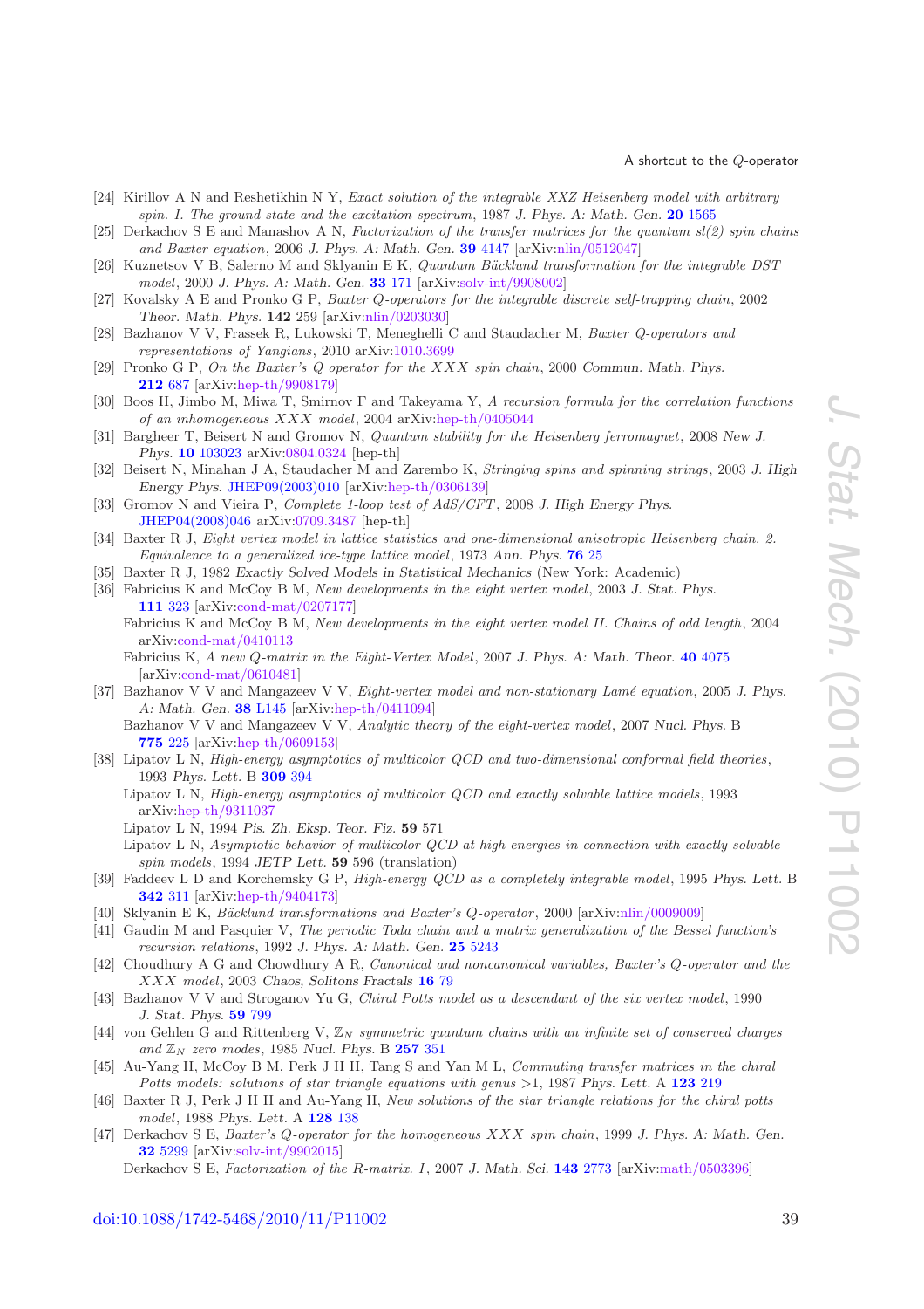[24] Kirillov A N and Reshetikhin N Y, *Exact solution of the integrable XXZ Heisenberg model with arbitrary spin. I. The ground state and the excitation spectrum*, 1987 *J. Phys. A: Math. Gen.* **20** 1565

[25] Derkachov S E and Manashov A N, *Factorization of the transfer matrices for the quantum sl(2) spin chains and Baxter equation*, 2006 *J. Phys. A: Math. Gen.* **39** 4147 [arXiv:nlin/0512047]

[26] Kuznetsov V B, Salerno M and Sklyanin E K, *Quantum Bäcklund transformation for the integrable DST model*, 2000 *J. Phys. A: Math. Gen.* **33** 171 [arXiv:solv-int/9908002]

[27] Kovalsky A E and Pronko G P, *Baxter Q-operators for the integrable discrete self-trapping chain*, 2002 *Theor. Math. Phys.* **142** 259 [arXiv:nlin/0203030]

[28] Bazhanov V V, Frassek R, Lukowski T, Meneghelli C and Staudacher M, *Baxter Q-operators and representations of Yangians*, 2010 arXiv:1010.3699

[29] Pronko G P, *On the Baxter's Q operator for the XXX spin chain*, 2000 *Commun. Math. Phys.* **212** 687 [arXiv:hep-th/9908179]

[30] Boos H, Jimbo M, Miwa T, Smirnov F and Takeyama Y, *A recursion formula for the correlation functions of an inhomogeneous XXX model*, 2004 arXiv:hep-th/0405044

[31] Bargheer T, Beisert N and Gromov N, *Quantum stability for the Heisenberg ferromagnet*, 2008 *New J. Phys.* **10** 103023 arXiv:0804.0324 [hep-th]

[32] Beisert N, Minahan J A, Staudacher M and Zarembo K, *Stringing spins and spinning strings*, 2003 *J. High Energy Phys.* JHEP09(2003)010 [arXiv:hep-th/0306139]

[33] Gromov N and Vieira P, *Complete 1-loop test of AdS/CFT*, 2008 *J. High Energy Phys.* JHEP04(2008)046 arXiv:0709.3487 [hep-th]

[34] Baxter R J, *Eight vertex model in lattice statistics and one-dimensional anisotropic Heisenberg chain. 2. Equivalence to a generalized ice-type lattice model*, 1973 *Ann. Phys.* **76** 25

[35] Baxter R J, 1982 *Exactly Solved Models in Statistical Mechanics* (New York: Academic)

[36] Fabricius K and McCoy B M, *New developments in the eight vertex model*, 2003 *J. Stat. Phys.* **111** 323 [arXiv:cond-mat/0207177]
Fabricius K and McCoy B M, *New developments in the eight vertex model II. Chains of odd length*, 2004 arXiv:cond-mat/0410113
Fabricius K, *A new Q-matrix in the Eight-Vertex Model*, 2007 *J. Phys. A: Math. Theor.* **40** 4075 [arXiv:cond-mat/0610481]

[37] Bazhanov V V and Mangazeev V V, *Eight-vertex model and non-stationary Lamé equation*, 2005 *J. Phys. A: Math. Gen.* **38** L145 [arXiv:hep-th/0411094]
Bazhanov V V and Mangazeev V V, *Analytic theory of the eight-vertex model*, 2007 *Nucl. Phys.* B **775** 225 [arXiv:hep-th/0609153]

[38] Lipatov L N, *High-energy asymptotics of multicolor QCD and two-dimensional conformal field theories*, 1993 *Phys. Lett.* B **309** 394
Lipatov L N, *High-energy asymptotics of multicolor QCD and exactly solvable lattice models*, 1993 arXiv:hep-th/9311037
Lipatov L N, 1994 *Pis. Zh. Eksp. Teor. Fiz.* **59** 571
Lipatov L N, *Asymptotic behavior of multicolor QCD at high energies in connection with exactly solvable spin models*, 1994 *JETP Lett.* **59** 596 (translation)

[39] Faddeev L D and Korchemsky G P, *High-energy QCD as a completely integrable model*, 1995 *Phys. Lett.* B **342** 311 [arXiv:hep-th/9404173]

[40] Sklyanin E K, *Bäcklund transformations and Baxter's Q-operator*, 2000 [arXiv:nlin/0009009]

[41] Gaudin M and Pasquier V, *The periodic Toda chain and a matrix generalization of the Bessel function's recursion relations*, 1992 *J. Phys. A: Math. Gen.* **25** 5243

[42] Choudhury A G and Chowdhury A R, *Canonical and noncanonical variables, Baxter's Q-operator and the XXX model*, 2003 *Chaos, Solitons Fractals* **16** 79

[43] Bazhanov V V and Stroganov Yu G, *Chiral Potts model as a descendant of the six vertex model*, 1990 *J. Stat. Phys.* **59** 799

[44] von Gehlen G and Rittenberg V, *$\mathbb{Z}_N$ symmetric quantum chains with an infinite set of conserved charges and $\mathbb{Z}_N$ zero modes*, 1985 *Nucl. Phys.* B **257** 351

[45] Au-Yang H, McCoy B M, Perk J H H, Tang S and Yan M L, *Commuting transfer matrices in the chiral Potts models: solutions of star triangle equations with genus >1*, 1987 *Phys. Lett.* A **123** 219

[46] Baxter R J, Perk J H H and Au-Yang H, *New solutions of the star triangle relations for the chiral potts model*, 1988 *Phys. Lett.* A **128** 138

[47] Derkachov S E, *Baxter's Q-operator for the homogeneous XXX spin chain*, 1999 *J. Phys. A: Math. Gen.* **32** 5299 [arXiv:solv-int/9902015]
Derkachov S E, *Factorization of the R-matrix. I*, 2007 *J. Math. Sci.* **143** 2773 [arXiv:math/0503396]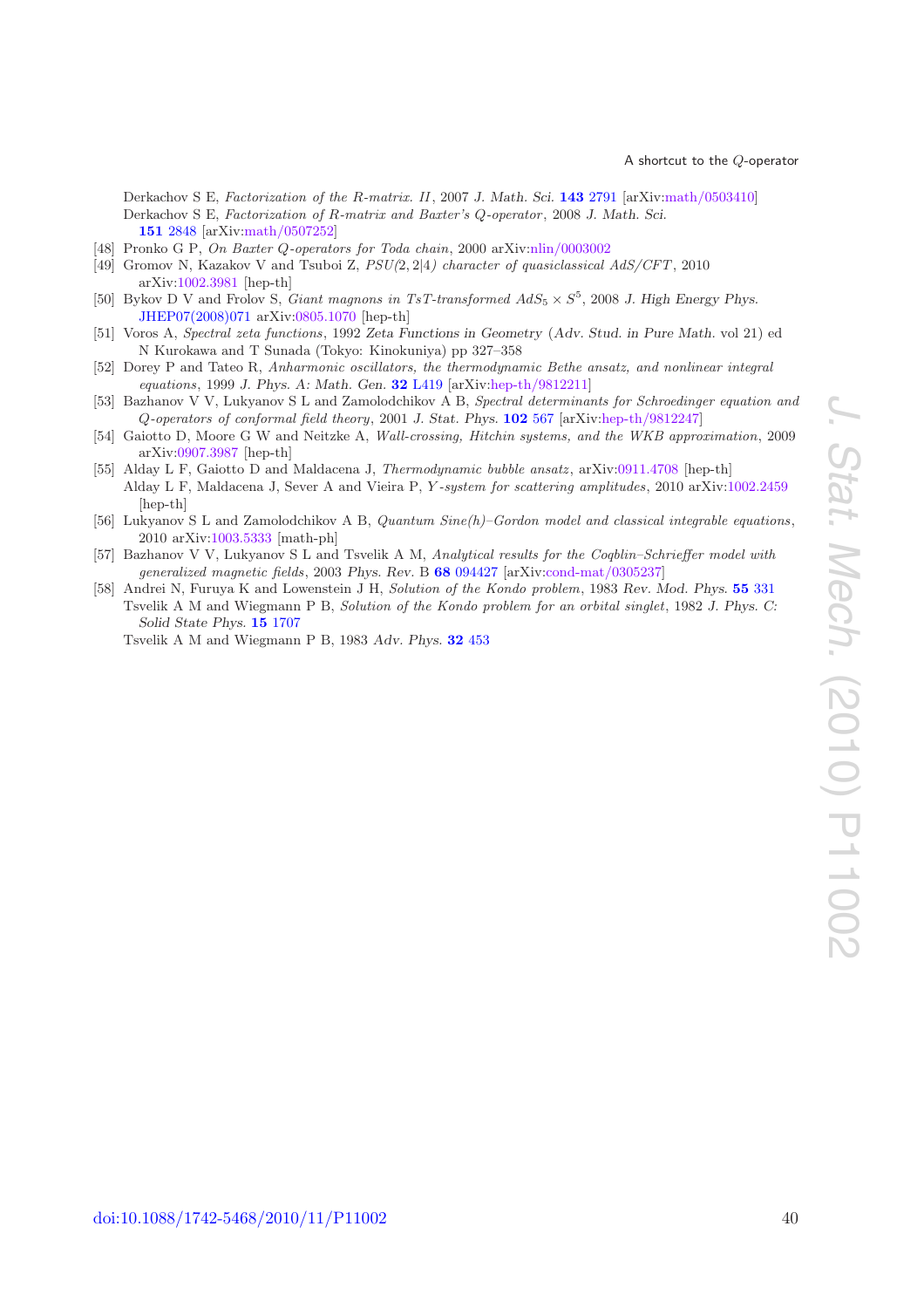Derkachov S E, *Factorization of the R-matrix. II*, 2007 *J. Math. Sci.* **143** 2791 [arXiv:math/0503410]
Derkachov S E, *Factorization of R-matrix and Baxter's Q-operator*, 2008 *J. Math. Sci.* **151** 2848 [arXiv:math/0507252]

[48] Pronko G P, *On Baxter Q-operators for Toda chain*, 2000 arXiv:nlin/0003002

[49] Gromov N, Kazakov V and Tsuboi Z, *PSU(2, 2|4) character of quasiclassical AdS/CFT*, 2010 arXiv:1002.3981 [hep-th]

[50] Bykov D V and Frolov S, *Giant magnons in TsT-transformed $AdS_5 \times S^5$*, 2008 *J. High Energy Phys.* JHEP07(2008)071 arXiv:0805.1070 [hep-th]

[51] Voros A, *Spectral zeta functions*, 1992 Zeta Functions in Geometry (*Adv. Stud. in Pure Math.* vol 21) ed N Kurokawa and T Sunada (Tokyo: Kinokuniya) pp 327–358

[52] Dorey P and Tateo R, *Anharmonic oscillators, the thermodynamic Bethe ansatz, and nonlinear integral equations*, 1999 *J. Phys. A: Math. Gen.* **32** L419 [arXiv:hep-th/9812211]

[53] Bazhanov V V, Lukyanov S L and Zamolodchikov A B, *Spectral determinants for Schroedinger equation and Q-operators of conformal field theory*, 2001 *J. Stat. Phys.* **102** 567 [arXiv:hep-th/9812247]

[54] Gaiotto D, Moore G W and Neitzke A, *Wall-crossing, Hitchin systems, and the WKB approximation*, 2009 arXiv:0907.3987 [hep-th]

[55] Alday L F, Gaiotto D and Maldacena J, *Thermodynamic bubble ansatz*, arXiv:0911.4708 [hep-th]
Alday L F, Maldacena J, Sever A and Vieira P, *Y-system for scattering amplitudes*, 2010 arXiv:1002.2459 [hep-th]

[56] Lukyanov S L and Zamolodchikov A B, *Quantum Sine(h)–Gordon model and classical integrable equations*, 2010 arXiv:1003.5333 [math-ph]

[57] Bazhanov V V, Lukyanov S L and Tsvelik A M, *Analytical results for the Coqblin–Schrieffer model with generalized magnetic fields*, 2003 *Phys. Rev.* B **68** 094427 [arXiv:cond-mat/0305237]

[58] Andrei N, Furuya K and Lowenstein J H, *Solution of the Kondo problem*, 1983 *Rev. Mod. Phys.* **55** 331
Tsvelik A M and Wiegmann P B, *Solution of the Kondo problem for an orbital singlet*, 1982 *J. Phys. C: Solid State Phys.* **15** 1707
Tsvelik A M and Wiegmann P B, 1983 *Adv. Phys.* **32** 453